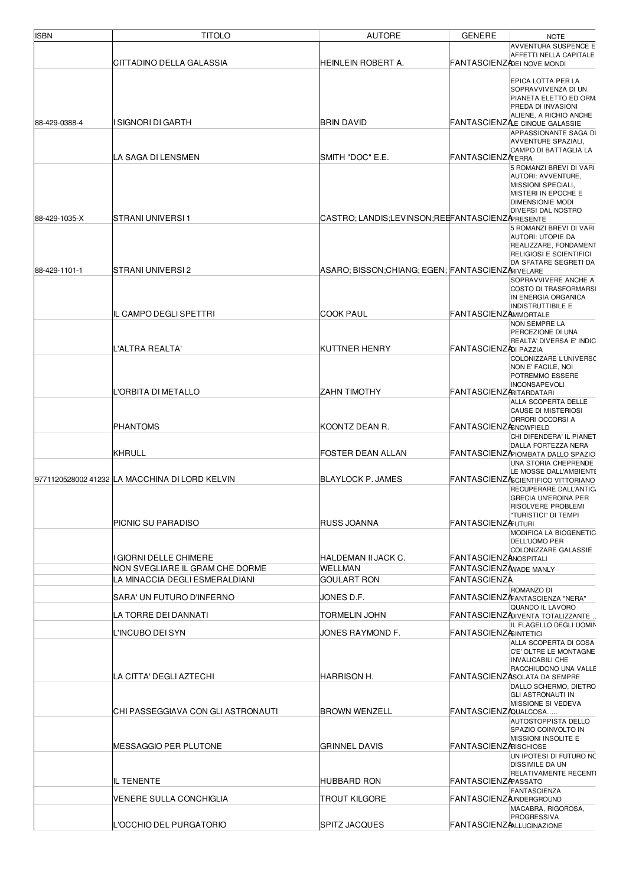| ISBN | TITOLO | AUTORE | GENERE | NOTE |
| --- | --- | --- | --- | --- |
|  | CITTADINO DELLA GALASSIA | HEINLEIN ROBERT A. | FANTASCIENZA | AVVENTURA SUSPENCE E AFFETTI NELLA CAPITALE DEI NOVE MONDI |
| 88-429-0388-4 | I SIGNORI DI GARTH | BRIN DAVID | FANTASCIENZA | EPICA LOTTA PER LA SOPRAVVIVENZA DI UN PIANETA ELETTO ED ORM. PREDA DI INVASIONI ALIENE, A RICHIO ANCHE LE CINQUE GALASSIE |
|  | LA SAGA DI LENSMEN | SMITH "DOC" E.E. | FANTASCIENZA | APPASSIONANTE SAGA DI AVVENTURE SPAZIALI, CAMPO DI BATTAGLIA LA TERRA |
| 88-429-1035-X | STRANI UNIVERSI 1 | CASTRO; LANDIS;LEVINSON;REE | FANTASCIENZA | 5 ROMANZI BREVI DI VARI AUTORI: AVVENTURE, MISSIONI SPECIALI, MISTERI IN EPOCHE E DIMENSIONIE MODI DIVERSI DAL NOSTRO PRESENTE |
| 88-429-1101-1 | STRANI UNIVERSI 2 | ASARO; BISSON;CHIANG; EGEN; | FANTASCIENZA | 5 ROMANZI BREVI DI VARI AUTORI: UTOPIE DA REALIZZARE, FONDAMENT RELIGIOSI E SCIENTIFICI DA SFATARE SEGRETI DA RIVELARE |
|  | IL CAMPO DEGLI SPETTRI | COOK PAUL | FANTASCIENZA | SOPRAVVIVERE ANCHE A COSTO DI TRASFORMARSI IN ENERGIA ORGANICA INDISTRUTTIBILE E IMMORTALE |
|  | L'ALTRA REALTA' | KUTTNER HENRY | FANTASCIENZA | NON SEMPRE LA PERCEZIONE DI UNA REALTA' DIVERSA E' INDIC DI PAZZIA |
|  | L'ORBITA DI METALLO | ZAHN TIMOTHY | FANTASCIENZA | COLONIZZARE L'UNIVERSO NON E' FACILE, NOI POTREMMO ESSERE INCONSAPEVOLI RITARDATARI |
|  | PHANTOMS | KOONTZ DEAN R. | FANTASCIENZA | ALLA SCOPERTA DELLE CAUSE DI MISTERIOSI ORRORI OCCORSI A SNOWFIELD |
|  | KHRULL | FOSTER DEAN ALLAN | FANTASCIENZA | CHI DIFENDERA' IL PIANET DALLA FORTEZZA NERA PIOMBATA DALLO SPAZIO |
| 9771120528002 41232 | LA MACCHINA DI LORD KELVIN | BLAYLOCK P. JAMES | FANTASCIENZA | UNA STORIA CHEPRENDE LE MOSSE DALL'AMBIENTE SCIENTIFICO VITTORIANO |
|  | PICNIC SU PARADISO | RUSS JOANNA | FANTASCIENZA | RECUPERARE DALL'ANTIC. GRECIA UN'EROINA PER RISOLVERE PROBLEMI "TURISTICI" DI TEMPI FUTURI |
|  | I GIORNI DELLE CHIMERE | HALDEMAN II JACK C. | FANTASCIENZA | MODIFICA LA BIOGENETIC DELL'UOMO PER COLONIZZARE GALASSIE NOSPITALI |
|  | NON SVEGLIARE IL GRAM CHE DORME | WELLMAN | FANTASCIENZA | WADE MANLY |
|  | LA MINACCIA DEGLI ESMERALDIANI | GOULART RON | FANTASCIENZA |  |
|  | SARA' UN FUTURO D'INFERNO | JONES D.F. | FANTASCIENZA | ROMANZO DI FANTASCIENZA "NERA" |
|  | LA TORRE DEI DANNATI | TORMELIN JOHN | FANTASCIENZA | QUANDO IL LAVORO DIVENTA TOTALIZZANTE .. |
|  | L'INCUBO DEI SYN | JONES RAYMOND F. | FANTASCIENZA | IL FLAGELLO DEGLI UOMIN SINTETICI |
|  | LA CITTA' DEGLI AZTECHI | HARRISON H. | FANTASCIENZA | ALLA SCOPERTA DI COSA C'E' OLTRE LE MONTAGNE INVALICABILI CHE RACCHIUDONO UNA VALLE ISOLATA DA SEMPRE |
|  | CHI PASSEGGIAVA CON GLI ASTRONAUTI | BROWN WENZELL | FANTASCIENZA | DALLO SCHERMO, DIETRO GLI ASTRONAUTI IN MISSIONE SI VEDEVA QUALCOSA..... |
|  | MESSAGGIO PER PLUTONE | GRINNEL DAVIS | FANTASCIENZA | AUTOSTOPPISTA DELLO SPAZIO COINVOLTO IN MISSIONI INSOLITE E RISCHIOSE |
|  | IL TENENTE | HUBBARD RON | FANTASCIENZA | UN IPOTESI DI FUTURO NC DISSIMILE DA UN RELATIVAMENTE RECENTI PASSATO |
|  | VENERE SULLA CONCHIGLIA | TROUT KILGORE | FANTASCIENZA | FANTASCIENZA UNDERGROUND |
|  | L'OCCHIO DEL PURGATORIO | SPITZ JACQUES | FANTASCIENZA | MACABRA, RIGOROSA, PROGRESSIVA ALLUCINAZIONE |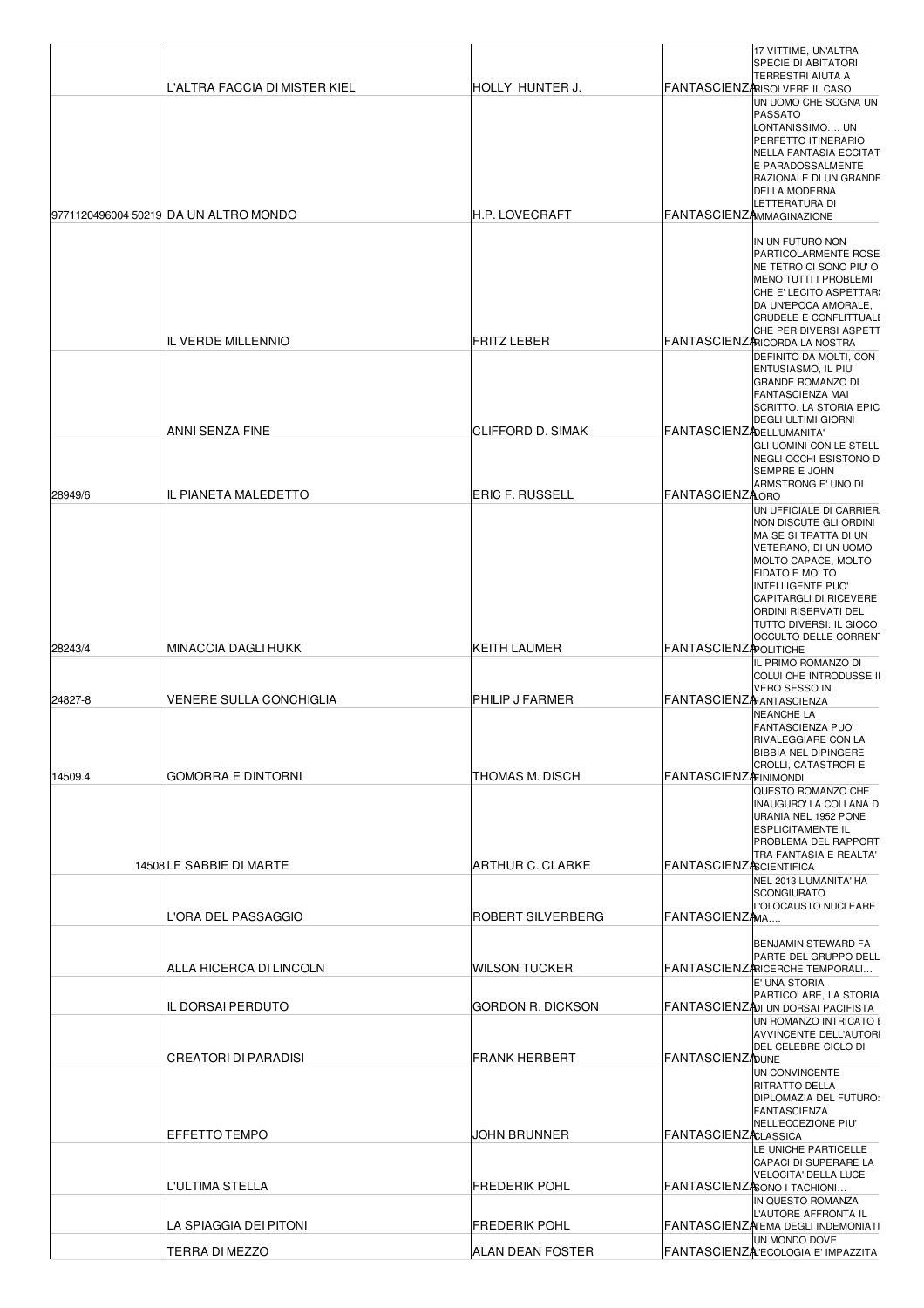| | | | | |
|---|---|---|---|---|
| | L'ALTRA FACCIA DI MISTER KIEL | HOLLY HUNTER J. | FANTASCIENZA | 17 VITTIME, UN'ALTRA SPECIE DI ABITATORI TERRESTRI AIUTA A RISOLVERE IL CASO |
| 9771120496004 50219 | DA UN ALTRO MONDO | H.P. LOVECRAFT | FANTASCIENZA | UN UOMO CHE SOGNA UN PASSATO LONTANISSIMO.... UN PERFETTO ITINERARIO NELLA FANTASIA ECCITAT E PARADOSSALMENTE RAZIONALE DI UN GRANDE DELLA MODERNA LETTERATURA DI IMMAGINAZIONE |
| | IL VERDE MILLENNIO | FRITZ LEBER | FANTASCIENZA | IN UN FUTURO NON PARTICOLARMENTE ROSE NE TETRO CI SONO PIU' O MENO TUTTI I PROBLEMI CHE E' LECITO ASPETTARS DA UN'EPOCA AMORALE, CRUDELE E CONFLITTUALE CHE PER DIVERSI ASPETT RICORDA LA NOSTRA |
| | ANNI SENZA FINE | CLIFFORD D. SIMAK | FANTASCIENZA | DEFINITO DA MOLTI, CON ENTUSIASMO, IL PIU' GRANDE ROMANZO DI FANTASCIENZA MAI SCRITTO. LA STORIA EPIC DEGLI ULTIMI GIORNI DELL'UMANITA' |
| 28949/6 | IL PIANETA MALEDETTO | ERIC F. RUSSELL | FANTASCIENZA | GLI UOMINI CON LE STELL NEGLI OCCHI ESISTONO D SEMPRE E JOHN ARMSTRONG E' UNO DI LORO |
| 28243/4 | MINACCIA DAGLI HUKK | KEITH LAUMER | FANTASCIENZA | UN UFFICIALE DI CARRIER NON DISCUTE GLI ORDINI MA SE SI TRATTA DI UN VETERANO, DI UN UOMO MOLTO CAPACE, MOLTO FIDATO E MOLTO INTELLIGENTE PUO' CAPITARGLI DI RICEVERE ORDINI RISERVATI DEL TUTTO DIVERSI. IL GIOCO OCCULTO DELLE CORRENT POLITICHE |
| 24827-8 | VENERE SULLA CONCHIGLIA | PHILIP J FARMER | FANTASCIENZA | IL PRIMO ROMANZO DI COLUI CHE INTRODUSSE IL VERO SESSO IN FANTASCIENZA |
| 14509.4 | GOMORRA E DINTORNI | THOMAS M. DISCH | FANTASCIENZA | NEANCHE LA FANTASCIENZA PUO' RIVALEGGIARE CON LA BIBBIA NEL DIPINGERE CROLLI, CATASTROFI E FINIMONDI |
| 14508 | LE SABBIE DI MARTE | ARTHUR C. CLARKE | FANTASCIENZA | QUESTO ROMANZO CHE INAUGURO' LA COLLANA D URANIA NEL 1952 PONE ESPLICITAMENTE IL PROBLEMA DEL RAPPORT TRA FANTASIA E REALTA' SCIENTIFICA |
| | L'ORA DEL PASSAGGIO | ROBERT SILVERBERG | FANTASCIENZA | NEL 2013 L'UMANITA' HA SCONGIURATO L'OLOCAUSTO NUCLEARE MA.... |
| | ALLA RICERCA DI LINCOLN | WILSON TUCKER | FANTASCIENZA | BENJAMIN STEWARD FA PARTE DEL GRUPPO DELL RICERCHE TEMPORALI... |
| | IL DORSAI PERDUTO | GORDON R. DICKSON | FANTASCIENZA | E' UNA STORIA PARTICOLARE, LA STORIA DI UN DORSAI PACIFISTA |
| | CREATORI DI PARADISI | FRANK HERBERT | FANTASCIENZA | UN ROMANZO INTRICATO E AVVINCENTE DELL'AUTORE DEL CELEBRE CICLO DI DUNE |
| | EFFETTO TEMPO | JOHN BRUNNER | FANTASCIENZA | UN CONVINCENTE RITRATTO DELLA DIPLOMAZIA DEL FUTURO: FANTASCIENZA NELL'ECCEZIONE PIU' CLASSICA |
| | L'ULTIMA STELLA | FREDERIK POHL | FANTASCIENZA | LE UNICHE PARTICELLE CAPACI DI SUPERARE LA VELOCITA' DELLA LUCE SONO I TACHIONI... |
| | LA SPIAGGIA DEI PITONI | FREDERIK POHL | FANTASCIENZA | IN QUESTO ROMANZA L'AUTORE AFFRONTA IL TEMA DEGLI INDEMONIATI |
| | TERRA DI MEZZO | ALAN DEAN FOSTER | FANTASCIENZA | UN MONDO DOVE L'ECOLOGIA E' IMPAZZITA |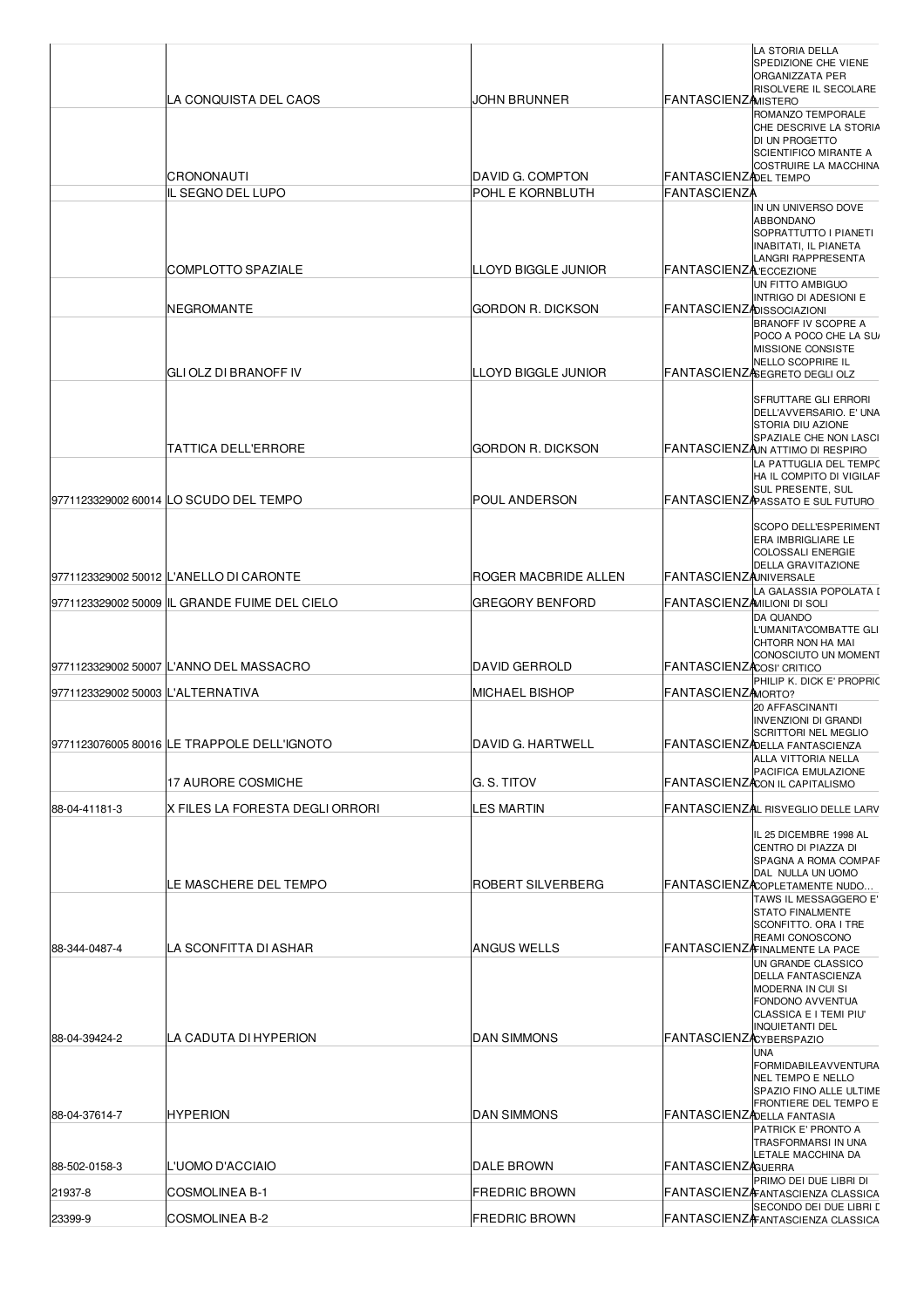|  |  |  |  |  |
|---|---|---|---|---|
|  | LA CONQUISTA DEL CAOS | JOHN BRUNNER | FANTASCIENZA | LA STORIA DELLA SPEDIZIONE CHE VIENE ORGANIZZATA PER RISOLVERE IL SECOLARE MISTERO |
|  | CRONONAUTI | DAVID G. COMPTON | FANTASCIENZA | ROMANZO TEMPORALE CHE DESCRIVE LA STORIA DI UN PROGETTO SCIENTIFICO MIRANTE A COSTRUIRE LA MACCHINA DEL TEMPO |
|  | IL SEGNO DEL LUPO | POHL E KORNBLUTH | FANTASCIENZA |  |
|  | COMPLOTTO SPAZIALE | LLOYD BIGGLE JUNIOR | FANTASCIENZA | IN UN UNIVERSO DOVE ABBONDANO SOPRATTUTTO I PIANETI INABITATI, IL PIANETA LANGRI RAPPRESENTA L'ECCEZIONE |
|  | NEGROMANTE | GORDON R. DICKSON | FANTASCIENZA | UN FITTO AMBIGUO INTRIGO DI ADESIONI E DISSOCIAZIONI |
|  | GLI OLZ DI BRANOFF IV | LLOYD BIGGLE JUNIOR | FANTASCIENZA | BRANOFF IV SCOPRE A POCO A POCO CHE LA SUA MISSIONE CONSISTE NELLO SCOPRIRE IL SEGRETO DEGLI OLZ |
|  | TATTICA DELL'ERRORE | GORDON R. DICKSON | FANTASCIENZA | SFRUTTARE GLI ERRORI DELL'AVVERSARIO. E' UNA STORIA DIU AZIONE SPAZIALE CHE NON LASCI UN ATTIMO DI RESPIRO |
| 9771123329002 60014 | LO SCUDO DEL TEMPO | POUL ANDERSON | FANTASCIENZA | LA PATTUGLIA DEL TEMPO HA IL COMPITO DI VIGILAR SUL PRESENTE, SUL PASSATO E SUL FUTURO |
| 9771123329002 50012 | L'ANELLO DI CARONTE | ROGER MACBRIDE ALLEN | FANTASCIENZA | SCOPO DELL'ESPERIMENT ERA IMBRIGLIARE LE COLOSSALI ENERGIE DELLA GRAVITAZIONE UNIVERSALE |
| 9771123329002 50009 | IL GRANDE FUIME DEL CIELO | GREGORY BENFORD | FANTASCIENZA | LA GALASSIA POPOLATA D MILIONI DI SOLI |
| 9771123329002 50007 | L'ANNO DEL MASSACRO | DAVID GERROLD | FANTASCIENZA | DA QUANDO L'UMANITA'COMBATTE GLI CHTORR NON HA MAI CONOSCIUTO UN MOMENT COSI' CRITICO |
| 9771123329002 50003 | L'ALTERNATIVA | MICHAEL BISHOP | FANTASCIENZA | PHILIP K. DICK E' PROPRIO MORTO? |
| 9771123076005 80016 | LE TRAPPOLE DELL'IGNOTO | DAVID G. HARTWELL | FANTASCIENZA | 20 AFFASCINANTI INVENZIONI DI GRANDI SCRITTORI NEL MEGLIO DELLA FANTASCIENZA |
|  | 17 AURORE COSMICHE | G. S. TITOV | FANTASCIENZA | ALLA VITTORIA NELLA PACIFICA EMULAZIONE CON IL CAPITALISMO |
| 88-04-41181-3 | X FILES LA FORESTA DEGLI ORRORI | LES MARTIN | FANTASCIENZA | AL RISVEGLIO DELLE LARV |
|  | LE MASCHERE DEL TEMPO | ROBERT SILVERBERG | FANTASCIENZA | IL 25 DICEMBRE 1998 AL CENTRO DI PIAZZA DI SPAGNA A ROMA COMPAR DAL NULLA UN UOMO COPLETAMENTE NUDO... |
| 88-344-0487-4 | LA SCONFITTA DI ASHAR | ANGUS WELLS | FANTASCIENZA | TAWS IL MESSAGGERO E' STATO FINALMENTE SCONFITTO. ORA I TRE REAMI CONOSCONO FINALMENTE LA PACE |
| 88-04-39424-2 | LA CADUTA DI HYPERION | DAN SIMMONS | FANTASCIENZA | UN GRANDE CLASSICO DELLA FANTASCIENZA MODERNA IN CUI SI FONDONO AVVENTUA CLASSICA E I TEMI PIU' INQUIETANTI DEL CYBERSPAZIO |
| 88-04-37614-7 | HYPERION | DAN SIMMONS | FANTASCIENZA | UNA FORMIDABILEAVVENTURA NEL TEMPO E NELLO SPAZIO FINO ALLE ULTIME FRONTIERE DEL TEMPO E DELLA FANTASIA |
| 88-502-0158-3 | L'UOMO D'ACCIAIO | DALE BROWN | FANTASCIENZA | PATRICK E' PRONTO A TRASFORMARSI IN UNA LETALE MACCHINA DA GUERRA |
| 21937-8 | COSMOLINEA B-1 | FREDRIC BROWN | FANTASCIENZA | PRIMO DEI DUE LIBRI DI FANTASCIENZA CLASSICA |
| 23399-9 | COSMOLINEA B-2 | FREDRIC BROWN | FANTASCIENZA | SECONDO DEI DUE LIBRI D FANTASCIENZA CLASSICA |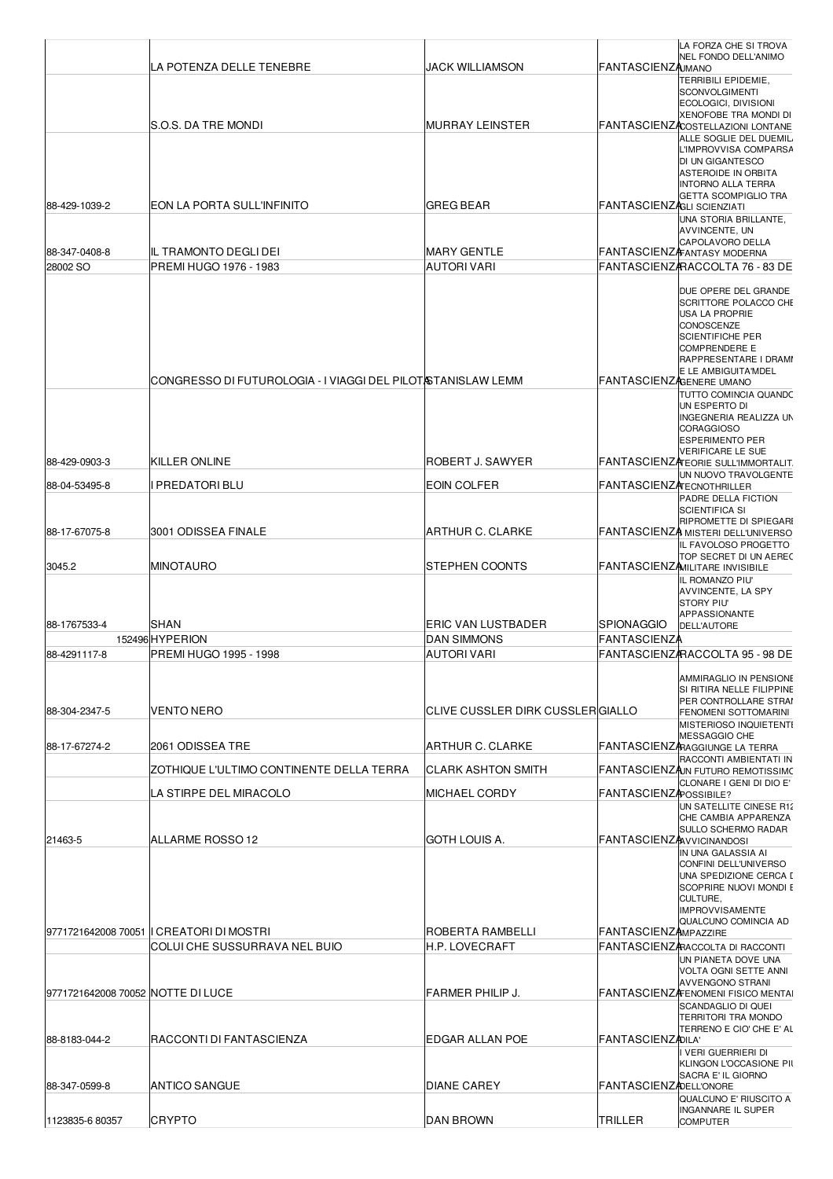|  |  |  |  |  |
|---|---|---|---|---|
|  | LA POTENZA DELLE TENEBRE | JACK WILLIAMSON | FANTASCIENZA | LA FORZA CHE SI TROVA NEL FONDO DELL'ANIMO UMANO |
|  | S.O.S. DA TRE MONDI | MURRAY LEINSTER | FANTASCIENZA | TERRIBILI EPIDEMIE, SCONVOLGIMENTI ECOLOGICI, DIVISIONI XENOFOBE TRA MONDI DI COSTELLAZIONI LONTANE |
| 88-429-1039-2 | EON LA PORTA SULL'INFINITO | GREG BEAR | FANTASCIENZA | ALLE SOGLIE DEL DUEMIL L'IMPROVVISA COMPARSA DI UN GIGANTESCO ASTEROIDE IN ORBITA INTORNO ALLA TERRA GETTA SCOMPIGLIO TRA GLI SCIENZIATI |
| 88-347-0408-8 | IL TRAMONTO DEGLI DEI | MARY GENTLE | FANTASCIENZA | UNA STORIA BRILLANTE, AVVINCENTE, UN CAPOLAVORO DELLA FANTASY MODERNA |
| 28002 SO | PREMI HUGO 1976 - 1983 | AUTORI VARI | FANTASCIENZA | RACCOLTA 76 - 83 DE |
|  | CONGRESSO DI FUTUROLOGIA - I VIAGGI DEL PILOTA | STANISLAW LEMM | FANTASCIENZA | DUE OPERE DEL GRANDE SCRITTORE POLACCO CHE USA LA PROPRIE CONOSCENZE SCIENTIFICHE PER COMPRENDERE E RAPPRESENTARE I DRAMM E LE AMBIGUITA'MDEL GENERE UMANO |
| 88-429-0903-3 | KILLER ONLINE | ROBERT J. SAWYER | FANTASCIENZA | TUTTO COMINCIA QUANDO UN ESPERTO DI INGEGNERIA REALIZZA UN CORAGGIOSO ESPERIMENTO PER VERIFICARE LE SUE TEORIE SULL'IMMORTALIT |
| 88-04-53495-8 | I PREDATORI BLU | EOIN COLFER | FANTASCIENZA | UN NUOVO TRAVOLGENTE TECNOTHRILLER |
| 88-17-67075-8 | 3001 ODISSEA FINALE | ARTHUR C. CLARKE | FANTASCIENZA | PADRE DELLA FICTION SCIENTIFICA SI RIPROMETTE DI SPIEGARE I MISTERI DELL'UNIVERSO |
| 3045.2 | MINOTAURO | STEPHEN COONTS | FANTASCIENZA | IL FAVOLOSO PROGETTO TOP SECRET DI UN AEREO MILITARE INVISIBILE |
| 88-1767533-4 | SHAN | ERIC VAN LUSTBADER | SPIONAGGIO | IL ROMANZO PIU' AVVINCENTE, LA SPY STORY PIU' APPASSIONANTE DELL'AUTORE |
| 152496 | HYPERION | DAN SIMMONS | FANTASCIENZA |  |
| 88-4291117-8 | PREMI HUGO 1995 - 1998 | AUTORI VARI | FANTASCIENZA | RACCOLTA 95 - 98 DE |
| 88-304-2347-5 | VENTO NERO | CLIVE CUSSLER DIRK CUSSLER | GIALLO | AMMIRAGLIO IN PENSIONE SI RITIRA NELLE FILIPPINE PER CONTROLLARE STRAN FENOMENI SOTTOMARINI |
| 88-17-67274-2 | 2061 ODISSEA TRE | ARTHUR C. CLARKE | FANTASCIENZA | MISTERIOSO INQUIETENTE MESSAGGIO CHE RAGGIUNGE LA TERRA |
|  | ZOTHIQUE L'ULTIMO CONTINENTE DELLA TERRA | CLARK ASHTON SMITH | FANTASCIENZA | RACCONTI AMBIENTATI IN UN FUTURO REMOTISSIMO |
|  | LA STIRPE DEL MIRACOLO | MICHAEL CORDY | FANTASCIENZA | CLONARE I GENI DI DIO E' POSSIBILE? |
| 21463-5 | ALLARME ROSSO 12 | GOTH LOUIS A. | FANTASCIENZA | UN SATELLITE CINESE R12 CHE CAMBIA APPARENZA SULLO SCHERMO RADAR AVVICINANDOSI |
| 9771721642008 70051 | I CREATORI DI MOSTRI | ROBERTA RAMBELLI | FANTASCIENZA | IN UNA GALASSIA AI CONFINI DELL'UNIVERSO UNA SPEDIZIONE CERCA D SCOPRIRE NUOVI MONDI E CULTURE, IMPROVVISAMENTE QUALCUNO COMINCIA AD IMPAZZIRE |
|  | COLUI CHE SUSSURRAVA NEL BUIO | H.P. LOVECRAFT | FANTASCIENZA | RACCOLTA DI RACCONTI |
| 9771721642008 70052 | NOTTE DI LUCE | FARMER PHILIP J. | FANTASCIENZA | UN PIANETA DOVE UNA VOLTA OGNI SETTE ANNI AVVENGONO STRANI FENOMENI FISICO MENTAL |
| 88-8183-044-2 | RACCONTI DI FANTASCIENZA | EDGAR ALLAN POE | FANTASCIENZA | SCANDAGLIO DI QUEI TERRITORI TRA MONDO TERRENO E CIO' CHE E' AL DILA' |
| 88-347-0599-8 | ANTICO SANGUE | DIANE CAREY | FANTASCIENZA | I VERI GUERRIERI DI KLINGON L'OCCASIONE PIU SACRA E' IL GIORNO DELL'ONORE |
| 1123835-6 80357 | CRYPTO | DAN BROWN | TRILLER | QUALCUNO E' RIUSCITO A INGANNARE IL SUPER COMPUTER |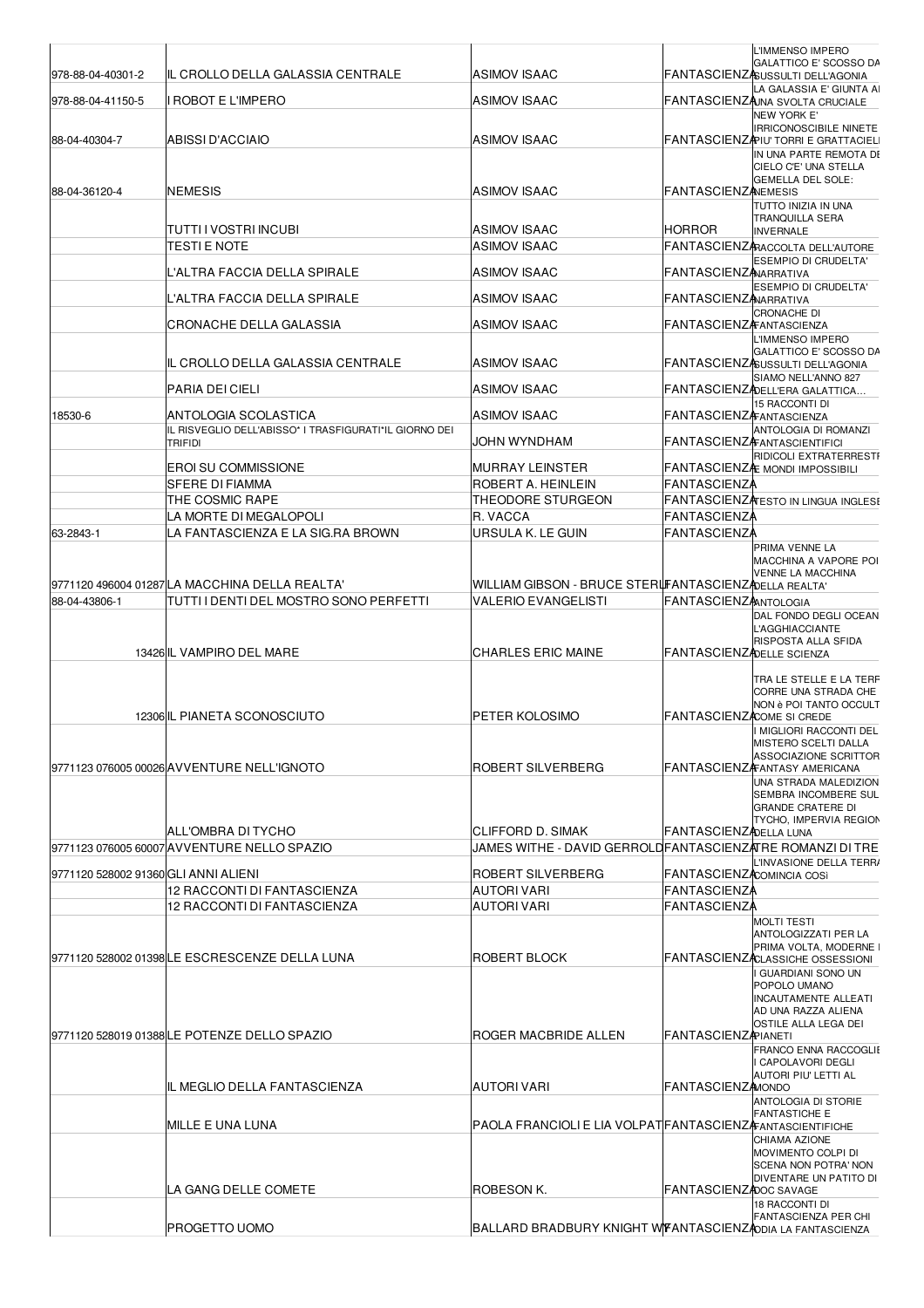| | | | | |
|---|---|---|---|---|
| 978-88-04-40301-2 | IL CROLLO DELLA GALASSIA CENTRALE | ASIMOV ISAAC | FANTASCIENZA | L'IMMENSO IMPERO GALATTICO E' SCOSSO DA SUSSULTI DELL'AGONIA |
| 978-88-04-41150-5 | I ROBOT E L'IMPERO | ASIMOV ISAAC | FANTASCIENZA | LA GALASSIA E' GIUNTA A UNA SVOLTA CRUCIALE |
| 88-04-40304-7 | ABISSI D'ACCIAIO | ASIMOV ISAAC | FANTASCIENZA | NEW YORK E' IRRICONOSCIBILE NINETE PIU' TORRI E GRATTACIELI |
| 88-04-36120-4 | NEMESIS | ASIMOV ISAAC | FANTASCIENZA | IN UNA PARTE REMOTA DE CIELO C'E' UNA STELLA GEMELLA DEL SOLE: NEMESIS |
| | TUTTI I VOSTRI INCUBI | ASIMOV ISAAC | HORROR | TUTTO INIZIA IN UNA TRANQUILLA SERA INVERNALE |
| | TESTI E NOTE | ASIMOV ISAAC | FANTASCIENZA | RACCOLTA DELL'AUTORE |
| | L'ALTRA FACCIA DELLA SPIRALE | ASIMOV ISAAC | FANTASCIENZA | ESEMPIO DI CRUDELTA' NARRATIVA |
| | L'ALTRA FACCIA DELLA SPIRALE | ASIMOV ISAAC | FANTASCIENZA | ESEMPIO DI CRUDELTA' NARRATIVA |
| | CRONACHE DELLA GALASSIA | ASIMOV ISAAC | FANTASCIENZA | CRONACHE DI FANTASCIENZA |
| | IL CROLLO DELLA GALASSIA CENTRALE | ASIMOV ISAAC | FANTASCIENZA | L'IMMENSO IMPERO GALATTICO E' SCOSSO DA SUSSULTI DELL'AGONIA |
| | PARIA DEI CIELI | ASIMOV ISAAC | FANTASCIENZA | SIAMO NELL'ANNO 827 DELL'ERA GALATTICA... |
| 18530-6 | ANTOLOGIA SCOLASTICA | ASIMOV ISAAC | FANTASCIENZA | 15 RACCONTI DI FANTASCIENZA |
| | IL RISVEGLIO DELL'ABISSO* I TRASFIGURATI*IL GIORNO DEI TRIFIDI | JOHN WYNDHAM | FANTASCIENZA | ANTOLOGIA DI ROMANZI FANTASCIENTIFICI |
| | EROI SU COMMISSIONE | MURRAY LEINSTER | FANTASCIENZA | RIDICOLI EXTRATERRESTRI E MONDI IMPOSSIBILI |
| | SFERE DI FIAMMA | ROBERT A. HEINLEIN | FANTASCIENZA | |
| | THE COSMIC RAPE | THEODORE STURGEON | FANTASCIENZA | TESTO IN LINGUA INGLESE |
| | LA MORTE DI MEGALOPOLI | R. VACCA | FANTASCIENZA | |
| 63-2843-1 | LA FANTASCIENZA E LA SIG.RA BROWN | URSULA K. LE GUIN | FANTASCIENZA | |
| 9771120 496004 01287 | LA MACCHINA DELLA REALTA' | WILLIAM GIBSON - BRUCE STERLING | FANTASCIENZA | PRIMA VENNE LA MACCHINA A VAPORE POI VENNE LA MACCHINA DELLA REALTA' |
| 88-04-43806-1 | TUTTI I DENTI DEL MOSTRO SONO PERFETTI | VALERIO EVANGELISTI | FANTASCIENZA | ANTOLOGIA |
| 13426 | IL VAMPIRO DEL MARE | CHARLES ERIC MAINE | FANTASCIENZA | DAL FONDO DEGLI OCEAN L'AGGHIACCIANTE RISPOSTA ALLA SFIDA DELLE SCIENZA |
| 12306 | IL PIANETA SCONOSCIUTO | PETER KOLOSIMO | FANTASCIENZA | TRA LE STELLE E LA TERR CORRE UNA STRADA CHE NON è POI TANTO OCCULT COME SI CREDE |
| 9771123 076005 00026 | AVVENTURE NELL'IGNOTO | ROBERT SILVERBERG | FANTASCIENZA | I MIGLIORI RACCONTI DEL MISTERO SCELTI DALLA ASSOCIAZIONE SCRITTOR FANTASY AMERICANA |
| | ALL'OMBRA DI TYCHO | CLIFFORD D. SIMAK | FANTASCIENZA | UNA STRADA MALEDIZION SEMBRA INCOMBERE SUL GRANDE CRATERE DI TYCHO, IMPERVIA REGION DELLA LUNA |
| 9771123 076005 60007 | AVVENTURE NELLO SPAZIO | JAMES WITHE - DAVID GERROLD | FANTASCIENZA | TRE ROMANZI DI TRE |
| 9771120 528002 91360 | GLI ANNI ALIENI | ROBERT SILVERBERG | FANTASCIENZA | L'INVASIONE DELLA TERRA COMINCIA COSì |
| | 12 RACCONTI DI FANTASCIENZA | AUTORI VARI | FANTASCIENZA | |
| | 12 RACCONTI DI FANTASCIENZA | AUTORI VARI | FANTASCIENZA | |
| 9771120 528002 01398 | LE ESCRESCENZE DELLA LUNA | ROBERT BLOCK | FANTASCIENZA | MOLTI TESTI ANTOLOGIZZATI PER LA PRIMA VOLTA, MODERNE I CLASSICHE OSSESSIONI |
| 9771120 528019 01388 | LE POTENZE DELLO SPAZIO | ROGER MACBRIDE ALLEN | FANTASCIENZA | I GUARDIANI SONO UN POPOLO UMANO INCAUTAMENTE ALLEATI AD UNA RAZZA ALIENA OSTILE ALLA LEGA DEI PIANETI |
| | IL MEGLIO DELLA FANTASCIENZA | AUTORI VARI | FANTASCIENZA | FRANCO ENNA RACCOGLIE I CAPOLAVORI DEGLI AUTORI PIU' LETTI AL MONDO |
| | MILLE E UNA LUNA | PAOLA FRANCIOLI E LIA VOLPAT | FANTASCIENZA | ANTOLOGIA DI STORIE FANTASTICHE E FANTASCIENTIFICHE |
| | LA GANG DELLE COMETE | ROBESON K. | FANTASCIENZA | CHIAMA AZIONE MOVIMENTO COLPI DI SCENA NON POTRA' NON DIVENTARE UN PATITO DI DOC SAVAGE |
| | PROGETTO UOMO | BALLARD BRADBURY KNIGHT W | FANTASCIENZA | 18 RACCONTI DI FANTASCIENZA PER CHI ODIA LA FANTASCIENZA |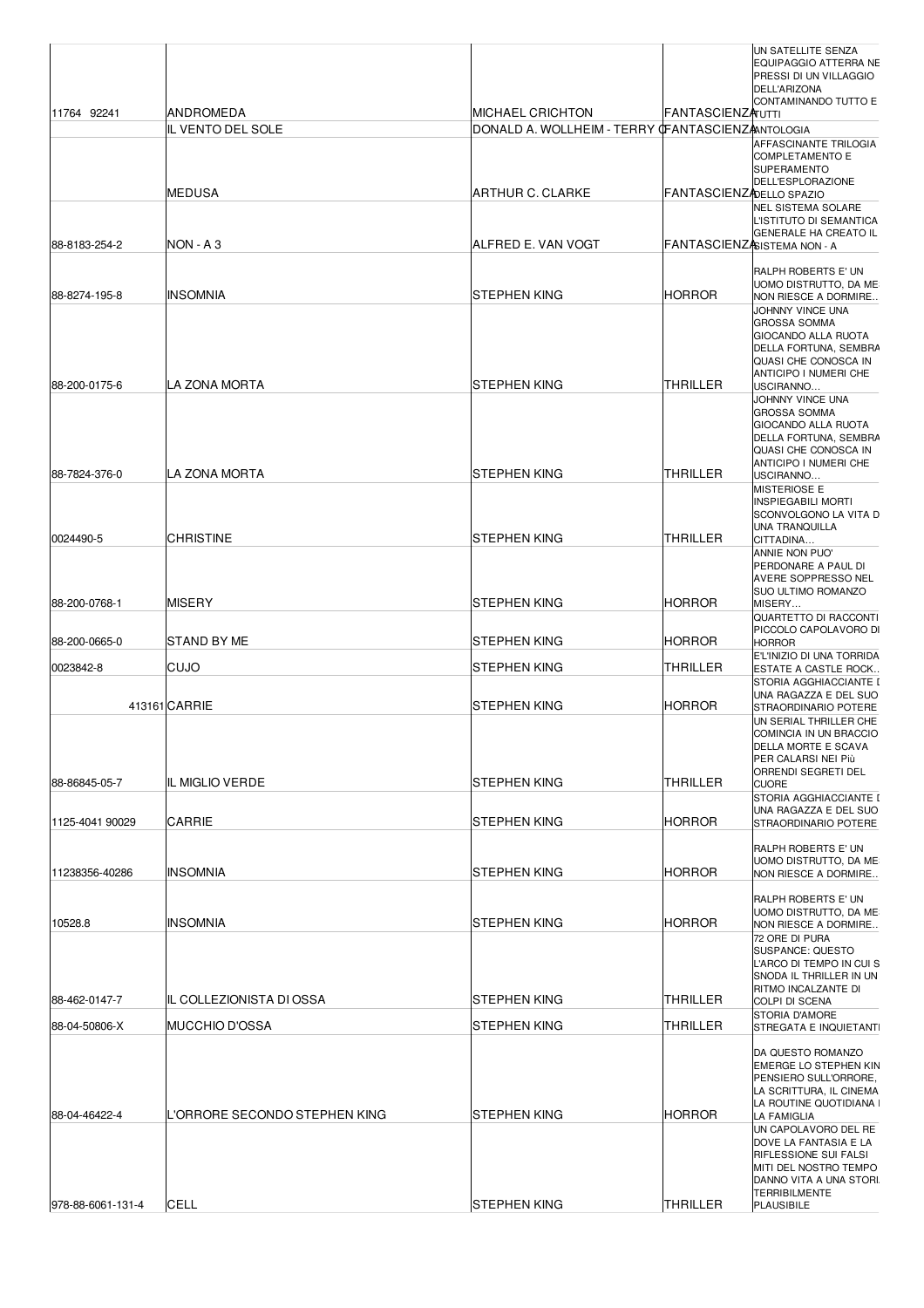| | | | | |
|---|---|---|---|---|
| 11764 92241 | ANDROMEDA | MICHAEL CRICHTON | FANTASCIENZA | UN SATELLITE SENZA EQUIPAGGIO ATTERRA NE PRESSI DI UN VILLAGGIO DELL'ARIZONA CONTAMINANDO TUTTO E TUTTI |
| | IL VENTO DEL SOLE | DONALD A. WOLLHEIM - TERRY C | FANTASCIENZA | ANTOLOGIA |
| | MEDUSA | ARTHUR C. CLARKE | FANTASCIENZA | AFFASCINANTE TRILOGIA COMPLETAMENTO E SUPERAMENTO DELL'ESPLORAZIONE DELLO SPAZIO |
| 88-8183-254-2 | NON - A 3 | ALFRED E. VAN VOGT | FANTASCIENZA | NEL SISTEMA SOLARE L'ISTITUTO DI SEMANTICA GENERALE HA CREATO IL SISTEMA NON - A |
| 88-8274-195-8 | INSOMNIA | STEPHEN KING | HORROR | RALPH ROBERTS E' UN UOMO DISTRUTTO, DA ME NON RIESCE A DORMIRE.. |
| 88-200-0175-6 | LA ZONA MORTA | STEPHEN KING | THRILLER | JOHNNY VINCE UNA GROSSA SOMMA GIOCANDO ALLA RUOTA DELLA FORTUNA, SEMBRA QUASI CHE CONOSCA IN ANTICIPO I NUMERI CHE USCIRANNO… |
| 88-7824-376-0 | LA ZONA MORTA | STEPHEN KING | THRILLER | JOHNNY VINCE UNA GROSSA SOMMA GIOCANDO ALLA RUOTA DELLA FORTUNA, SEMBRA QUASI CHE CONOSCA IN ANTICIPO I NUMERI CHE USCIRANNO… |
| 0024490-5 | CHRISTINE | STEPHEN KING | THRILLER | MISTERIOSE E INSPIEGABILI MORTI SCONVOLGONO LA VITA D UNA TRANQUILLA CITTADINA… |
| 88-200-0768-1 | MISERY | STEPHEN KING | HORROR | ANNIE NON PUO' PERDONARE A PAUL DI AVERE SOPPRESSO NEL SUO ULTIMO ROMANZO MISERY… |
| 88-200-0665-0 | STAND BY ME | STEPHEN KING | HORROR | QUARTETTO DI RACCONTI PICCOLO CAPOLAVORO DI HORROR |
| 0023842-8 | CUJO | STEPHEN KING | THRILLER | E'L'INIZIO DI UNA TORRIDA ESTATE A CASTLE ROCK.. |
| 413161 | CARRIE | STEPHEN KING | HORROR | STORIA AGGHIACCIANTE D UNA RAGAZZA E DEL SUO STRAORDINARIO POTERE |
| 88-86845-05-7 | IL MIGLIO VERDE | STEPHEN KING | THRILLER | UN SERIAL THRILLER CHE COMINCIA IN UN BRACCIO DELLA MORTE E SCAVA PER CALARSI NEI Più ORRENDI SEGRETI DEL CUORE |
| 1125-4041 90029 | CARRIE | STEPHEN KING | HORROR | STORIA AGGHIACCIANTE D UNA RAGAZZA E DEL SUO STRAORDINARIO POTERE |
| 11238356-40286 | INSOMNIA | STEPHEN KING | HORROR | RALPH ROBERTS E' UN UOMO DISTRUTTO, DA ME NON RIESCE A DORMIRE.. |
| 10528.8 | INSOMNIA | STEPHEN KING | HORROR | RALPH ROBERTS E' UN UOMO DISTRUTTO, DA ME NON RIESCE A DORMIRE.. |
| 88-462-0147-7 | IL COLLEZIONISTA DI OSSA | STEPHEN KING | THRILLER | 72 ORE DI PURA SUSPANCE: QUESTO L'ARCO DI TEMPO IN CUI S SNODA IL THRILLER IN UN RITMO INCALZANTE DI COLPI DI SCENA |
| 88-04-50806-X | MUCCHIO D'OSSA | STEPHEN KING | THRILLER | STORIA D'AMORE STREGATA E INQUIETANTI |
| 88-04-46422-4 | L'ORRORE SECONDO STEPHEN KING | STEPHEN KING | HORROR | DA QUESTO ROMANZO EMERGE LO STEPHEN KIN PENSIERO SULL'ORRORE, LA SCRITTURA, IL CINEMA LA ROUTINE QUOTIDIANA I LA FAMIGLIA |
| 978-88-6061-131-4 | CELL | STEPHEN KING | THRILLER | UN CAPOLAVORO DEL RE DOVE LA FANTASIA E LA RIFLESSIONE SUI FALSI MITI DEL NOSTRO TEMPO DANNO VITA A UNA STORI TERRIBILMENTE PLAUSIBILE |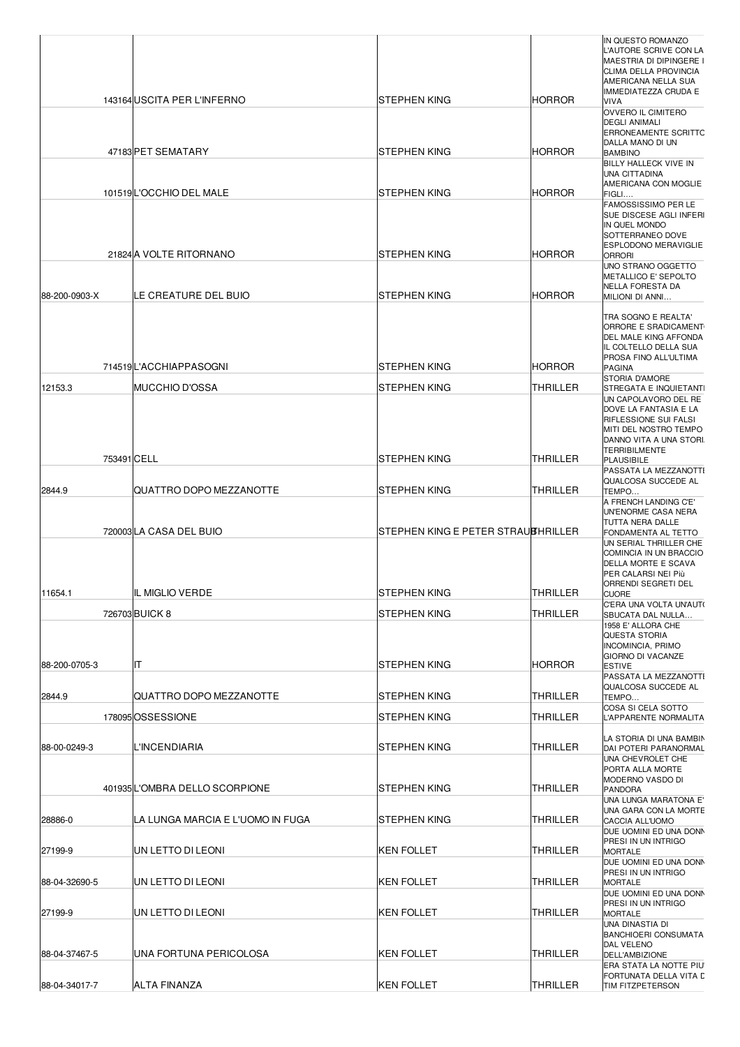| | | | | |
|---|---|---|---|---|
| 143164 | USCITA PER L'INFERNO | STEPHEN KING | HORROR | IN QUESTO ROMANZO L'AUTORE SCRIVE CON LA MAESTRIA DI DIPINGERE I CLIMA DELLA PROVINCIA AMERICANA NELLA SUA IMMEDIATEZZA CRUDA E VIVA |
| 47183 | PET SEMATARY | STEPHEN KING | HORROR | OVVERO IL CIMITERO DEGLI ANIMALI ERRONEAMENTE SCRITTO DALLA MANO DI UN BAMBINO |
| 101519 | L'OCCHIO DEL MALE | STEPHEN KING | HORROR | BILLY HALLECK VIVE IN UNA CITTADINA AMERICANA CON MOGLIE FIGLI.... |
| 21824 | A VOLTE RITORNANO | STEPHEN KING | HORROR | FAMOSSISSIMO PER LE SUE DISCESE AGLI INFERI IN QUEL MONDO SOTTERRANEO DOVE ESPLODONO MERAVIGLIE ORRORI |
| 88-200-0903-X | LE CREATURE DEL BUIO | STEPHEN KING | HORROR | UNO STRANO OGGETTO METALLICO E' SEPOLTO NELLA FORESTA DA MILIONI DI ANNI... |
| 714519 | L'ACCHIAPPASOGNI | STEPHEN KING | HORROR | TRA SOGNO E REALTA' ORRORE E SRADICAMENTO DEL MALE KING AFFONDA IL COLTELLO DELLA SUA PROSA FINO ALL'ULTIMA PAGINA |
| 12153.3 | MUCCHIO D'OSSA | STEPHEN KING | THRILLER | STORIA D'AMORE STREGATA E INQUIETANTE |
| 753491 | CELL | STEPHEN KING | THRILLER | UN CAPOLAVORO DEL RE DOVE LA FANTASIA E LA RIFLESSIONE SUI FALSI MITI DEL NOSTRO TEMPO DANNO VITA A UNA STORIA TERRIBILMENTE PLAUSIBILE |
| 2844.9 | QUATTRO DOPO MEZZANOTTE | STEPHEN KING | THRILLER | PASSATA LA MEZZANOTTE QUALCOSA SUCCEDE AL TEMPO... |
| 720003 | LA CASA DEL BUIO | STEPHEN KING E PETER STRAUB | THRILLER | A FRENCH LANDING C'E' UN'ENORME CASA NERA TUTTA NERA DALLE FONDAMENTA AL TETTO |
| 11654.1 | IL MIGLIO VERDE | STEPHEN KING | THRILLER | UN SERIAL THRILLER CHE COMINCIA IN UN BRACCIO DELLA MORTE E SCAVA PER CALARSI NEI Più ORRENDI SEGRETI DEL CUORE |
| 726703 | BUICK 8 | STEPHEN KING | THRILLER | C'ERA UNA VOLTA UN'AUTO SBUCATA DAL NULLA... |
| 88-200-0705-3 | IT | STEPHEN KING | HORROR | 1958 E' ALLORA CHE QUESTA STORIA INCOMINCIA, PRIMO GIORNO DI VACANZE ESTIVE |
| 2844.9 | QUATTRO DOPO MEZZANOTTE | STEPHEN KING | THRILLER | PASSATA LA MEZZANOTTE QUALCOSA SUCCEDE AL TEMPO... |
| 178095 | OSSESSIONE | STEPHEN KING | THRILLER | COSA SI CELA SOTTO L'APPARENTE NORMALITA |
| 88-00-0249-3 | L'INCENDIARIA | STEPHEN KING | THRILLER | LA STORIA DI UNA BAMBINA DAI POTERI PARANORMAL |
| 401935 | L'OMBRA DELLO SCORPIONE | STEPHEN KING | THRILLER | UNA CHEVROLET CHE PORTA ALLA MORTE MODERNO VASDO DI PANDORA |
| 28886-0 | LA LUNGA MARCIA E L'UOMO IN FUGA | STEPHEN KING | THRILLER | UNA LUNGA MARATONA E' UNA GARA CON LA MORTE CACCIA ALL'UOMO |
| 27199-9 | UN LETTO DI LEONI | KEN FOLLET | THRILLER | DUE UOMINI ED UNA DONNA PRESI IN UN INTRIGO MORTALE |
| 88-04-32690-5 | UN LETTO DI LEONI | KEN FOLLET | THRILLER | DUE UOMINI ED UNA DONNA PRESI IN UN INTRIGO MORTALE |
| 27199-9 | UN LETTO DI LEONI | KEN FOLLET | THRILLER | DUE UOMINI ED UNA DONNA PRESI IN UN INTRIGO MORTALE |
| 88-04-37467-5 | UNA FORTUNA PERICOLOSA | KEN FOLLET | THRILLER | UNA DINASTIA DI BANCHIOERI CONSUMATA DAL VELENO DELL'AMBIZIONE |
| 88-04-34017-7 | ALTA FINANZA | KEN FOLLET | THRILLER | ERA STATA LA NOTTE PIU' FORTUNATA DELLA VITA DI TIM FITZPETERSON |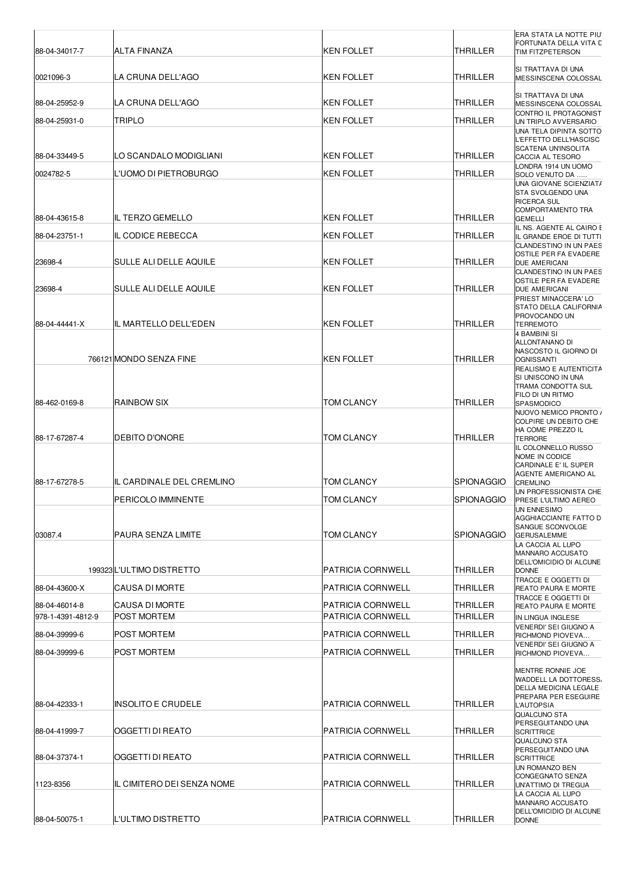| | | | | |
|---|---|---|---|---|
| 88-04-34017-7 | ALTA FINANZA | KEN FOLLET | THRILLER | ERA STATA LA NOTTE PIU' FORTUNATA DELLA VITA D TIM FITZPETERSON |
| 0021096-3 | LA CRUNA DELL'AGO | KEN FOLLET | THRILLER | SI TRATTAVA DI UNA MESSINSCENA COLOSSAL |
| 88-04-25952-9 | LA CRUNA DELL'AGO | KEN FOLLET | THRILLER | SI TRATTAVA DI UNA MESSINSCENA COLOSSAL |
| 88-04-25931-0 | TRIPLO | KEN FOLLET | THRILLER | CONTRO IL PROTAGONIST UN TRIPLO AVVERSARIO |
| 88-04-33449-5 | LO SCANDALO MODIGLIANI | KEN FOLLET | THRILLER | UNA TELA DIPINTA SOTTO L'EFFETTO DELL'HASCISC SCATENA UN'INSOLITA CACCIA AL TESORO |
| 0024782-5 | L'UOMO DI PIETROBURGO | KEN FOLLET | THRILLER | LONDRA 1914 UN UOMO SOLO VENUTO DA ..... |
| 88-04-43615-8 | IL TERZO GEMELLO | KEN FOLLET | THRILLER | UNA GIOVANE SCIENZIATA STA SVOLGENDO UNA RICERCA SUL COMPORTAMENTO TRA GEMELLI |
| 88-04-23751-1 | IL CODICE REBECCA | KEN FOLLET | THRILLER | IL NS. AGENTE AL CAIRO E IL GRANDE EROE DI TUTTI |
| 23698-4 | SULLE ALI DELLE AQUILE | KEN FOLLET | THRILLER | CLANDESTINO IN UN PAES OSTILE PER FA EVADERE DUE AMERICANI |
| 23698-4 | SULLE ALI DELLE AQUILE | KEN FOLLET | THRILLER | CLANDESTINO IN UN PAES OSTILE PER FA EVADERE DUE AMERICANI |
| 88-04-44441-X | IL MARTELLO DELL'EDEN | KEN FOLLET | THRILLER | PRIEST MINACCERA' LO STATO DELLA CALIFORNIA PROVOCANDO UN TERREMOTO |
| 766121 | MONDO SENZA FINE | KEN FOLLET | THRILLER | 4 BAMBINI SI ALLONTANANO DI NASCOSTO IL GIORNO DI OGNISSANTI |
| 88-462-0169-8 | RAINBOW SIX | TOM CLANCY | THRILLER | REALISMO E AUTENTICITA SI UNISCONO IN UNA TRAMA CONDOTTA SUL FILO DI UN RITMO SPASMODICO |
| 88-17-67287-4 | DEBITO D'ONORE | TOM CLANCY | THRILLER | NUOVO NEMICO PRONTO A COLPIRE UN DEBITO CHE HA COME PREZZO IL TERRORE |
| 88-17-67278-5 | IL CARDINALE DEL CREMLINO | TOM CLANCY | SPIONAGGIO | IL COLONNELLO RUSSO NOME IN CODICE CARDINALE E' IL SUPER AGENTE AMERICANO AL CREMLINO |
| | PERICOLO IMMINENTE | TOM CLANCY | SPIONAGGIO | UN PROFESSIONISTA CHE PRESE L'ULTIMO AEREO |
| 03087.4 | PAURA SENZA LIMITE | TOM CLANCY | SPIONAGGIO | UN ENNESIMO AGGHIACCIANTE FATTO D SANGUE SCONVOLGE GERUSALEMME |
| 199323 | L'ULTIMO DISTRETTO | PATRICIA CORNWELL | THRILLER | LA CACCIA AL LUPO MANNARO ACCUSATO DELL'OMICIDIO DI ALCUNE DONNE |
| 88-04-43600-X | CAUSA DI MORTE | PATRICIA CORNWELL | THRILLER | TRACCE E OGGETTI DI REATO PAURA E MORTE |
| 88-04-46014-8 | CAUSA DI MORTE | PATRICIA CORNWELL | THRILLER | TRACCE E OGGETTI DI REATO PAURA E MORTE |
| 978-1-4391-4812-9 | POST MORTEM | PATRICIA CORNWELL | THRILLER | IN LINGUA INGLESE |
| 88-04-39999-6 | POST MORTEM | PATRICIA CORNWELL | THRILLER | VENERDI' SEI GIUGNO A RICHMOND PIOVEVA… |
| 88-04-39999-6 | POST MORTEM | PATRICIA CORNWELL | THRILLER | VENERDI' SEI GIUGNO A RICHMOND PIOVEVA… |
| 88-04-42333-1 | INSOLITO E CRUDELE | PATRICIA CORNWELL | THRILLER | MENTRE RONNIE JOE WADDELL LA DOTTORESSA DELLA MEDICINA LEGALE PREPARA PER ESEGUIRE L'AUTOPSIA |
| 88-04-41999-7 | OGGETTI DI REATO | PATRICIA CORNWELL | THRILLER | QUALCUNO STA PERSEGUITANDO UNA SCRITTRICE |
| 88-04-37374-1 | OGGETTI DI REATO | PATRICIA CORNWELL | THRILLER | QUALCUNO STA PERSEGUITANDO UNA SCRITTRICE |
| 1123-8356 | IL CIMITERO DEI SENZA NOME | PATRICIA CORNWELL | THRILLER | UN ROMANZO BEN CONGEGNATO SENZA UN'ATTIMO DI TREGUA |
| 88-04-50075-1 | L'ULTIMO DISTRETTO | PATRICIA CORNWELL | THRILLER | LA CACCIA AL LUPO MANNARO ACCUSATO DELL'OMICIDIO DI ALCUNE DONNE |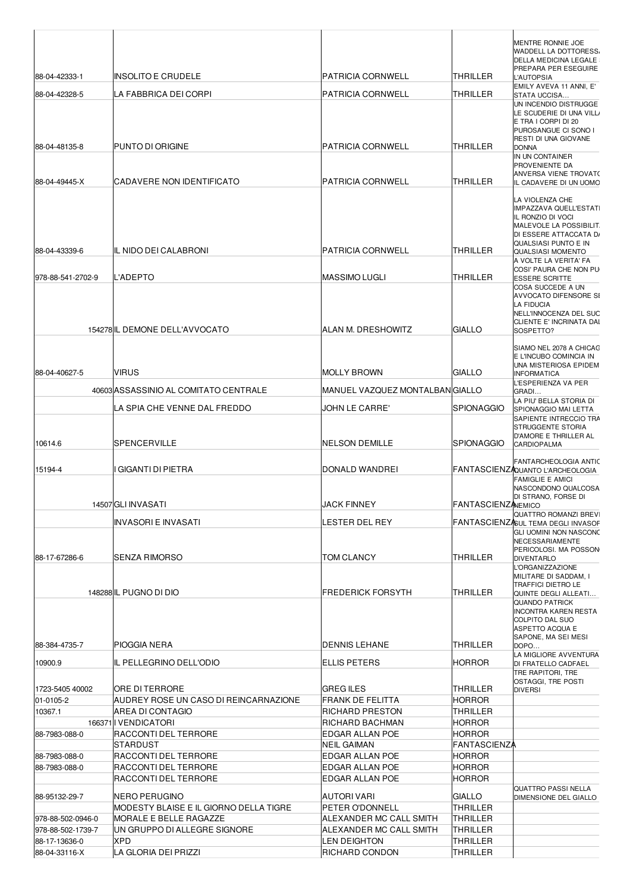| | | | | |
|---|---|---|---|---|
| 88-04-42333-1 | INSOLITO E CRUDELE | PATRICIA CORNWELL | THRILLER | MENTRE RONNIE JOE WADDELL LA DOTTORESSA DELLA MEDICINA LEGALE PREPARA PER ESEGUIRE L'AUTOPSIA |
| 88-04-42328-5 | LA FABBRICA DEI CORPI | PATRICIA CORNWELL | THRILLER | EMILY AVEVA 11 ANNI, E' STATA UCCISA... |
| 88-04-48135-8 | PUNTO DI ORIGINE | PATRICIA CORNWELL | THRILLER | UN INCENDIO DISTRUGGE LE SCUDERIE DI UNA VILLA E TRA I CORPI DI 20 PUROSANGUE CI SONO I RESTI DI UNA GIOVANE DONNA |
| 88-04-49445-X | CADAVERE NON IDENTIFICATO | PATRICIA CORNWELL | THRILLER | IN UN CONTAINER PROVENIENTE DA ANVERSA VIENE TROVATO IL CADAVERE DI UN UOMO |
| 88-04-43339-6 | IL NIDO DEI CALABRONI | PATRICIA CORNWELL | THRILLER | LA VIOLENZA CHE IMPAZZAVA QUELL'ESTATE IL RONZIO DI VOCI MALEVOLE LA POSSIBILITÀ DI ESSERE ATTACCATA DA QUALSIASI PUNTO E IN QUALSIASI MOMENTO |
| 978-88-541-2702-9 | L'ADEPTO | MASSIMO LUGLI | THRILLER | A VOLTE LA VERITA' FA COSI' PAURA CHE NON PUÒ ESSERE SCRITTE |
| 154278 | IL DEMONE DELL'AVVOCATO | ALAN M. DRESHOWITZ | GIALLO | COSA SUCCEDE A UN AVVOCATO DIFENSORE SE LA FIDUCIA NELL'INNOCENZA DEL SUO CLIENTE E' INCRINATA DAL SOSPETTO? |
| 88-04-40627-5 | VIRUS | MOLLY BROWN | GIALLO | SIAMO NEL 2078 A CHICAGO E L'INCUBO COMINCIA IN UNA MISTERIOSA EPIDEMIA INFORMATICA |
| 40603 | ASSASSINIO AL COMITATO CENTRALE | MANUEL VAZQUEZ MONTALBAN | GIALLO | L'ESPERIENZA VA PER GRADI... |
| | LA SPIA CHE VENNE DAL FREDDO | JOHN LE CARRE' | SPIONAGGIO | LA PIU' BELLA STORIA DI SPIONAGGIO MAI LETTA |
| 10614.6 | SPENCERVILLE | NELSON DEMILLE | SPIONAGGIO | SAPIENTE INTRECCIO TRA STRUGGENTE STORIA D'AMORE E THRILLER AL CARDIOPALMA |
| 15194-4 | I GIGANTI DI PIETRA | DONALD WANDREI | FANTASCIENZA | FANTARCHEOLOGIA ANTICA QUANTO L'ARCHEOLOGIA |
| 14507 | GLI INVASATI | JACK FINNEY | FANTASCIENZA | FAMIGLIE E AMICI NASCONDONO QUALCOSA DI STRANO, FORSE DI NEMICO |
| | INVASORI E INVASATI | LESTER DEL REY | FANTASCIENZA | QUATTRO ROMANZI BREVI SUL TEMA DEGLI INVASORI |
| 88-17-67286-6 | SENZA RIMORSO | TOM CLANCY | THRILLER | GLI UOMINI NON NASCONO NECESSARIAMENTE PERICOLOSI. MA POSSONO DIVENTARLO |
| 148288 | IL PUGNO DI DIO | FREDERICK FORSYTH | THRILLER | L'ORGANIZZAZIONE MILITARE DI SADDAM, I TRAFFICI DIETRO LE QUINTE DEGLI ALLEATI... |
| 88-384-4735-7 | PIOGGIA NERA | DENNIS LEHANE | THRILLER | QUANDO PATRICK INCONTRA KAREN RESTA COLPITO DAL SUO ASPETTO ACQUA E SAPONE, MA SEI MESI DOPO... |
| 10900.9 | IL PELLEGRINO DELL'ODIO | ELLIS PETERS | HORROR | LA MIGLIORE AVVENTURA DI FRATELLO CADFAEL |
| 1723-5405 40002 | ORE DI TERRORE | GREG ILES | THRILLER | TRE RAPITORI, TRE OSTAGGI, TRE POSTI DIVERSI |
| 01-0105-2 | AUDREY ROSE UN CASO DI REINCARNAZIONE | FRANK DE FELITTA | HORROR | |
| 10367.1 | AREA DI CONTAGIO | RICHARD PRESTON | THRILLER | |
| 166371 | I VENDICATORI | RICHARD BACHMAN | HORROR | |
| 88-7983-088-0 | RACCONTI DEL TERRORE | EDGAR ALLAN POE | HORROR | |
| | STARDUST | NEIL GAIMAN | FANTASCIENZA | |
| 88-7983-088-0 | RACCONTI DEL TERRORE | EDGAR ALLAN POE | HORROR | |
| 88-7983-088-0 | RACCONTI DEL TERRORE | EDGAR ALLAN POE | HORROR | |
| | RACCONTI DEL TERRORE | EDGAR ALLAN POE | HORROR | |
| 88-95132-29-7 | NERO PERUGINO | AUTORI VARI | GIALLO | QUATTRO PASSI NELLA DIMENSIONE DEL GIALLO |
| | MODESTY BLAISE E IL GIORNO DELLA TIGRE | PETER O'DONNELL | THRILLER | |
| 978-88-502-0946-0 | MORALE E BELLE RAGAZZE | ALEXANDER MC CALL SMITH | THRILLER | |
| 978-88-502-1739-7 | UN GRUPPO DI ALLEGRE SIGNORE | ALEXANDER MC CALL SMITH | THRILLER | |
| 88-17-13636-0 | XPD | LEN DEIGHTON | THRILLER | |
| 88-04-33116-X | LA GLORIA DEI PRIZZI | RICHARD CONDON | THRILLER | |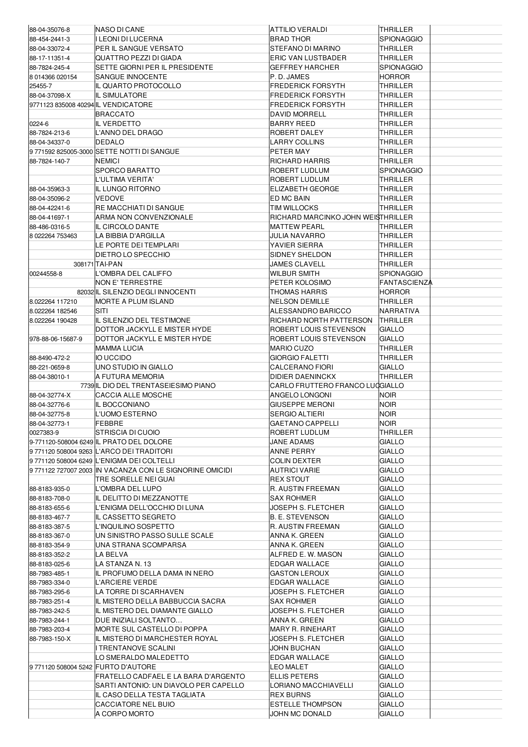| | | | | |
|---|---|---|---|---|
| 88-04-35076-8 | NASO DI CANE | ATTILIO VERALDI | THRILLER | |
| 88-454-2441-3 | I LEONI DI LUCERNA | BRAD THOR | SPIONAGGIO | |
| 88-04-33072-4 | PER IL SANGUE VERSATO | STEFANO DI MARINO | THRILLER | |
| 88-17-11351-4 | QUATTRO PEZZI DI GIADA | ERIC VAN LUSTBADER | THRILLER | |
| 88-7824-245-4 | SETTE GIORNI PER IL PRESIDENTE | GEFFREY HARCHER | SPIONAGGIO | |
| 8 014366 020154 | SANGUE INNOCENTE | P. D. JAMES | HORROR | |
| 25455-7 | IL QUARTO PROTOCOLLO | FREDERICK FORSYTH | THRILLER | |
| 88-04-37098-X | IL SIMULATORE | FREDERICK FORSYTH | THRILLER | |
| 9771123 835008 40294 | IL VENDICATORE | FREDERICK FORSYTH | THRILLER | |
| | BRACCATO | DAVID MORRELL | THRILLER | |
| 0224-6 | IL VERDETTO | BARRY REED | THRILLER | |
| 88-7824-213-6 | L'ANNO DEL DRAGO | ROBERT DALEY | THRILLER | |
| 88-04-34337-0 | DEDALO | LARRY COLLINS | THRILLER | |
| 9 771592 825005-3000 | SETTE NOTTI DI SANGUE | PETER MAY | THRILLER | |
| 88-7824-140-7 | NEMICI | RICHARD HARRIS | THRILLER | |
| | SPORCO BARATTO | ROBERT LUDLUM | SPIONAGGIO | |
| | L'ULTIMA VERITA' | ROBERT LUDLUM | THRILLER | |
| 88-04-35963-3 | IL LUNGO RITORNO | ELIZABETH GEORGE | THRILLER | |
| 88-04-35096-2 | VEDOVE | ED MC BAIN | THRILLER | |
| 88-04-42241-6 | RE MACCHIATI DI SANGUE | TIM WILLOCKS | THRILLER | |
| 88-04-41697-1 | ARMA NON CONVENZIONALE | RICHARD MARCINKO JOHN WEIS | THRILLER | |
| 88-486-0316-5 | IL CIRCOLO DANTE | MATTEW PEARL | THRILLER | |
| 8 022264 753463 | LA BIBBIA D'ARGILLA | JULIA NAVARRO | THRILLER | |
| | LE PORTE DEI TEMPLARI | YAVIER SIERRA | THRILLER | |
| | DIETRO LO SPECCHIO | SIDNEY SHELDON | THRILLER | |
| 308171 | TAI-PAN | JAMES CLAVELL | THRILLER | |
| 00244558-8 | L'OMBRA DEL CALIFFO | WILBUR SMITH | SPIONAGGIO | |
| | NON E' TERRESTRE | PETER KOLOSIMO | FANTASCIENZA | |
| 82032 | IL SILENZIO DEGLI INNOCENTI | THOMAS HARRIS | HORROR | |
| 8.022264 117210 | MORTE A PLUM ISLAND | NELSON DEMILLE | THRILLER | |
| 8.022264 182546 | SITI | ALESSANDRO BARICCO | NARRATIVA | |
| 8.022264 190428 | IL SILENZIO DEL TESTIMONE | RICHARD NORTH PATTERSON | THRILLER | |
| | DOTTOR JACKYLL E MISTER HYDE | ROBERT LOUIS STEVENSON | GIALLO | |
| 978-88-06-15687-9 | DOTTOR JACKYLL E MISTER HYDE | ROBERT LOUIS STEVENSON | GIALLO | |
| | MAMMA LUCIA | MARIO CUZO | THRILLER | |
| 88-8490-472-2 | IO UCCIDO | GIORGIO FALETTI | THRILLER | |
| 88-221-0659-8 | UNO STUDIO IN GIALLO | CALCERANO FIORI | GIALLO | |
| 88-04-38010-1 | A FUTURA MEMORIA | DIDIER DAENINCKX | THRILLER | |
| 7739 | IL DIO DEL TRENTASEIESIMO PIANO | CARLO FRUTTERO FRANCO LUC | GIALLO | |
| 88-04-32774-X | CACCIA ALLE MOSCHE | ANGELO LONGONI | NOIR | |
| 88-04-32776-6 | IL BOCCONIANO | GIUSEPPE MERONI | NOIR | |
| 88-04-32775-8 | L'UOMO ESTERNO | SERGIO ALTIERI | NOIR | |
| 88-04-32773-1 | FEBBRE | GAETANO CAPPELLI | NOIR | |
| 0027383-9 | STRISCIA DI CUOIO | ROBERT LUDLUM | THRILLER | |
| 9-771120-508004 6249 | IL PRATO DEL DOLORE | JANE ADAMS | GIALLO | |
| 9 771120 508004 9263 | L'ARCO DEI TRADITORI | ANNE PERRY | GIALLO | |
| 9 771120 508004 6249 | L'ENIGMA DEI COLTELLI | COLIN DEXTER | GIALLO | |
| 9 771122 727007 2003 | IN VACANZA CON LE SIGNORINE OMICIDI | AUTRICI VARIE | GIALLO | |
| | TRE SORELLE NEI GUAI | REX STOUT | GIALLO | |
| 88-8183-935-0 | L'OMBRA DEL LUPO | R. AUSTIN FREEMAN | GIALLO | |
| 88-8183-708-0 | IL DELITTO DI MEZZANOTTE | SAX ROHMER | GIALLO | |
| 88-8183-655-6 | L'ENIGMA DELL'OCCHIO DI LUNA | JOSEPH S. FLETCHER | GIALLO | |
| 88-8183-467-7 | IL CASSETTO SEGRETO | B. E. STEVENSON | GIALLO | |
| 88-8183-387-5 | L'INQUILINO SOSPETTO | R. AUSTIN FREEMAN | GIALLO | |
| 88-8183-367-0 | UN SINISTRO PASSO SULLE SCALE | ANNA K. GREEN | GIALLO | |
| 88-8183-354-9 | UNA STRANA SCOMPARSA | ANNA K. GREEN | GIALLO | |
| 88-8183-352-2 | LA BELVA | ALFRED E. W. MASON | GIALLO | |
| 88-8183-025-6 | LA STANZA N. 13 | EDGAR WALLACE | GIALLO | |
| 88-7983-485-1 | IL PROFUMO DELLA DAMA IN NERO | GASTON LEROUX | GIALLO | |
| 88-7983-334-0 | L'ARCIERE VERDE | EDGAR WALLACE | GIALLO | |
| 88-7983-295-6 | LA TORRE DI SCARHAVEN | JOSEPH S. FLETCHER | GIALLO | |
| 88-7983-251-4 | IL MISTERO DELLA BABBUCCIA SACRA | SAX ROHMER | GIALLO | |
| 88-7983-242-5 | IL MISTERO DEL DIAMANTE GIALLO | JOSEPH S. FLETCHER | GIALLO | |
| 88-7983-244-1 | DUE INIZIALI SOLTANTO… | ANNA K. GREEN | GIALLO | |
| 88-7983-203-4 | MORTE SUL CASTELLO DI POPPA | MARY R. RINEHART | GIALLO | |
| 88-7983-150-X | IL MISTERO DI MARCHESTER ROYAL | JOSEPH S. FLETCHER | GIALLO | |
| | I TRENTANOVE SCALINI | JOHN BUCHAN | GIALLO | |
| | LO SMERALDO MALEDETTO | EDGAR WALLACE | GIALLO | |
| 9 771120 508004 5242 | FURTO D'AUTORE | LEO MALET | GIALLO | |
| | FRATELLO CADFAEL E LA BARA D'ARGENTO | ELLIS PETERS | GIALLO | |
| | SARTI ANTONIO: UN DIAVOLO PER CAPELLO | LORIANO MACCHIAVELLI | GIALLO | |
| | IL CASO DELLA TESTA TAGLIATA | REX BURNS | GIALLO | |
| | CACCIATORE NEL BUIO | ESTELLE THOMPSON | GIALLO | |
| | A CORPO MORTO | JOHN MC DONALD | GIALLO | |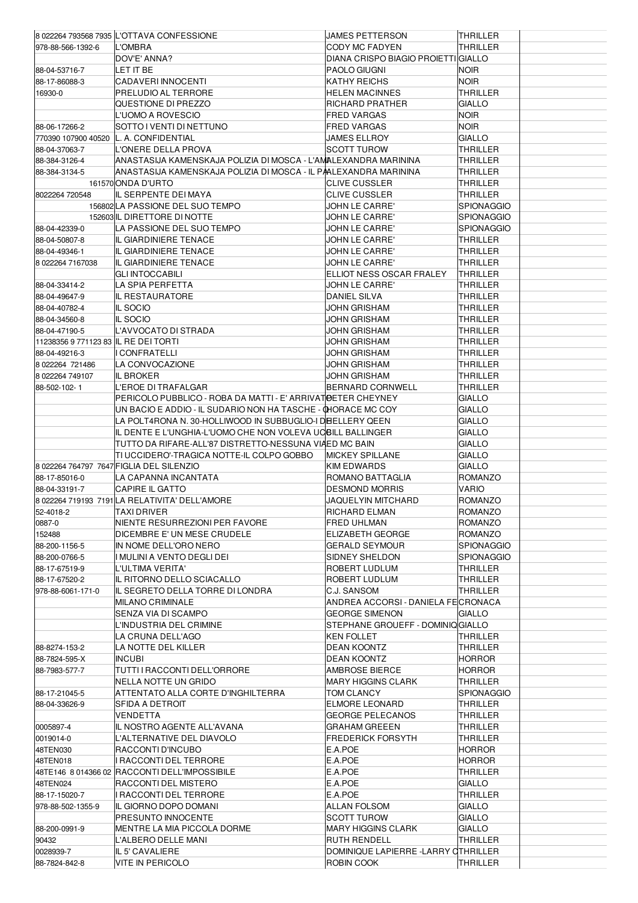| | | | | |
|---|---|---|---|---|
| 8 022264 793568 7935 | L'OTTAVA CONFESSIONE | JAMES PETTERSON | THRILLER | |
| 978-88-566-1392-6 | L'OMBRA | CODY MC FADYEN | THRILLER | |
| | DOV'E' ANNA? | DIANA CRISPO BIAGIO PROIETTI | GIALLO | |
| 88-04-53716-7 | LET IT BE | PAOLO GIUGNI | NOIR | |
| 88-17-86088-3 | CADAVERI INNOCENTI | KATHY REICHS | NOIR | |
| 16930-0 | PRELUDIO AL TERRORE | HELEN MACINNES | THRILLER | |
| | QUESTIONE DI PREZZO | RICHARD PRATHER | GIALLO | |
| | L'UOMO A ROVESCIO | FRED VARGAS | NOIR | |
| 88-06-17266-2 | SOTTO I VENTI DI NETTUNO | FRED VARGAS | NOIR | |
| 770390 107900 40520 | L. A. CONFIDENTIAL | JAMES ELLROY | GIALLO | |
| 88-04-37063-7 | L'ONERE DELLA PROVA | SCOTT TUROW | THRILLER | |
| 88-384-3126-4 | ANASTASIJA KAMENSKAJA POLIZIA DI MOSCA - L'AM | ALEXANDRA MARININA | THRILLER | |
| 88-384-3134-5 | ANASTASIJA KAMENSKAJA POLIZIA DI MOSCA - IL PA | ALEXANDRA MARININA | THRILLER | |
| 161570 | ONDA D'URTO | CLIVE CUSSLER | THRILLER | |
| 8022264 720548 | IL SERPENTE DEI MAYA | CLIVE CUSSLER | THRILLER | |
| 156802 | LA PASSIONE DEL SUO TEMPO | JOHN LE CARRE' | SPIONAGGIO | |
| 152603 | IL DIRETTORE DI NOTTE | JOHN LE CARRE' | SPIONAGGIO | |
| 88-04-42339-0 | LA PASSIONE DEL SUO TEMPO | JOHN LE CARRE' | SPIONAGGIO | |
| 88-04-50807-8 | IL GIARDINIERE TENACE | JOHN LE CARRE' | THRILLER | |
| 88-04-49346-1 | IL GIARDINIERE TENACE | JOHN LE CARRE' | THRILLER | |
| 8 022264 7167038 | IL GIARDINIERE TENACE | JOHN LE CARRE' | THRILLER | |
| | GLI INTOCCABILI | ELLIOT NESS OSCAR FRALEY | THRILLER | |
| 88-04-33414-2 | LA SPIA PERFETTA | JOHN LE CARRE' | THRILLER | |
| 88-04-49647-9 | IL RESTAURATORE | DANIEL SILVA | THRILLER | |
| 88-04-40782-4 | IL SOCIO | JOHN GRISHAM | THRILLER | |
| 88-04-34560-8 | IL SOCIO | JOHN GRISHAM | THRILLER | |
| 88-04-47190-5 | L'AVVOCATO DI STRADA | JOHN GRISHAM | THRILLER | |
| 11238356 9 771123 83 | IL RE DEI TORTI | JOHN GRISHAM | THRILLER | |
| 88-04-49216-3 | I CONFRATELLI | JOHN GRISHAM | THRILLER | |
| 8 022264 721486 | LA CONVOCAZIONE | JOHN GRISHAM | THRILLER | |
| 8 022264 749107 | IL BROKER | JOHN GRISHAM | THRILLER | |
| 88-502-102- 1 | L'EROE DI TRAFALGAR | BERNARD CORNWELL | THRILLER | |
| | PERICOLO PUBBLICO - ROBA DA MATTI - E' ARRIVAT | PETER CHEYNEY | GIALLO | |
| | UN BACIO E ADDIO - IL SUDARIO NON HA TASCHE - C | HORACE MC COY | GIALLO | |
| | LA POLT4RONA N. 30-HOLLIWOOD IN SUBBUGLIO-I DE | ELLERY QEEN | GIALLO | |
| | IL DENTE E L'UNGHIA-L'UOMO CHE NON VOLEVA UC | BILL BALLINGER | GIALLO | |
| | TUTTO DA RIFARE-ALL'87 DISTRETTO-NESSUNA VIA | ED MC BAIN | GIALLO | |
| | TI UCCIDERO'-TRAGICA NOTTE-IL COLPO GOBBO | MICKEY SPILLANE | GIALLO | |
| 8 022264 764797 7647 | FIGLIA DEL SILENZIO | KIM EDWARDS | GIALLO | |
| 88-17-85016-0 | LA CAPANNA INCANTATA | ROMANO BATTAGLIA | ROMANZO | |
| 88-04-33191-7 | CAPIRE IL GATTO | DESMOND MORRIS | VARIO | |
| 8 022264 719193 7191 | LA RELATIVITA' DELL'AMORE | JAQUELYIN MITCHARD | ROMANZO | |
| 52-4018-2 | TAXI DRIVER | RICHARD ELMAN | ROMANZO | |
| 0887-0 | NIENTE RESURREZIONI PER FAVORE | FRED UHLMAN | ROMANZO | |
| 152488 | DICEMBRE E' UN MESE CRUDELE | ELIZABETH GEORGE | ROMANZO | |
| 88-200-1156-5 | IN NOME DELL'ORO NERO | GERALD SEYMOUR | SPIONAGGIO | |
| 88-200-0766-5 | I MULINI A VENTO DEGLI DEI | SIDNEY SHELDON | SPIONAGGIO | |
| 88-17-67519-9 | L'ULTIMA VERITA' | ROBERT LUDLUM | THRILLER | |
| 88-17-67520-2 | IL RITORNO DELLO SCIACALLO | ROBERT LUDLUM | THRILLER | |
| 978-88-6061-171-0 | IL SEGRETO DELLA TORRE DI LONDRA | C.J. SANSOM | THRILLER | |
| | MILANO CRIMINALE | ANDREA ACCORSI - DANIELA FE | CRONACA | |
| | SENZA VIA DI SCAMPO | GEORGE SIMENON | GIALLO | |
| | L'INDUSTRIA DEL CRIMINE | STEPHANE GROUEFF - DOMINIQ | GIALLO | |
| | LA CRUNA DELL'AGO | KEN FOLLET | THRILLER | |
| 88-8274-153-2 | LA NOTTE DEL KILLER | DEAN KOONTZ | THRILLER | |
| 88-7824-595-X | INCUBI | DEAN KOONTZ | HORROR | |
| 88-7983-577-7 | TUTTI I RACCONTI DELL'ORRORE | AMBROSE BIERCE | HORROR | |
| | NELLA NOTTE UN GRIDO | MARY HIGGINS CLARK | THRILLER | |
| 88-17-21045-5 | ATTENTATO ALLA CORTE D'INGHILTERRA | TOM CLANCY | SPIONAGGIO | |
| 88-04-33626-9 | SFIDA A DETROIT | ELMORE LEONARD | THRILLER | |
| | VENDETTA | GEORGE PELECANOS | THRILLER | |
| 0005897-4 | IL NOSTRO AGENTE ALL'AVANA | GRAHAM GREEEN | THRILLER | |
| 0019014-0 | L'ALTERNATIVE DEL DIAVOLO | FREDERICK FORSYTH | THRILLER | |
| 48TEN030 | RACCONTI D'INCUBO | E.A.POE | HORROR | |
| 48TEN018 | I RACCONTI DEL TERRORE | E.A.POE | HORROR | |
| 48TE146 8 014366 02 | RACCONTI DELL'IMPOSSIBILE | E.A.POE | THRILLER | |
| 48TEN024 | RACCONTI DEL MISTERO | E.A.POE | GIALLO | |
| 88-17-15020-7 | I RACCONTI DEL TERRORE | E.A.POE | THRILLER | |
| 978-88-502-1355-9 | IL GIORNO DOPO DOMANI | ALLAN FOLSOM | GIALLO | |
| | PRESUNTO INNOCENTE | SCOTT TUROW | GIALLO | |
| 88-200-0991-9 | MENTRE LA MIA PICCOLA DORME | MARY HIGGINS CLARK | GIALLO | |
| 90432 | L'ALBERO DELLE MANI | RUTH RENDELL | THRILLER | |
| 0028939-7 | IL 5' CAVALIERE | DOMINIQUE LAPIERRE -LARRY C | THRILLER | |
| 88-7824-842-8 | VITE IN PERICOLO | ROBIN COOK | THRILLER | |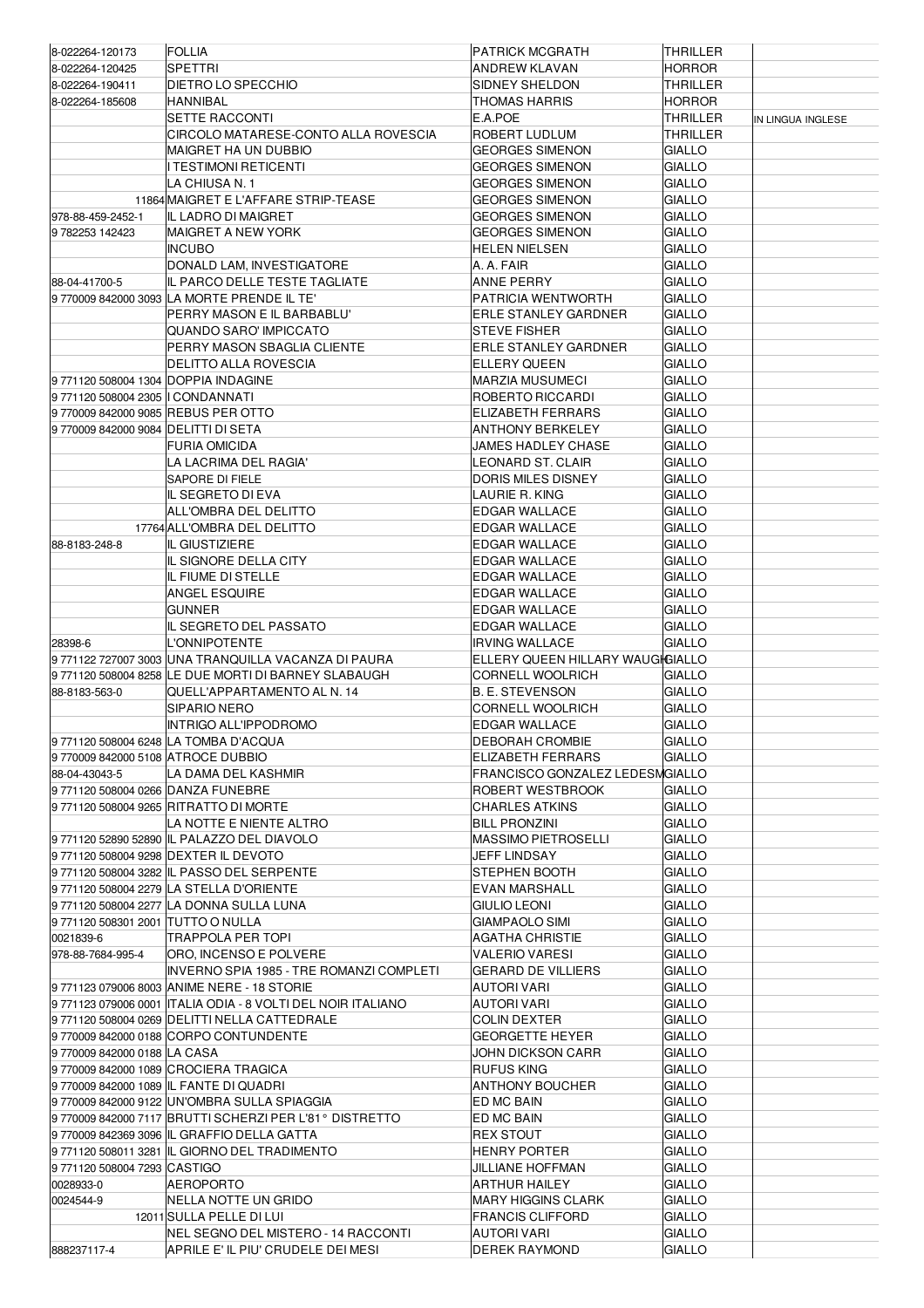| | | | | |
|---|---|---|---|---|
| 8-022264-120173 | FOLLIA | PATRICK MCGRATH | THRILLER | |
| 8-022264-120425 | SPETTRI | ANDREW KLAVAN | HORROR | |
| 8-022264-190411 | DIETRO LO SPECCHIO | SIDNEY SHELDON | THRILLER | |
| 8-022264-185608 | HANNIBAL | THOMAS HARRIS | HORROR | |
| | SETTE RACCONTI | E.A.POE | THRILLER | IN LINGUA INGLESE |
| | CIRCOLO MATARESE-CONTO ALLA ROVESCIA | ROBERT LUDLUM | THRILLER | |
| | MAIGRET HA UN DUBBIO | GEORGES SIMENON | GIALLO | |
| | I TESTIMONI RETICENTI | GEORGES SIMENON | GIALLO | |
| | LA CHIUSA N. 1 | GEORGES SIMENON | GIALLO | |
| 11864 | MAIGRET E L'AFFARE STRIP-TEASE | GEORGES SIMENON | GIALLO | |
| 978-88-459-2452-1 | IL LADRO DI MAIGRET | GEORGES SIMENON | GIALLO | |
| 9 782253 142423 | MAIGRET A NEW YORK | GEORGES SIMENON | GIALLO | |
| | INCUBO | HELEN NIELSEN | GIALLO | |
| | DONALD LAM, INVESTIGATORE | A. A. FAIR | GIALLO | |
| 88-04-41700-5 | IL PARCO DELLE TESTE TAGLIATE | ANNE PERRY | GIALLO | |
| 9 770009 842000 3093 | LA MORTE PRENDE IL TE' | PATRICIA WENTWORTH | GIALLO | |
| | PERRY MASON E IL BARBABLU' | ERLE STANLEY GARDNER | GIALLO | |
| | QUANDO SARO' IMPICCATO | STEVE FISHER | GIALLO | |
| | PERRY MASON SBAGLIA CLIENTE | ERLE STANLEY GARDNER | GIALLO | |
| | DELITTO ALLA ROVESCIA | ELLERY QUEEN | GIALLO | |
| 9 771120 508004 1304 | DOPPIA INDAGINE | MARZIA MUSUMECI | GIALLO | |
| 9 771120 508004 2305 | I CONDANNATI | ROBERTO RICCARDI | GIALLO | |
| 9 770009 842000 9085 | REBUS PER OTTO | ELIZABETH FERRARS | GIALLO | |
| 9 770009 842000 9084 | DELITTI DI SETA | ANTHONY BERKELEY | GIALLO | |
| | FURIA OMICIDA | JAMES HADLEY CHASE | GIALLO | |
| | LA LACRIMA DEL RAGIA' | LEONARD ST. CLAIR | GIALLO | |
| | SAPORE DI FIELE | DORIS MILES DISNEY | GIALLO | |
| | IL SEGRETO DI EVA | LAURIE R. KING | GIALLO | |
| | ALL'OMBRA DEL DELITTO | EDGAR WALLACE | GIALLO | |
| 17764 | ALL'OMBRA DEL DELITTO | EDGAR WALLACE | GIALLO | |
| 88-8183-248-8 | IL GIUSTIZIERE | EDGAR WALLACE | GIALLO | |
| | IL SIGNORE DELLA CITY | EDGAR WALLACE | GIALLO | |
| | IL FIUME DI STELLE | EDGAR WALLACE | GIALLO | |
| | ANGEL ESQUIRE | EDGAR WALLACE | GIALLO | |
| | GUNNER | EDGAR WALLACE | GIALLO | |
| | IL SEGRETO DEL PASSATO | EDGAR WALLACE | GIALLO | |
| 28398-6 | L'ONNIPOTENTE | IRVING WALLACE | GIALLO | |
| 9 771122 727007 3003 | UNA TRANQUILLA VACANZA DI PAURA | ELLERY QUEEN HILLARY WAUGH | GIALLO | |
| 9 771120 508004 8258 | LE DUE MORTI DI BARNEY SLABAUGH | CORNELL WOOLRICH | GIALLO | |
| 88-8183-563-0 | QUELL'APPARTAMENTO AL N. 14 | B. E. STEVENSON | GIALLO | |
| | SIPARIO NERO | CORNELL WOOLRICH | GIALLO | |
| | INTRIGO ALL'IPPODROMO | EDGAR WALLACE | GIALLO | |
| 9 771120 508004 6248 | LA TOMBA D'ACQUA | DEBORAH CROMBIE | GIALLO | |
| 9 770009 842000 5108 | ATROCE DUBBIO | ELIZABETH FERRARS | GIALLO | |
| 88-04-43043-5 | LA DAMA DEL KASHMIR | FRANCISCO GONZALEZ LEDESMA | GIALLO | |
| 9 771120 508004 0266 | DANZA FUNEBRE | ROBERT WESTBROOK | GIALLO | |
| 9 771120 508004 9265 | RITRATTO DI MORTE | CHARLES ATKINS | GIALLO | |
| | LA NOTTE E NIENTE ALTRO | BILL PRONZINI | GIALLO | |
| 9 771120 52890 52890 | IL PALAZZO DEL DIAVOLO | MASSIMO PIETROSELLI | GIALLO | |
| 9 771120 508004 9298 | DEXTER IL DEVOTO | JEFF LINDSAY | GIALLO | |
| 9 771120 508004 3282 | IL PASSO DEL SERPENTE | STEPHEN BOOTH | GIALLO | |
| 9 771120 508004 2279 | LA STELLA D'ORIENTE | EVAN MARSHALL | GIALLO | |
| 9 771120 508004 2277 | LA DONNA SULLA LUNA | GIULIO LEONI | GIALLO | |
| 9 771120 508301 2001 | TUTTO O NULLA | GIAMPAOLO SIMI | GIALLO | |
| 0021839-6 | TRAPPOLA PER TOPI | AGATHA CHRISTIE | GIALLO | |
| 978-88-7684-995-4 | ORO, INCENSO E POLVERE | VALERIO VARESI | GIALLO | |
| | INVERNO SPIA 1985 - TRE ROMANZI COMPLETI | GERARD DE VILLIERS | GIALLO | |
| 9 771123 079006 8003 | ANIME NERE - 18 STORIE | AUTORI VARI | GIALLO | |
| 9 771123 079006 0001 | ITALIA ODIA - 8 VOLTI DEL NOIR ITALIANO | AUTORI VARI | GIALLO | |
| 9 771120 508004 0269 | DELITTI NELLA CATTEDRALE | COLIN DEXTER | GIALLO | |
| 9 770009 842000 0188 | CORPO CONTUNDENTE | GEORGETTE HEYER | GIALLO | |
| 9 770009 842000 0188 | LA CASA | JOHN DICKSON CARR | GIALLO | |
| 9 770009 842000 1089 | CROCIERA TRAGICA | RUFUS KING | GIALLO | |
| 9 770009 842000 1089 | IL FANTE DI QUADRI | ANTHONY BOUCHER | GIALLO | |
| 9 770009 842000 9122 | UN'OMBRA SULLA SPIAGGIA | ED MC BAIN | GIALLO | |
| 9 770009 842000 7117 | BRUTTI SCHERZI PER L'81° DISTRETTO | ED MC BAIN | GIALLO | |
| 9 770009 842369 3096 | IL GRAFFIO DELLA GATTA | REX STOUT | GIALLO | |
| 9 771120 508011 3281 | IL GIORNO DEL TRADIMENTO | HENRY PORTER | GIALLO | |
| 9 771120 508004 7293 | CASTIGO | JILLIANE HOFFMAN | GIALLO | |
| 0028933-0 | AEROPORTO | ARTHUR HAILEY | GIALLO | |
| 0024544-9 | NELLA NOTTE UN GRIDO | MARY HIGGINS CLARK | GIALLO | |
| 12011 | SULLA PELLE DI LUI | FRANCIS CLIFFORD | GIALLO | |
| | NEL SEGNO DEL MISTERO - 14 RACCONTI | AUTORI VARI | GIALLO | |
| 888237117-4 | APRILE E' IL PIU' CRUDELE DEI MESI | DEREK RAYMOND | GIALLO | |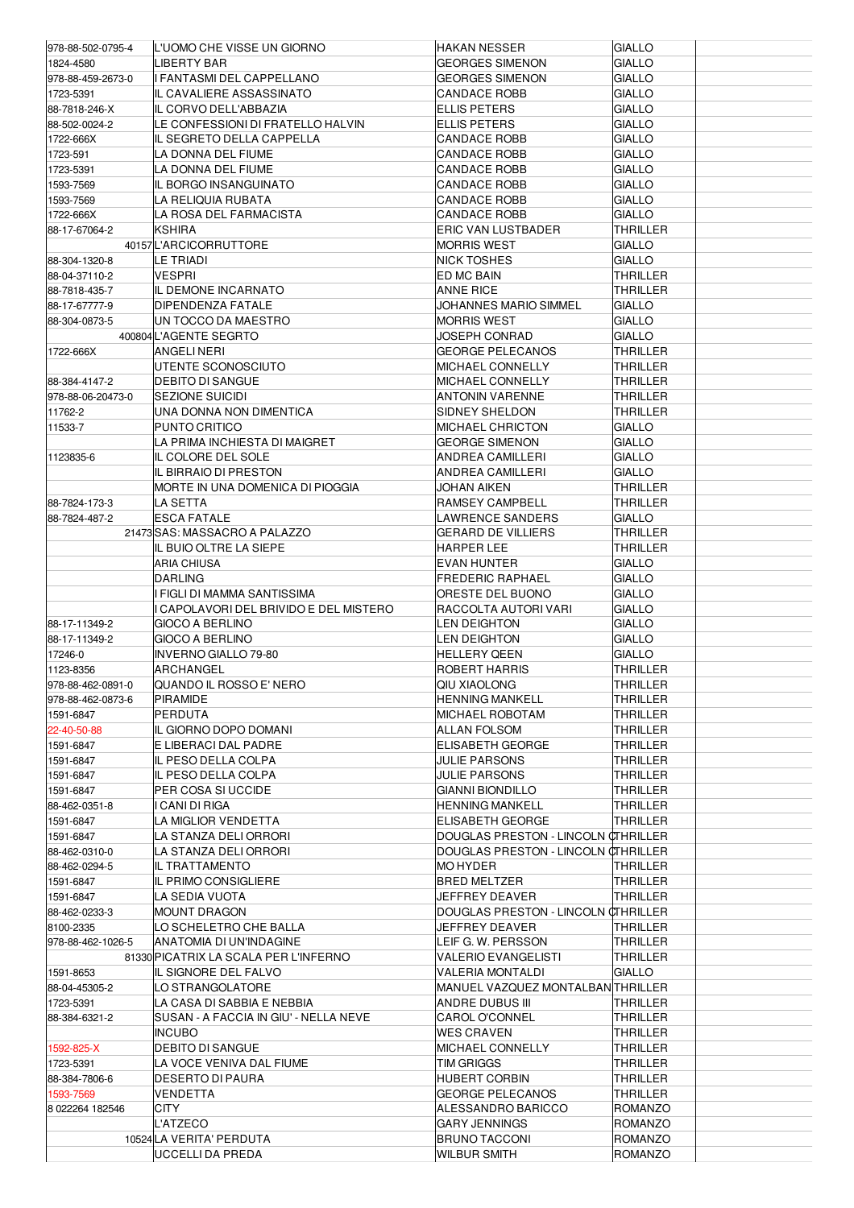| | | | | |
|---|---|---|---|---|
| 978-88-502-0795-4 | L'UOMO CHE VISSE UN GIORNO | HAKAN NESSER | GIALLO | |
| 1824-4580 | LIBERTY BAR | GEORGES SIMENON | GIALLO | |
| 978-88-459-2673-0 | I FANTASMI DEL CAPPELLANO | GEORGES SIMENON | GIALLO | |
| 1723-5391 | IL CAVALIERE ASSASSINATO | CANDACE ROBB | GIALLO | |
| 88-7818-246-X | IL CORVO DELL'ABBAZIA | ELLIS PETERS | GIALLO | |
| 88-502-0024-2 | LE CONFESSIONI DI FRATELLO HALVIN | ELLIS PETERS | GIALLO | |
| 1722-666X | IL SEGRETO DELLA CAPPELLA | CANDACE ROBB | GIALLO | |
| 1723-591 | LA DONNA DEL FIUME | CANDACE ROBB | GIALLO | |
| 1723-5391 | LA DONNA DEL FIUME | CANDACE ROBB | GIALLO | |
| 1593-7569 | IL BORGO INSANGUINATO | CANDACE ROBB | GIALLO | |
| 1593-7569 | LA RELIQUIA RUBATA | CANDACE ROBB | GIALLO | |
| 1722-666X | LA ROSA DEL FARMACISTA | CANDACE ROBB | GIALLO | |
| 88-17-67064-2 | KSHIRA | ERIC VAN LUSTBADER | THRILLER | |
| 40157 | L'ARCICORRUTTORE | MORRIS WEST | GIALLO | |
| 88-304-1320-8 | LE TRIADI | NICK TOSHES | GIALLO | |
| 88-04-37110-2 | VESPRI | ED MC BAIN | THRILLER | |
| 88-7818-435-7 | IL DEMONE INCARNATO | ANNE RICE | THRILLER | |
| 88-17-67777-9 | DIPENDENZA FATALE | JOHANNES MARIO SIMMEL | GIALLO | |
| 88-304-0873-5 | UN TOCCO DA MAESTRO | MORRIS WEST | GIALLO | |
| 400804 | L'AGENTE SEGRTO | JOSEPH CONRAD | GIALLO | |
| 1722-666X | ANGELI NERI | GEORGE PELECANOS | THRILLER | |
| | UTENTE SCONOSCIUTO | MICHAEL CONNELLY | THRILLER | |
| 88-384-4147-2 | DEBITO DI SANGUE | MICHAEL CONNELLY | THRILLER | |
| 978-88-06-20473-0 | SEZIONE SUICIDI | ANTONIN VARENNE | THRILLER | |
| 11762-2 | UNA DONNA NON DIMENTICA | SIDNEY SHELDON | THRILLER | |
| 11533-7 | PUNTO CRITICO | MICHAEL CHRICTON | GIALLO | |
| | LA PRIMA INCHIESTA DI MAIGRET | GEORGE SIMENON | GIALLO | |
| 1123835-6 | IL COLORE DEL SOLE | ANDREA CAMILLERI | GIALLO | |
| | IL BIRRAIO DI PRESTON | ANDREA CAMILLERI | GIALLO | |
| | MORTE IN UNA DOMENICA DI PIOGGIA | JOHAN AIKEN | THRILLER | |
| 88-7824-173-3 | LA SETTA | RAMSEY CAMPBELL | THRILLER | |
| 88-7824-487-2 | ESCA FATALE | LAWRENCE SANDERS | GIALLO | |
| 21473 | SAS: MASSACRO A PALAZZO | GERARD DE VILLIERS | THRILLER | |
| | IL BUIO OLTRE LA SIEPE | HARPER LEE | THRILLER | |
| | ARIA CHIUSA | EVAN HUNTER | GIALLO | |
| | DARLING | FREDERIC RAPHAEL | GIALLO | |
| | I FIGLI DI MAMMA SANTISSIMA | ORESTE DEL BUONO | GIALLO | |
| | I CAPOLAVORI DEL BRIVIDO E DEL MISTERO | RACCOLTA AUTORI VARI | GIALLO | |
| 88-17-11349-2 | GIOCO A BERLINO | LEN DEIGHTON | GIALLO | |
| 88-17-11349-2 | GIOCO A BERLINO | LEN DEIGHTON | GIALLO | |
| 17246-0 | INVERNO GIALLO 79-80 | HELLERY QEEN | GIALLO | |
| 1123-8356 | ARCHANGEL | ROBERT HARRIS | THRILLER | |
| 978-88-462-0891-0 | QUANDO IL ROSSO E' NERO | QIU XIAOLONG | THRILLER | |
| 978-88-462-0873-6 | PIRAMIDE | HENNING MANKELL | THRILLER | |
| 1591-6847 | PERDUTA | MICHAEL ROBOTAM | THRILLER | |
| 22-40-50-88 | IL GIORNO DOPO DOMANI | ALLAN FOLSOM | THRILLER | |
| 1591-6847 | E LIBERACI DAL PADRE | ELISABETH GEORGE | THRILLER | |
| 1591-6847 | IL PESO DELLA COLPA | JULIE PARSONS | THRILLER | |
| 1591-6847 | IL PESO DELLA COLPA | JULIE PARSONS | THRILLER | |
| 1591-6847 | PER COSA SI UCCIDE | GIANNI BIONDILLO | THRILLER | |
| 88-462-0351-8 | I CANI DI RIGA | HENNING MANKELL | THRILLER | |
| 1591-6847 | LA MIGLIOR VENDETTA | ELISABETH GEORGE | THRILLER | |
| 1591-6847 | LA STANZA DELI ORRORI | DOUGLAS PRESTON - LINCOLN C | THRILLER | |
| 88-462-0310-0 | LA STANZA DELI ORRORI | DOUGLAS PRESTON - LINCOLN C | THRILLER | |
| 88-462-0294-5 | IL TRATTAMENTO | MO HYDER | THRILLER | |
| 1591-6847 | IL PRIMO CONSIGLIERE | BRED MELTZER | THRILLER | |
| 1591-6847 | LA SEDIA VUOTA | JEFFREY DEAVER | THRILLER | |
| 88-462-0233-3 | MOUNT DRAGON | DOUGLAS PRESTON - LINCOLN C | THRILLER | |
| 8100-2335 | LO SCHELETRO CHE BALLA | JEFFREY DEAVER | THRILLER | |
| 978-88-462-1026-5 | ANATOMIA DI UN'INDAGINE | LEIF G. W. PERSSON | THRILLER | |
| 81330 | PICATRIX LA SCALA PER L'INFERNO | VALERIO EVANGELISTI | THRILLER | |
| 1591-8653 | IL SIGNORE DEL FALVO | VALERIA MONTALDI | GIALLO | |
| 88-04-45305-2 | LO STRANGOLATORE | MANUEL VAZQUEZ MONTALBAN | THRILLER | |
| 1723-5391 | LA CASA DI SABBIA E NEBBIA | ANDRE DUBUS III | THRILLER | |
| 88-384-6321-2 | SUSAN - A FACCIA IN GIU' - NELLA NEVE | CAROL O'CONNEL | THRILLER | |
| | INCUBO | WES CRAVEN | THRILLER | |
| 1592-825-X | DEBITO DI SANGUE | MICHAEL CONNELLY | THRILLER | |
| 1723-5391 | LA VOCE VENIVA DAL FIUME | TIM GRIGGS | THRILLER | |
| 88-384-7806-6 | DESERTO DI PAURA | HUBERT CORBIN | THRILLER | |
| 1593-7569 | VENDETTA | GEORGE PELECANOS | THRILLER | |
| 8 022264 182546 | CITY | ALESSANDRO BARICCO | ROMANZO | |
| | L'ATZECO | GARY JENNINGS | ROMANZO | |
| 10524 | LA VERITA' PERDUTA | BRUNO TACCONI | ROMANZO | |
| | UCCELLI DA PREDA | WILBUR SMITH | ROMANZO | |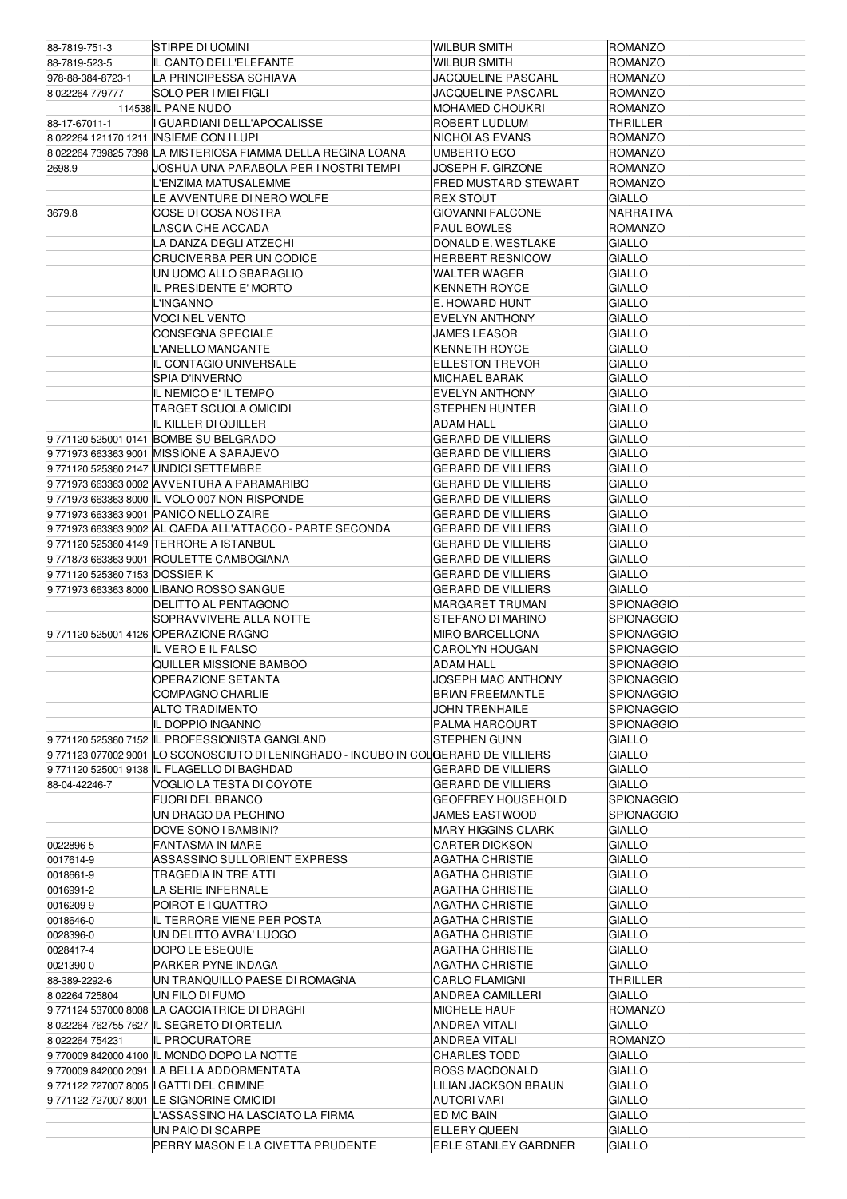| | | | | |
|---|---|---|---|---|
| 88-7819-751-3 | STIRPE DI UOMINI | WILBUR SMITH | ROMANZO | |
| 88-7819-523-5 | IL CANTO DELL'ELEFANTE | WILBUR SMITH | ROMANZO | |
| 978-88-384-8723-1 | LA PRINCIPESSA SCHIAVA | JACQUELINE PASCARL | ROMANZO | |
| 8 022264 779777 | SOLO PER I MIEI FIGLI | JACQUELINE PASCARL | ROMANZO | |
| 114538 | IL PANE NUDO | MOHAMED CHOUKRI | ROMANZO | |
| 88-17-67011-1 | I GUARDIANI DELL'APOCALISSE | ROBERT LUDLUM | THRILLER | |
| 8 022264 121170 1211 | INSIEME CON I LUPI | NICHOLAS EVANS | ROMANZO | |
| 8 022264 739825 7398 | LA MISTERIOSA FIAMMA DELLA REGINA LOANA | UMBERTO ECO | ROMANZO | |
| 2698.9 | JOSHUA UNA PARABOLA PER I NOSTRI TEMPI | JOSEPH F. GIRZONE | ROMANZO | |
| | L'ENZIMA MATUSALEMME | FRED MUSTARD STEWART | ROMANZO | |
| | LE AVVENTURE DI NERO WOLFE | REX STOUT | GIALLO | |
| 3679.8 | COSE DI COSA NOSTRA | GIOVANNI FALCONE | NARRATIVA | |
| | LASCIA CHE ACCADA | PAUL BOWLES | ROMANZO | |
| | LA DANZA DEGLI ATZECHI | DONALD E. WESTLAKE | GIALLO | |
| | CRUCIVERBA PER UN CODICE | HERBERT RESNICOW | GIALLO | |
| | UN UOMO ALLO SBARAGLIO | WALTER WAGER | GIALLO | |
| | IL PRESIDENTE E' MORTO | KENNETH ROYCE | GIALLO | |
| | L'INGANNO | E. HOWARD HUNT | GIALLO | |
| | VOCI NEL VENTO | EVELYN ANTHONY | GIALLO | |
| | CONSEGNA SPECIALE | JAMES LEASOR | GIALLO | |
| | L'ANELLO MANCANTE | KENNETH ROYCE | GIALLO | |
| | IL CONTAGIO UNIVERSALE | ELLESTON TREVOR | GIALLO | |
| | SPIA D'INVERNO | MICHAEL BARAK | GIALLO | |
| | IL NEMICO E' IL TEMPO | EVELYN ANTHONY | GIALLO | |
| | TARGET SCUOLA OMICIDI | STEPHEN HUNTER | GIALLO | |
| | IL KILLER DI QUILLER | ADAM HALL | GIALLO | |
| 9 771120 525001 0141 | BOMBE SU BELGRADO | GERARD DE VILLIERS | GIALLO | |
| 9 771973 663363 9001 | MISSIONE A SARAJEVO | GERARD DE VILLIERS | GIALLO | |
| 9 771120 525360 2147 | UNDICI SETTEMBRE | GERARD DE VILLIERS | GIALLO | |
| 9 771973 663363 0002 | AVVENTURA A PARAMARIBO | GERARD DE VILLIERS | GIALLO | |
| 9 771973 663363 8000 | IL VOLO 007 NON RISPONDE | GERARD DE VILLIERS | GIALLO | |
| 9 771973 663363 9001 | PANICO NELLO ZAIRE | GERARD DE VILLIERS | GIALLO | |
| 9 771973 663363 9002 | AL QAEDA ALL'ATTACCO - PARTE SECONDA | GERARD DE VILLIERS | GIALLO | |
| 9 771120 525360 4149 | TERRORE A ISTANBUL | GERARD DE VILLIERS | GIALLO | |
| 9 771873 663363 9001 | ROULETTE CAMBOGIANA | GERARD DE VILLIERS | GIALLO | |
| 9 771120 525360 7153 | DOSSIER K | GERARD DE VILLIERS | GIALLO | |
| 9 771973 663363 8000 | LIBANO ROSSO SANGUE | GERARD DE VILLIERS | GIALLO | |
| | DELITTO AL PENTAGONO | MARGARET TRUMAN | SPIONAGGIO | |
| | SOPRAVVIVERE ALLA NOTTE | STEFANO DI MARINO | SPIONAGGIO | |
| 9 771120 525001 4126 | OPERAZIONE RAGNO | MIRO BARCELLONA | SPIONAGGIO | |
| | IL VERO E IL FALSO | CAROLYN HOUGAN | SPIONAGGIO | |
| | QUILLER MISSIONE BAMBOO | ADAM HALL | SPIONAGGIO | |
| | OPERAZIONE SETANTA | JOSEPH MAC ANTHONY | SPIONAGGIO | |
| | COMPAGNO CHARLIE | BRIAN FREEMANTLE | SPIONAGGIO | |
| | ALTO TRADIMENTO | JOHN TRENHAILE | SPIONAGGIO | |
| | IL DOPPIO INGANNO | PALMA HARCOURT | SPIONAGGIO | |
| 9 771120 525360 7152 | IL PROFESSIONISTA GANGLAND | STEPHEN GUNN | GIALLO | |
| 9 771123 077002 9001 | LO SCONOSCIUTO DI LENINGRADO - INCUBO IN COLO | GERARD DE VILLIERS | GIALLO | |
| 9 771120 525001 9138 | IL FLAGELLO DI BAGHDAD | GERARD DE VILLIERS | GIALLO | |
| 88-04-42246-7 | VOGLIO LA TESTA DI COYOTE | GERARD DE VILLIERS | GIALLO | |
| | FUORI DEL BRANCO | GEOFFREY HOUSEHOLD | SPIONAGGIO | |
| | UN DRAGO DA PECHINO | JAMES EASTWOOD | SPIONAGGIO | |
| | DOVE SONO I BAMBINI? | MARY HIGGINS CLARK | GIALLO | |
| 0022896-5 | FANTASMA IN MARE | CARTER DICKSON | GIALLO | |
| 0017614-9 | ASSASSINO SULL'ORIENT EXPRESS | AGATHA CHRISTIE | GIALLO | |
| 0018661-9 | TRAGEDIA IN TRE ATTI | AGATHA CHRISTIE | GIALLO | |
| 0016991-2 | LA SERIE INFERNALE | AGATHA CHRISTIE | GIALLO | |
| 0016209-9 | POIROT E I QUATTRO | AGATHA CHRISTIE | GIALLO | |
| 0018646-0 | IL TERRORE VIENE PER POSTA | AGATHA CHRISTIE | GIALLO | |
| 0028396-0 | UN DELITTO AVRA' LUOGO | AGATHA CHRISTIE | GIALLO | |
| 0028417-4 | DOPO LE ESEQUIE | AGATHA CHRISTIE | GIALLO | |
| 0021390-0 | PARKER PYNE INDAGA | AGATHA CHRISTIE | GIALLO | |
| 88-389-2292-6 | UN TRANQUILLO PAESE DI ROMAGNA | CARLO FLAMIGNI | THRILLER | |
| 8 02264 725804 | UN FILO DI FUMO | ANDREA CAMILLERI | GIALLO | |
| 9 771124 537000 8008 | LA CACCIATRICE DI DRAGHI | MICHELE HAUF | ROMANZO | |
| 8 022264 762755 7627 | IL SEGRETO DI ORTELIA | ANDREA VITALI | GIALLO | |
| 8 022264 754231 | IL PROCURATORE | ANDREA VITALI | ROMANZO | |
| 9 770009 842000 4100 | IL MONDO DOPO LA NOTTE | CHARLES TODD | GIALLO | |
| 9 770009 842000 2091 | LA BELLA ADDORMENTATA | ROSS MACDONALD | GIALLO | |
| 9 771122 727007 8005 | I GATTI DEL CRIMINE | LILIAN JACKSON BRAUN | GIALLO | |
| 9 771122 727007 8001 | LE SIGNORINE OMICIDI | AUTORI VARI | GIALLO | |
| | L'ASSASSINO HA LASCIATO LA FIRMA | ED MC BAIN | GIALLO | |
| | UN PAIO DI SCARPE | ELLERY QUEEN | GIALLO | |
| | PERRY MASON E LA CIVETTA PRUDENTE | ERLE STANLEY GARDNER | GIALLO | |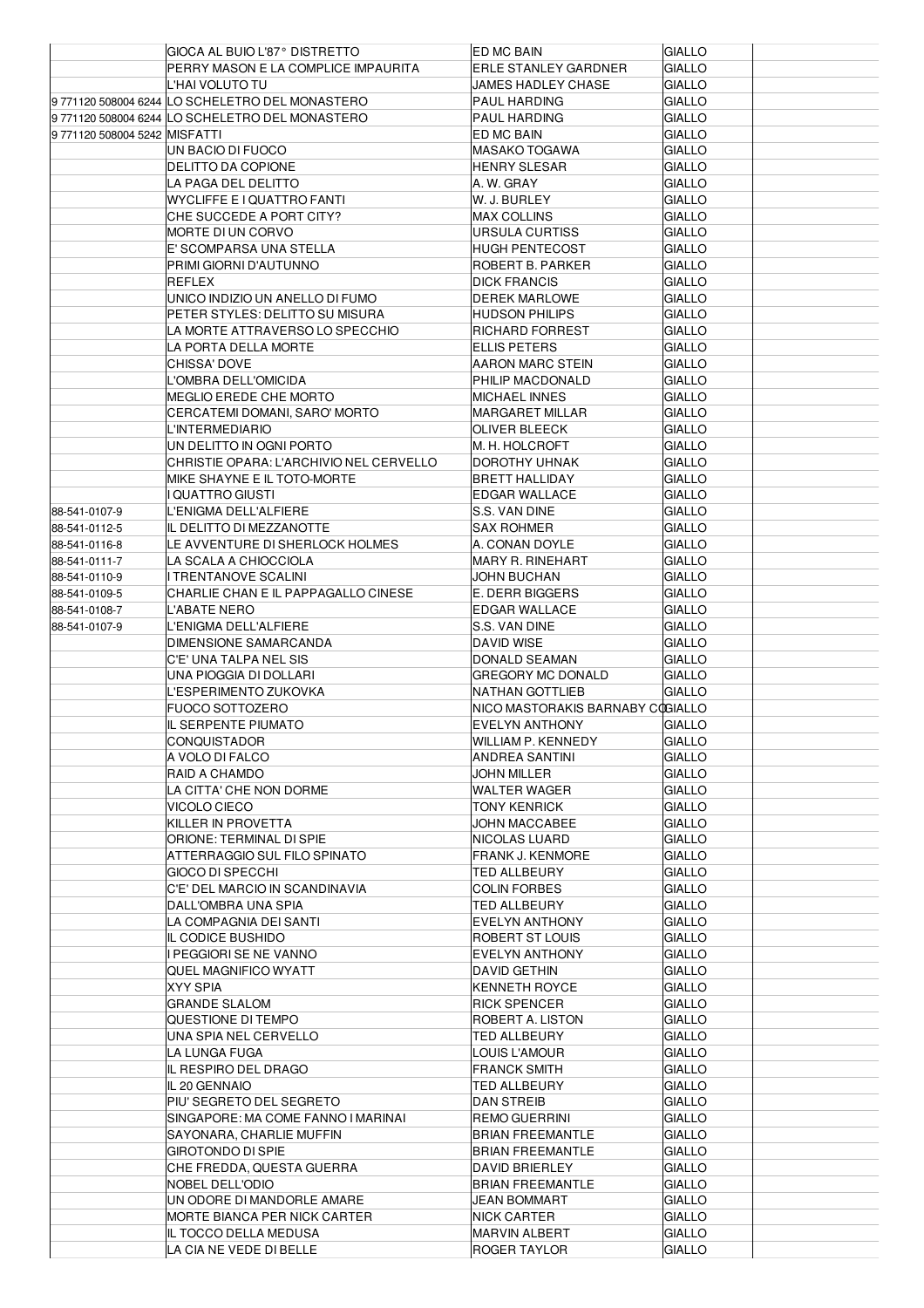| | | | | |
|---|---|---|---|---|
| | GIOCA AL BUIO L'87° DISTRETTO | ED MC BAIN | GIALLO | |
| | PERRY MASON E LA COMPLICE IMPAURITA | ERLE STANLEY GARDNER | GIALLO | |
| | L'HAI VOLUTO TU | JAMES HADLEY CHASE | GIALLO | |
| 9 771120 508004 6244 | LO SCHELETRO DEL MONASTERO | PAUL HARDING | GIALLO | |
| 9 771120 508004 6244 | LO SCHELETRO DEL MONASTERO | PAUL HARDING | GIALLO | |
| 9 771120 508004 5242 | MISFATTI | ED MC BAIN | GIALLO | |
| | UN BACIO DI FUOCO | MASAKO TOGAWA | GIALLO | |
| | DELITTO DA COPIONE | HENRY SLESAR | GIALLO | |
| | LA PAGA DEL DELITTO | A. W. GRAY | GIALLO | |
| | WYCLIFFE E I QUATTRO FANTI | W. J. BURLEY | GIALLO | |
| | CHE SUCCEDE A PORT CITY? | MAX COLLINS | GIALLO | |
| | MORTE DI UN CORVO | URSULA CURTISS | GIALLO | |
| | E' SCOMPARSA UNA STELLA | HUGH PENTECOST | GIALLO | |
| | PRIMI GIORNI D'AUTUNNO | ROBERT B. PARKER | GIALLO | |
| | REFLEX | DICK FRANCIS | GIALLO | |
| | UNICO INDIZIO UN ANELLO DI FUMO | DEREK MARLOWE | GIALLO | |
| | PETER STYLES: DELITTO SU MISURA | HUDSON PHILIPS | GIALLO | |
| | LA MORTE ATTRAVERSO LO SPECCHIO | RICHARD FORREST | GIALLO | |
| | LA PORTA DELLA MORTE | ELLIS PETERS | GIALLO | |
| | CHISSA' DOVE | AARON MARC STEIN | GIALLO | |
| | L'OMBRA DELL'OMICIDA | PHILIP MACDONALD | GIALLO | |
| | MEGLIO EREDE CHE MORTO | MICHAEL INNES | GIALLO | |
| | CERCATEMI DOMANI, SARO' MORTO | MARGARET MILLAR | GIALLO | |
| | L'INTERMEDIARIO | OLIVER BLEECK | GIALLO | |
| | UN DELITTO IN OGNI PORTO | M. H. HOLCROFT | GIALLO | |
| | CHRISTIE OPARA: L'ARCHIVIO NEL CERVELLO | DOROTHY UHNAK | GIALLO | |
| | MIKE SHAYNE E IL TOTO-MORTE | BRETT HALLIDAY | GIALLO | |
| | I QUATTRO GIUSTI | EDGAR WALLACE | GIALLO | |
| 88-541-0107-9 | L'ENIGMA DELL'ALFIERE | S.S. VAN DINE | GIALLO | |
| 88-541-0112-5 | IL DELITTO DI MEZZANOTTE | SAX ROHMER | GIALLO | |
| 88-541-0116-8 | LE AVVENTURE DI SHERLOCK HOLMES | A. CONAN DOYLE | GIALLO | |
| 88-541-0111-7 | LA SCALA A CHIOCCIOLA | MARY R. RINEHART | GIALLO | |
| 88-541-0110-9 | I TRENTANOVE SCALINI | JOHN BUCHAN | GIALLO | |
| 88-541-0109-5 | CHARLIE CHAN E IL PAPPAGALLO CINESE | E. DERR BIGGERS | GIALLO | |
| 88-541-0108-7 | L'ABATE NERO | EDGAR WALLACE | GIALLO | |
| 88-541-0107-9 | L'ENIGMA DELL'ALFIERE | S.S. VAN DINE | GIALLO | |
| | DIMENSIONE SAMARCANDA | DAVID WISE | GIALLO | |
| | C'E' UNA TALPA NEL SIS | DONALD SEAMAN | GIALLO | |
| | UNA PIOGGIA DI DOLLARI | GREGORY MC DONALD | GIALLO | |
| | L'ESPERIMENTO ZUKOVKA | NATHAN GOTTLIEB | GIALLO | |
| | FUOCO SOTTOZERO | NICO MASTORAKIS BARNABY CO | GIALLO | |
| | IL SERPENTE PIUMATO | EVELYN ANTHONY | GIALLO | |
| | CONQUISTADOR | WILLIAM P. KENNEDY | GIALLO | |
| | A VOLO DI FALCO | ANDREA SANTINI | GIALLO | |
| | RAID A CHAMDO | JOHN MILLER | GIALLO | |
| | LA CITTA' CHE NON DORME | WALTER WAGER | GIALLO | |
| | VICOLO CIECO | TONY KENRICK | GIALLO | |
| | KILLER IN PROVETTA | JOHN MACCABEE | GIALLO | |
| | ORIONE: TERMINAL DI SPIE | NICOLAS LUARD | GIALLO | |
| | ATTERRAGGIO SUL FILO SPINATO | FRANK J. KENMORE | GIALLO | |
| | GIOCO DI SPECCHI | TED ALLBEURY | GIALLO | |
| | C'E' DEL MARCIO IN SCANDINAVIA | COLIN FORBES | GIALLO | |
| | DALL'OMBRA UNA SPIA | TED ALLBEURY | GIALLO | |
| | LA COMPAGNIA DEI SANTI | EVELYN ANTHONY | GIALLO | |
| | IL CODICE BUSHIDO | ROBERT ST LOUIS | GIALLO | |
| | I PEGGIORI SE NE VANNO | EVELYN ANTHONY | GIALLO | |
| | QUEL MAGNIFICO WYATT | DAVID GETHIN | GIALLO | |
| | XYY SPIA | KENNETH ROYCE | GIALLO | |
| | GRANDE SLALOM | RICK SPENCER | GIALLO | |
| | QUESTIONE DI TEMPO | ROBERT A. LISTON | GIALLO | |
| | UNA SPIA NEL CERVELLO | TED ALLBEURY | GIALLO | |
| | LA LUNGA FUGA | LOUIS L'AMOUR | GIALLO | |
| | IL RESPIRO DEL DRAGO | FRANCK SMITH | GIALLO | |
| | IL 20 GENNAIO | TED ALLBEURY | GIALLO | |
| | PIU' SEGRETO DEL SEGRETO | DAN STREIB | GIALLO | |
| | SINGAPORE: MA COME FANNO I MARINAI | REMO GUERRINI | GIALLO | |
| | SAYONARA, CHARLIE MUFFIN | BRIAN FREEMANTLE | GIALLO | |
| | GIROTONDO DI SPIE | BRIAN FREEMANTLE | GIALLO | |
| | CHE FREDDA, QUESTA GUERRA | DAVID BRIERLEY | GIALLO | |
| | NOBEL DELL'ODIO | BRIAN FREEMANTLE | GIALLO | |
| | UN ODORE DI MANDORLE AMARE | JEAN BOMMART | GIALLO | |
| | MORTE BIANCA PER NICK CARTER | NICK CARTER | GIALLO | |
| | IL TOCCO DELLA MEDUSA | MARVIN ALBERT | GIALLO | |
| | LA CIA NE VEDE DI BELLE | ROGER TAYLOR | GIALLO | |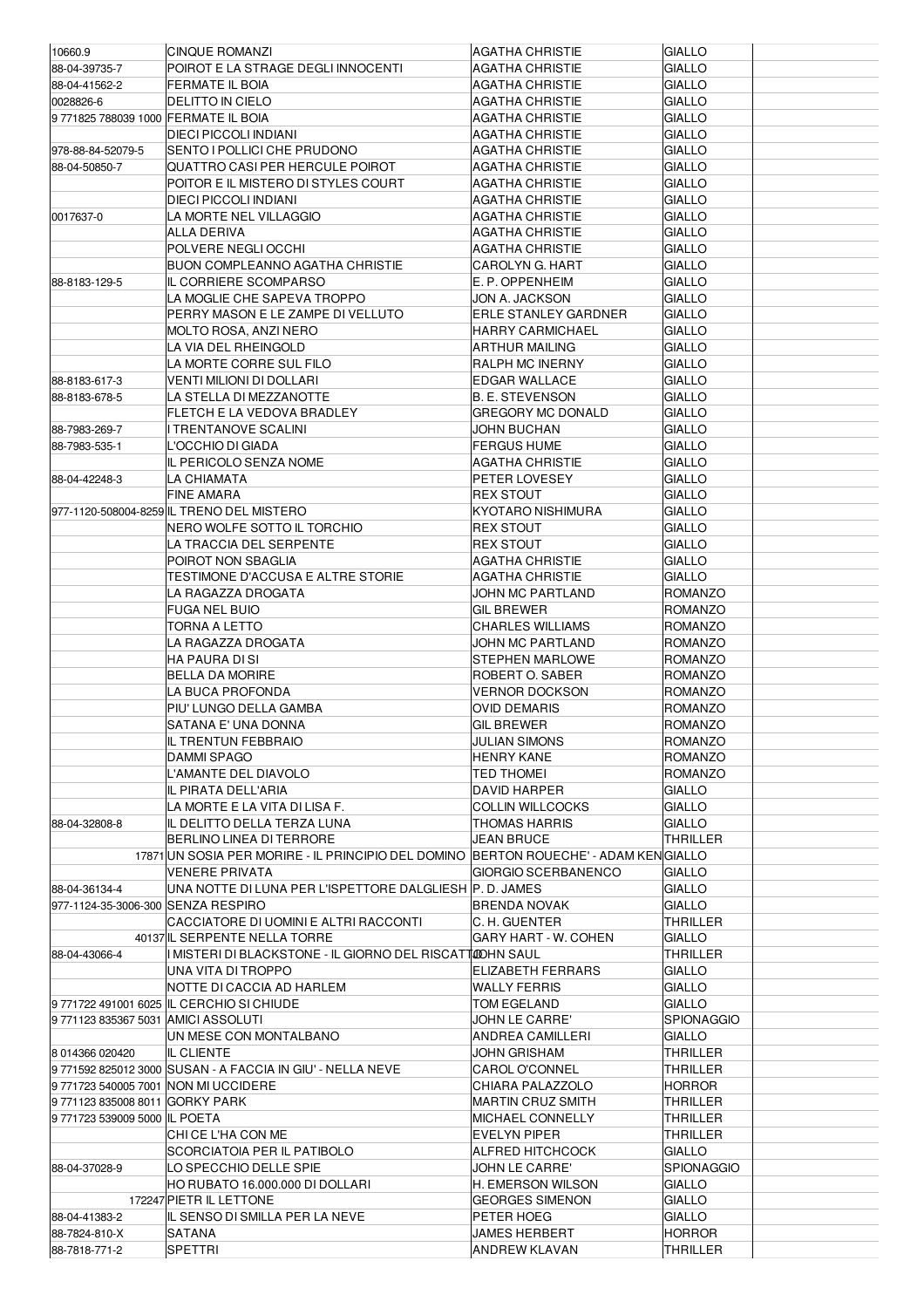| | | | | |
|---|---|---|---|---|
| 10660.9 | CINQUE ROMANZI | AGATHA CHRISTIE | GIALLO | |
| 88-04-39735-7 | POIROT E LA STRAGE DEGLI INNOCENTI | AGATHA CHRISTIE | GIALLO | |
| 88-04-41562-2 | FERMATE IL BOIA | AGATHA CHRISTIE | GIALLO | |
| 0028826-6 | DELITTO IN CIELO | AGATHA CHRISTIE | GIALLO | |
| 9 771825 788039 1000 | FERMATE IL BOIA | AGATHA CHRISTIE | GIALLO | |
| | DIECI PICCOLI INDIANI | AGATHA CHRISTIE | GIALLO | |
| 978-88-84-52079-5 | SENTO I POLLICI CHE PRUDONO | AGATHA CHRISTIE | GIALLO | |
| 88-04-50850-7 | QUATTRO CASI PER HERCULE POIROT | AGATHA CHRISTIE | GIALLO | |
| | POITOR E IL MISTERO DI STYLES COURT | AGATHA CHRISTIE | GIALLO | |
| | DIECI PICCOLI INDIANI | AGATHA CHRISTIE | GIALLO | |
| 0017637-0 | LA MORTE NEL VILLAGGIO | AGATHA CHRISTIE | GIALLO | |
| | ALLA DERIVA | AGATHA CHRISTIE | GIALLO | |
| | POLVERE NEGLI OCCHI | AGATHA CHRISTIE | GIALLO | |
| | BUON COMPLEANNO AGATHA CHRISTIE | CAROLYN G. HART | GIALLO | |
| 88-8183-129-5 | IL CORRIERE SCOMPARSO | E. P. OPPENHEIM | GIALLO | |
| | LA MOGLIE CHE SAPEVA TROPPO | JON A. JACKSON | GIALLO | |
| | PERRY MASON E LE ZAMPE DI VELLUTO | ERLE STANLEY GARDNER | GIALLO | |
| | MOLTO ROSA, ANZI NERO | HARRY CARMICHAEL | GIALLO | |
| | LA VIA DEL RHEINGOLD | ARTHUR MAILING | GIALLO | |
| | LA MORTE CORRE SUL FILO | RALPH MC INERNY | GIALLO | |
| 88-8183-617-3 | VENTI MILIONI DI DOLLARI | EDGAR WALLACE | GIALLO | |
| 88-8183-678-5 | LA STELLA DI MEZZANOTTE | B. E. STEVENSON | GIALLO | |
| | FLETCH E LA VEDOVA BRADLEY | GREGORY MC DONALD | GIALLO | |
| 88-7983-269-7 | I TRENTANOVE SCALINI | JOHN BUCHAN | GIALLO | |
| 88-7983-535-1 | L'OCCHIO DI GIADA | FERGUS HUME | GIALLO | |
| | IL PERICOLO SENZA NOME | AGATHA CHRISTIE | GIALLO | |
| 88-04-42248-3 | LA CHIAMATA | PETER LOVESEY | GIALLO | |
| | FINE AMARA | REX STOUT | GIALLO | |
| 977-1120-508004-8259 | IL TRENO DEL MISTERO | KYOTARO NISHIMURA | GIALLO | |
| | NERO WOLFE SOTTO IL TORCHIO | REX STOUT | GIALLO | |
| | LA TRACCIA DEL SERPENTE | REX STOUT | GIALLO | |
| | POIROT NON SBAGLIA | AGATHA CHRISTIE | GIALLO | |
| | TESTIMONE D'ACCUSA E ALTRE STORIE | AGATHA CHRISTIE | GIALLO | |
| | LA RAGAZZA DROGATA | JOHN MC PARTLAND | ROMANZO | |
| | FUGA NEL BUIO | GIL BREWER | ROMANZO | |
| | TORNA A LETTO | CHARLES WILLIAMS | ROMANZO | |
| | LA RAGAZZA DROGATA | JOHN MC PARTLAND | ROMANZO | |
| | HA PAURA DI SI | STEPHEN MARLOWE | ROMANZO | |
| | BELLA DA MORIRE | ROBERT O. SABER | ROMANZO | |
| | LA BUCA PROFONDA | VERNOR DOCKSON | ROMANZO | |
| | PIU' LUNGO DELLA GAMBA | OVID DEMARIS | ROMANZO | |
| | SATANA E' UNA DONNA | GIL BREWER | ROMANZO | |
| | IL TRENTUN FEBBRAIO | JULIAN SIMONS | ROMANZO | |
| | DAMMI SPAGO | HENRY KANE | ROMANZO | |
| | L'AMANTE DEL DIAVOLO | TED THOMEI | ROMANZO | |
| | IL PIRATA DELL'ARIA | DAVID HARPER | GIALLO | |
| | LA MORTE E LA VITA DI LISA F. | COLLIN WILLCOCKS | GIALLO | |
| 88-04-32808-8 | IL DELITTO DELLA TERZA LUNA | THOMAS HARRIS | GIALLO | |
| | BERLINO LINEA DI TERRORE | JEAN BRUCE | THRILLER | |
| 17871 | UN SOSIA PER MORIRE - IL PRINCIPIO DEL DOMINO | BERTON ROUECHE' - ADAM KEN | GIALLO | |
| | VENERE PRIVATA | GIORGIO SCERBANENCO | GIALLO | |
| 88-04-36134-4 | UNA NOTTE DI LUNA PER L'ISPETTORE DALGLIESH | P. D. JAMES | GIALLO | |
| 977-1124-35-3006-300 | SENZA RESPIRO | BRENDA NOVAK | GIALLO | |
| | CACCIATORE DI UOMINI E ALTRI RACCONTI | C. H. GUENTER | THRILLER | |
| 40137 | IL SERPENTE NELLA TORRE | GARY HART - W. COHEN | GIALLO | |
| 88-04-43066-4 | I MISTERI DI BLACKSTONE - IL GIORNO DEL RISCATTO | JOHN SAUL | THRILLER | |
| | UNA VITA DI TROPPO | ELIZABETH FERRARS | GIALLO | |
| | NOTTE DI CACCIA AD HARLEM | WALLY FERRIS | GIALLO | |
| 9 771722 491001 6025 | IL CERCHIO SI CHIUDE | TOM EGELAND | GIALLO | |
| 9 771123 835367 5031 | AMICI ASSOLUTI | JOHN LE CARRE' | SPIONAGGIO | |
| | UN MESE CON MONTALBANO | ANDREA CAMILLERI | GIALLO | |
| 8 014366 020420 | IL CLIENTE | JOHN GRISHAM | THRILLER | |
| 9 771592 825012 3000 | SUSAN - A FACCIA IN GIU' - NELLA NEVE | CAROL O'CONNEL | THRILLER | |
| 9 771723 540005 7001 | NON MI UCCIDERE | CHIARA PALAZZOLO | HORROR | |
| 9 771123 835008 8011 | GORKY PARK | MARTIN CRUZ SMITH | THRILLER | |
| 9 771723 539009 5000 | IL POETA | MICHAEL CONNELLY | THRILLER | |
| | CHI CE L'HA CON ME | EVELYN PIPER | THRILLER | |
| | SCORCIATOIA PER IL PATIBOLO | ALFRED HITCHCOCK | GIALLO | |
| 88-04-37028-9 | LO SPECCHIO DELLE SPIE | JOHN LE CARRE' | SPIONAGGIO | |
| | HO RUBATO 16.000.000 DI DOLLARI | H. EMERSON WILSON | GIALLO | |
| 172247 | PIETR IL LETTONE | GEORGES SIMENON | GIALLO | |
| 88-04-41383-2 | IL SENSO DI SMILLA PER LA NEVE | PETER HOEG | GIALLO | |
| 88-7824-810-X | SATANA | JAMES HERBERT | HORROR | |
| 88-7818-771-2 | SPETTRI | ANDREW KLAVAN | THRILLER | |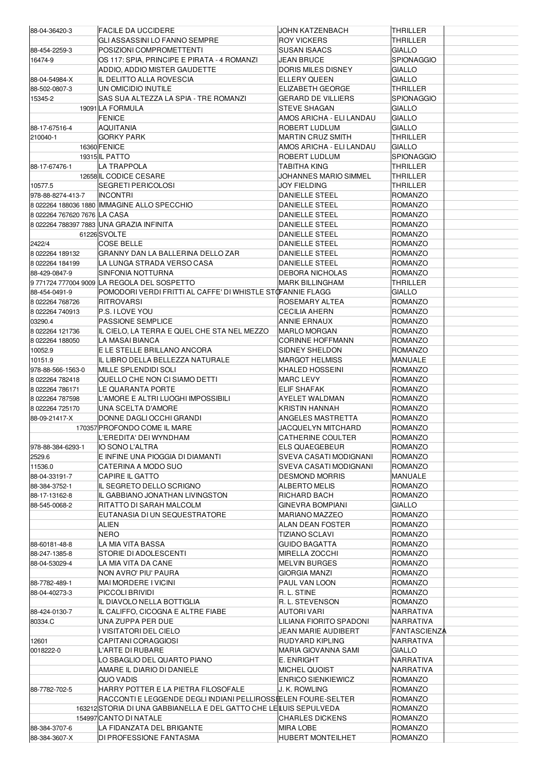| | | | | |
|---|---|---|---|---|
| 88-04-36420-3 | FACILE DA UCCIDERE | JOHN KATZENBACH | THRILLER | |
| | GLI ASSASSINI LO FANNO SEMPRE | ROY VICKERS | THRILLER | |
| 88-454-2259-3 | POSIZIONI COMPROMETTENTI | SUSAN ISAACS | GIALLO | |
| 16474-9 | OS 117: SPIA, PRINCIPE E PIRATA - 4 ROMANZI | JEAN BRUCE | SPIONAGGIO | |
| | ADDIO, ADDIO MISTER GAUDETTE | DORIS MILES DISNEY | GIALLO | |
| 88-04-54984-X | IL DELITTO ALLA ROVESCIA | ELLERY QUEEN | GIALLO | |
| 88-502-0807-3 | UN OMICIDIO INUTILE | ELIZABETH GEORGE | THRILLER | |
| 15345-2 | SAS SUA ALTEZZA LA SPIA - TRE ROMANZI | GERARD DE VILLIERS | SPIONAGGIO | |
| 19091 | LA FORMULA | STEVE SHAGAN | GIALLO | |
| | FENICE | AMOS ARICHA - ELI LANDAU | GIALLO | |
| 88-17-67516-4 | AQUITANIA | ROBERT LUDLUM | GIALLO | |
| 210040-1 | GORKY PARK | MARTIN CRUZ SMITH | THRILLER | |
| 16360 | FENICE | AMOS ARICHA - ELI LANDAU | GIALLO | |
| 19315 | IL PATTO | ROBERT LUDLUM | SPIONAGGIO | |
| 88-17-67476-1 | LA TRAPPOLA | TABITHA KING | THRILLER | |
| 12658 | IL CODICE CESARE | JOHANNES MARIO SIMMEL | THRILLER | |
| 10577.5 | SEGRETI PERICOLOSI | JOY FIELDING | THRILLER | |
| 978-88-8274-413-7 | INCONTRI | DANIELLE STEEL | ROMANZO | |
| 8 022264 188036 1880 | IMMAGINE ALLO SPECCHIO | DANIELLE STEEL | ROMANZO | |
| 8 022264 767620 7676 | LA CASA | DANIELLE STEEL | ROMANZO | |
| 8 022264 788397 7883 | UNA GRAZIA INFINITA | DANIELLE STEEL | ROMANZO | |
| 61226 | SVOLTE | DANIELLE STEEL | ROMANZO | |
| 2422/4 | COSE BELLE | DANIELLE STEEL | ROMANZO | |
| 8 022264 189132 | GRANNY DAN LA BALLERINA DELLO ZAR | DANIELLE STEEL | ROMANZO | |
| 8 022264 184199 | LA LUNGA STRADA VERSO CASA | DANIELLE STEEL | ROMANZO | |
| 88-429-0847-9 | SINFONIA NOTTURNA | DEBORA NICHOLAS | ROMANZO | |
| 9 771724 777004 9009 | LA REGOLA DEL SOSPETTO | MARK BILLINGHAM | THRILLER | |
| 88-454-0491-9 | POMODORI VERDI FRITTI AL CAFFE' DI WHISTLE STOP | FANNIE FLAGG | GIALLO | |
| 8 022264 768726 | RITROVARSI | ROSEMARY ALTEA | ROMANZO | |
| 8 022264 740913 | P.S. I LOVE YOU | CECILIA AHERN | ROMANZO | |
| 03290.4 | PASSIONE SEMPLICE | ANNIE ERNAUX | ROMANZO | |
| 8 022264 121736 | IL CIELO, LA TERRA E QUEL CHE STA NEL MEZZO | MARLO MORGAN | ROMANZO | |
| 8 022264 188050 | LA MASAI BIANCA | CORINNE HOFFMANN | ROMANZO | |
| 10052.9 | E LE STELLE BRILLANO ANCORA | SIDNEY SHELDON | ROMANZO | |
| 10151.9 | IL LIBRO DELLA BELLEZZA NATURALE | MARGOT HELMISS | MANUALE | |
| 978-88-566-1563-0 | MILLE SPLENDIDI SOLI | KHALED HOSSEINI | ROMANZO | |
| 8 022264 782418 | QUELLO CHE NON CI SIAMO DETTI | MARC LEVY | ROMANZO | |
| 8 022264 786171 | LE QUARANTA PORTE | ELIF SHAFAK | ROMANZO | |
| 8 022264 787598 | L'AMORE E ALTRI LUOGHI IMPOSSIBILI | AYELET WALDMAN | ROMANZO | |
| 8 022264 725170 | UNA SCELTA D'AMORE | KRISTIN HANNAH | ROMANZO | |
| 88-09-21417-X | DONNE DAGLI OCCHI GRANDI | ANGELES MASTRETTA | ROMANZO | |
| 170357 | PROFONDO COME IL MARE | JACQUELYN MITCHARD | ROMANZO | |
| | L'EREDITA' DEI WYNDHAM | CATHERINE COULTER | ROMANZO | |
| 978-88-384-6293-1 | IO SONO L'ALTRA | ELS QUAEGEBEUR | ROMANZO | |
| 2529.6 | E INFINE UNA PIOGGIA DI DIAMANTI | SVEVA CASATI MODIGNANI | ROMANZO | |
| 11536.0 | CATERINA A MODO SUO | SVEVA CASATI MODIGNANI | ROMANZO | |
| 88-04-33191-7 | CAPIRE IL GATTO | DESMOND MORRIS | MANUALE | |
| 88-384-3752-1 | IL SEGRETO DELLO SCRIGNO | ALBERTO MELIS | ROMANZO | |
| 88-17-13162-8 | IL GABBIANO JONATHAN LIVINGSTON | RICHARD BACH | ROMANZO | |
| 88-545-0068-2 | RITATTO DI SARAH MALCOLM | GINEVRA BOMPIANI | GIALLO | |
| | EUTANASIA DI UN SEQUESTRATORE | MARIANO MAZZEO | ROMANZO | |
| | ALIEN | ALAN DEAN FOSTER | ROMANZO | |
| | NERO | TIZIANO SCLAVI | ROMANZO | |
| 88-60181-48-8 | LA MIA VITA BASSA | GUIDO BAGATTA | ROMANZO | |
| 88-247-1385-8 | STORIE DI ADOLESCENTI | MIRELLA ZOCCHI | ROMANZO | |
| 88-04-53029-4 | LA MIA VITA DA CANE | MELVIN BURGES | ROMANZO | |
| | NON AVRO' PIU' PAURA | GIORGIA MANZI | ROMANZO | |
| 88-7782-489-1 | MAI MORDERE I VICINI | PAUL VAN LOON | ROMANZO | |
| 88-04-40273-3 | PICCOLI BRIVIDI | R. L. STINE | ROMANZO | |
| | IL DIAVOLO NELLA BOTTIGLIA | R. L. STEVENSON | ROMANZO | |
| 88-424-0130-7 | IL CALIFFO, CICOGNA E ALTRE FIABE | AUTORI VARI | NARRATIVA | |
| 80334.C | UNA ZUPPA PER DUE | LILIANA FIORITO SPADONI | NARRATIVA | |
| | I VISITATORI DEL CIELO | JEAN MARIE AUDIBERT | FANTASCIENZA | |
| 12601 | CAPITANI CORAGGIOSI | RUDYARD KIPLING | NARRATIVA | |
| 0018222-0 | L'ARTE DI RUBARE | MARIA GIOVANNA SAMI | GIALLO | |
| | LO SBAGLIO DEL QUARTO PIANO | E. ENRIGHT | NARRATIVA | |
| | AMARE IL DIARIO DI DANIELE | MICHEL QUOIST | NARRATIVA | |
| | QUO VADIS | ENRICO SIENKIEWICZ | ROMANZO | |
| 88-7782-702-5 | HARRY POTTER E LA PIETRA FILOSOFALE | J. K. ROWLING | ROMANZO | |
| | RACCONTI E LEGGENDE DEGLI INDIANI PELLIROSSE | ELEN FOURE-SELTER | ROMANZO | |
| 163212 | STORIA DI UNA GABBIANELLA E DEL GATTO CHE LE | LUIS SEPULVEDA | ROMANZO | |
| 154997 | CANTO DI NATALE | CHARLES DICKENS | ROMANZO | |
| 88-384-3707-6 | LA FIDANZATA DEL BRIGANTE | MIRA LOBE | ROMANZO | |
| 88-384-3607-X | DI PROFESSIONE FANTASMA | HUBERT MONTEILHET | ROMANZO | |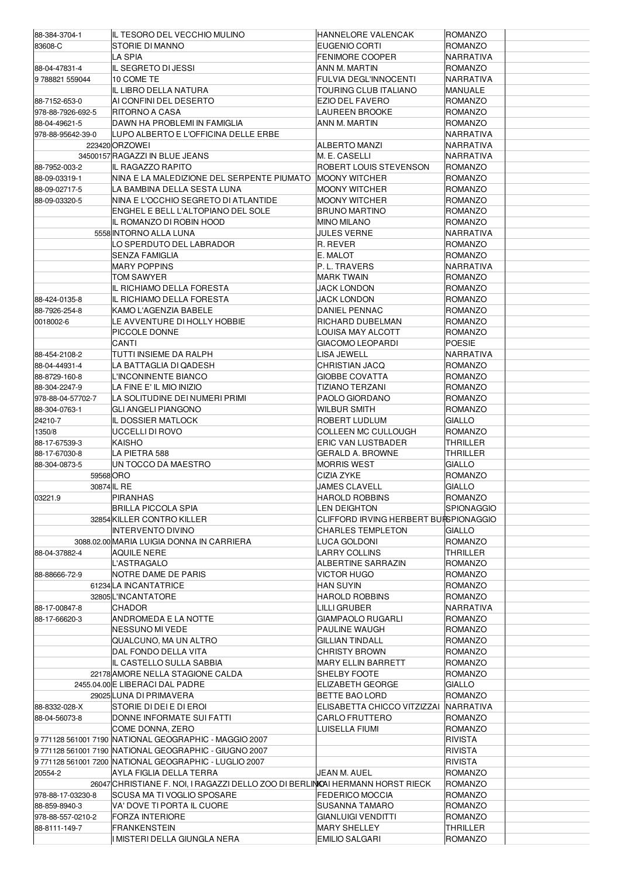| | | | | |
|---|---|---|---|---|
| 88-384-3704-1 | IL TESORO DEL VECCHIO MULINO | HANNELORE VALENCAK | ROMANZO | |
| 83608-C | STORIE DI MANNO | EUGENIO CORTI | ROMANZO | |
| | LA SPIA | FENIMORE COOPER | NARRATIVA | |
| 88-04-47831-4 | IL SEGRETO DI JESSI | ANN M. MARTIN | ROMANZO | |
| 9 788821 559044 | 10 COME TE | FULVIA DEGL'INNOCENTI | NARRATIVA | |
| | IL LIBRO DELLA NATURA | TOURING CLUB ITALIANO | MANUALE | |
| 88-7152-653-0 | AI CONFINI DEL DESERTO | EZIO DEL FAVERO | ROMANZO | |
| 978-88-7926-692-5 | RITORNO A CASA | LAUREEN BROOKE | ROMANZO | |
| 88-04-49621-5 | DAWN HA PROBLEMI IN FAMIGLIA | ANN M. MARTIN | ROMANZO | |
| 978-88-95642-39-0 | LUPO ALBERTO E L'OFFICINA DELLE ERBE | | NARRATIVA | |
| 223420 | ORZOWEI | ALBERTO MANZI | NARRATIVA | |
| 34500157 | RAGAZZI IN BLUE JEANS | M. E. CASELLI | NARRATIVA | |
| 88-7952-003-2 | IL RAGAZZO RAPITO | ROBERT LOUIS STEVENSON | ROMANZO | |
| 88-09-03319-1 | NINA E LA MALEDIZIONE DEL SERPENTE PIUMATO | MOONY WITCHER | ROMANZO | |
| 88-09-02717-5 | LA BAMBINA DELLA SESTA LUNA | MOONY WITCHER | ROMANZO | |
| 88-09-03320-5 | NINA E L'OCCHIO SEGRETO DI ATLANTIDE | MOONY WITCHER | ROMANZO | |
| | ENGHEL E BELL L'ALTOPIANO DEL SOLE | BRUNO MARTINO | ROMANZO | |
| | IL ROMANZO DI ROBIN HOOD | MINO MILANO | ROMANZO | |
| 5558 | INTORNO ALLA LUNA | JULES VERNE | NARRATIVA | |
| | LO SPERDUTO DEL LABRADOR | R. REVER | ROMANZO | |
| | SENZA FAMIGLIA | E. MALOT | ROMANZO | |
| | MARY POPPINS | P. L. TRAVERS | NARRATIVA | |
| | TOM SAWYER | MARK TWAIN | ROMANZO | |
| | IL RICHIAMO DELLA FORESTA | JACK LONDON | ROMANZO | |
| 88-424-0135-8 | IL RICHIAMO DELLA FORESTA | JACK LONDON | ROMANZO | |
| 88-7926-254-8 | KAMO L'AGENZIA BABELE | DANIEL PENNAC | ROMANZO | |
| 0018002-6 | LE AVVENTURE DI HOLLY HOBBIE | RICHARD DUBELMAN | ROMANZO | |
| | PICCOLE DONNE | LOUISA MAY ALCOTT | ROMANZO | |
| | CANTI | GIACOMO LEOPARDI | POESIE | |
| 88-454-2108-2 | TUTTI INSIEME DA RALPH | LISA JEWELL | NARRATIVA | |
| 88-04-44931-4 | LA BATTAGLIA DI QADESH | CHRISTIAN JACQ | ROMANZO | |
| 88-8729-160-8 | L'INCONINENTE BIANCO | GIOBBE COVATTA | ROMANZO | |
| 88-304-2247-9 | LA FINE E' IL MIO INIZIO | TIZIANO TERZANI | ROMANZO | |
| 978-88-04-57702-7 | LA SOLITUDINE DEI NUMERI PRIMI | PAOLO GIORDANO | ROMANZO | |
| 88-304-0763-1 | GLI ANGELI PIANGONO | WILBUR SMITH | ROMANZO | |
| 24210-7 | IL DOSSIER MATLOCK | ROBERT LUDLUM | GIALLO | |
| 1350/8 | UCCELLI DI ROVO | COLLEEN MC CULLOUGH | ROMANZO | |
| 88-17-67539-3 | KAISHO | ERIC VAN LUSTBADER | THRILLER | |
| 88-17-67030-8 | LA PIETRA 588 | GERALD A. BROWNE | THRILLER | |
| 88-304-0873-5 | UN TOCCO DA MAESTRO | MORRIS WEST | GIALLO | |
| 59568 | ORO | CIZIA ZYKE | ROMANZO | |
| 30874 | IL RE | JAMES CLAVELL | GIALLO | |
| 03221.9 | PIRANHAS | HAROLD ROBBINS | ROMANZO | |
| | BRILLA PICCOLA SPIA | LEN DEIGHTON | SPIONAGGIO | |
| 32854 | KILLER CONTRO KILLER | CLIFFORD IRVING HERBERT BUR | SPIONAGGIO | |
| | INTERVENTO DIVINO | CHARLES TEMPLETON | GIALLO | |
| 3088.02.00 | MARIA LUIGIA DONNA IN CARRIERA | LUCA GOLDONI | ROMANZO | |
| 88-04-37882-4 | AQUILE NERE | LARRY COLLINS | THRILLER | |
| | L'ASTRAGALO | ALBERTINE SARRAZIN | ROMANZO | |
| 88-88666-72-9 | NOTRE DAME DE PARIS | VICTOR HUGO | ROMANZO | |
| 61234 | LA INCANTATRICE | HAN SUYIN | ROMANZO | |
| 32805 | L'INCANTATORE | HAROLD ROBBINS | ROMANZO | |
| 88-17-00847-8 | CHADOR | LILLI GRUBER | NARRATIVA | |
| 88-17-66620-3 | ANDROMEDA E LA NOTTE | GIAMPAOLO RUGARLI | ROMANZO | |
| | NESSUNO MI VEDE | PAULINE WAUGH | ROMANZO | |
| | QUALCUNO, MA UN ALTRO | GILLIAN TINDALL | ROMANZO | |
| | DAL FONDO DELLA VITA | CHRISTY BROWN | ROMANZO | |
| | IL CASTELLO SULLA SABBIA | MARY ELLIN BARRETT | ROMANZO | |
| 22178 | AMORE NELLA STAGIONE CALDA | SHELBY FOOTE | ROMANZO | |
| 2455.04.00 | E LIBERACI DAL PADRE | ELIZABETH GEORGE | GIALLO | |
| 29025 | LUNA DI PRIMAVERA | BETTE BAO LORD | ROMANZO | |
| 88-8332-028-X | STORIE DI DEI E DI EROI | ELISABETTA CHICCO VITZIZZAI | NARRATIVA | |
| 88-04-56073-8 | DONNE INFORMATE SUI FATTI | CARLO FRUTTERO | ROMANZO | |
| | COME DONNA, ZERO | LUISELLA FIUMI | ROMANZO | |
| 9 771128 561001 7190 | NATIONAL GEOGRAPHIC - MAGGIO 2007 | | RIVISTA | |
| 9 771128 561001 7190 | NATIONAL GEOGRAPHIC - GIUGNO 2007 | | RIVISTA | |
| 9 771128 561001 7200 | NATIONAL GEOGRAPHIC - LUGLIO 2007 | | RIVISTA | |
| 20554-2 | AYLA FIGLIA DELLA TERRA | JEAN M. AUEL | ROMANZO | |
| 26047 | CHRISTIANE F. NOI, I RAGAZZI DELLO ZOO DI BERLINO | KAI HERMANN HORST RIECK | ROMANZO | |
| 978-88-17-03230-8 | SCUSA MA TI VOGLIO SPOSARE | FEDERICO MOCCIA | ROMANZO | |
| 88-859-8940-3 | VA' DOVE TI PORTA IL CUORE | SUSANNA TAMARO | ROMANZO | |
| 978-88-557-0210-2 | FORZA INTERIORE | GIANLUIGI VENDITTI | ROMANZO | |
| 88-8111-149-7 | FRANKENSTEIN | MARY SHELLEY | THRILLER | |
| | I MISTERI DELLA GIUNGLA NERA | EMILIO SALGARI | ROMANZO | |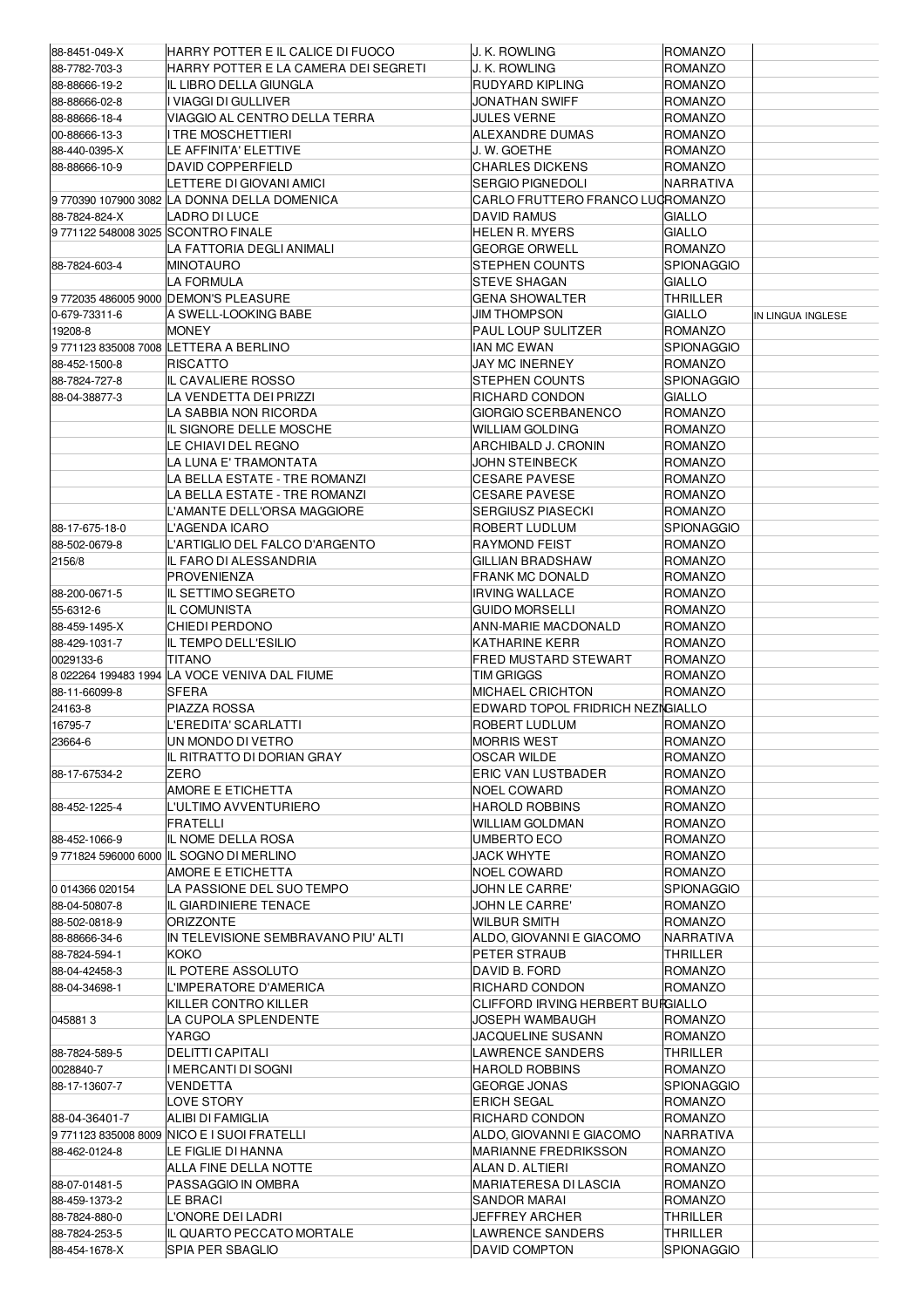| | | | | |
|---|---|---|---|---|
| 88-8451-049-X | HARRY POTTER E IL CALICE DI FUOCO | J. K. ROWLING | ROMANZO | |
| 88-7782-703-3 | HARRY POTTER E LA CAMERA DEI SEGRETI | J. K. ROWLING | ROMANZO | |
| 88-88666-19-2 | IL LIBRO DELLA GIUNGLA | RUDYARD KIPLING | ROMANZO | |
| 88-88666-02-8 | I VIAGGI DI GULLIVER | JONATHAN SWIFF | ROMANZO | |
| 88-88666-18-4 | VIAGGIO AL CENTRO DELLA TERRA | JULES VERNE | ROMANZO | |
| 00-88666-13-3 | I TRE MOSCHETTIERI | ALEXANDRE DUMAS | ROMANZO | |
| 88-440-0395-X | LE AFFINITA' ELETTIVE | J. W. GOETHE | ROMANZO | |
| 88-88666-10-9 | DAVID COPPERFIELD | CHARLES DICKENS | ROMANZO | |
| | LETTERE DI GIOVANI AMICI | SERGIO PIGNEDOLI | NARRATIVA | |
| 9 770390 107900 3082 | LA DONNA DELLA DOMENICA | CARLO FRUTTERO FRANCO LUC | ROMANZO | |
| 88-7824-824-X | LADRO DI LUCE | DAVID RAMUS | GIALLO | |
| 9 771122 548008 3025 | SCONTRO FINALE | HELEN R. MYERS | GIALLO | |
| | LA FATTORIA DEGLI ANIMALI | GEORGE ORWELL | ROMANZO | |
| 88-7824-603-4 | MINOTAURO | STEPHEN COUNTS | SPIONAGGIO | |
| | LA FORMULA | STEVE SHAGAN | GIALLO | |
| 9 772035 486005 9000 | DEMON'S PLEASURE | GENA SHOWALTER | THRILLER | |
| 0-679-73311-6 | A SWELL-LOOKING BABE | JIM THOMPSON | GIALLO | IN LINGUA INGLESE |
| 19208-8 | MONEY | PAUL LOUP SULITZER | ROMANZO | |
| 9 771123 835008 7008 | LETTERA A BERLINO | IAN MC EWAN | SPIONAGGIO | |
| 88-452-1500-8 | RISCATTO | JAY MC INERNEY | ROMANZO | |
| 88-7824-727-8 | IL CAVALIERE ROSSO | STEPHEN COUNTS | SPIONAGGIO | |
| 88-04-38877-3 | LA VENDETTA DEI PRIZZI | RICHARD CONDON | GIALLO | |
| | LA SABBIA NON RICORDA | GIORGIO SCERBANENCO | ROMANZO | |
| | IL SIGNORE DELLE MOSCHE | WILLIAM GOLDING | ROMANZO | |
| | LE CHIAVI DEL REGNO | ARCHIBALD J. CRONIN | ROMANZO | |
| | LA LUNA E' TRAMONTATA | JOHN STEINBECK | ROMANZO | |
| | LA BELLA ESTATE - TRE ROMANZI | CESARE PAVESE | ROMANZO | |
| | LA BELLA ESTATE - TRE ROMANZI | CESARE PAVESE | ROMANZO | |
| | L'AMANTE DELL'ORSA MAGGIORE | SERGIUSZ PIASECKI | ROMANZO | |
| 88-17-675-18-0 | L'AGENDA ICARO | ROBERT LUDLUM | SPIONAGGIO | |
| 88-502-0679-8 | L'ARTIGLIO DEL FALCO D'ARGENTO | RAYMOND FEIST | ROMANZO | |
| 2156/8 | IL FARO DI ALESSANDRIA | GILLIAN BRADSHAW | ROMANZO | |
| | PROVENIENZA | FRANK MC DONALD | ROMANZO | |
| 88-200-0671-5 | IL SETTIMO SEGRETO | IRVING WALLACE | ROMANZO | |
| 55-6312-6 | IL COMUNISTA | GUIDO MORSELLI | ROMANZO | |
| 88-459-1495-X | CHIEDI PERDONO | ANN-MARIE MACDONALD | ROMANZO | |
| 88-429-1031-7 | IL TEMPO DELL'ESILIO | KATHARINE KERR | ROMANZO | |
| 0029133-6 | TITANO | FRED MUSTARD STEWART | ROMANZO | |
| 8 022264 199483 1994 | LA VOCE VENIVA DAL FIUME | TIM GRIGGS | ROMANZO | |
| 88-11-66099-8 | SFERA | MICHAEL CRICHTON | ROMANZO | |
| 24163-8 | PIAZZA ROSSA | EDWARD TOPOL FRIDRICH NEZN | GIALLO | |
| 16795-7 | L'EREDITA' SCARLATTI | ROBERT LUDLUM | ROMANZO | |
| 23664-6 | UN MONDO DI VETRO | MORRIS WEST | ROMANZO | |
| | IL RITRATTO DI DORIAN GRAY | OSCAR WILDE | ROMANZO | |
| 88-17-67534-2 | ZERO | ERIC VAN LUSTBADER | ROMANZO | |
| | AMORE E ETICHETTA | NOEL COWARD | ROMANZO | |
| 88-452-1225-4 | L'ULTIMO AVVENTURIERO | HAROLD ROBBINS | ROMANZO | |
| | FRATELLI | WILLIAM GOLDMAN | ROMANZO | |
| 88-452-1066-9 | IL NOME DELLA ROSA | UMBERTO ECO | ROMANZO | |
| 9 771824 596000 6000 | IL SOGNO DI MERLINO | JACK WHYTE | ROMANZO | |
| | AMORE E ETICHETTA | NOEL COWARD | ROMANZO | |
| 0 014366 020154 | LA PASSIONE DEL SUO TEMPO | JOHN LE CARRE' | SPIONAGGIO | |
| 88-04-50807-8 | IL GIARDINIERE TENACE | JOHN LE CARRE' | ROMANZO | |
| 88-502-0818-9 | ORIZZONTE | WILBUR SMITH | ROMANZO | |
| 88-88666-34-6 | IN TELEVISIONE SEMBRAVANO PIU' ALTI | ALDO, GIOVANNI E GIACOMO | NARRATIVA | |
| 88-7824-594-1 | KOKO | PETER STRAUB | THRILLER | |
| 88-04-42458-3 | IL POTERE ASSOLUTO | DAVID B. FORD | ROMANZO | |
| 88-04-34698-1 | L'IMPERATORE D'AMERICA | RICHARD CONDON | ROMANZO | |
| | KILLER CONTRO KILLER | CLIFFORD IRVING HERBERT BUR | GIALLO | |
| 045881 3 | LA CUPOLA SPLENDENTE | JOSEPH WAMBAUGH | ROMANZO | |
| | YARGO | JACQUELINE SUSANN | ROMANZO | |
| 88-7824-589-5 | DELITTI CAPITALI | LAWRENCE SANDERS | THRILLER | |
| 0028840-7 | I MERCANTI DI SOGNI | HAROLD ROBBINS | ROMANZO | |
| 88-17-13607-7 | VENDETTA | GEORGE JONAS | SPIONAGGIO | |
| | LOVE STORY | ERICH SEGAL | ROMANZO | |
| 88-04-36401-7 | ALIBI DI FAMIGLIA | RICHARD CONDON | ROMANZO | |
| 9 771123 835008 8009 | NICO E I SUOI FRATELLI | ALDO, GIOVANNI E GIACOMO | NARRATIVA | |
| 88-462-0124-8 | LE FIGLIE DI HANNA | MARIANNE FREDRIKSSON | ROMANZO | |
| | ALLA FINE DELLA NOTTE | ALAN D. ALTIERI | ROMANZO | |
| 88-07-01481-5 | PASSAGGIO IN OMBRA | MARIATERESA DI LASCIA | ROMANZO | |
| 88-459-1373-2 | LE BRACI | SANDOR MARAI | ROMANZO | |
| 88-7824-880-0 | L'ONORE DEI LADRI | JEFFREY ARCHER | THRILLER | |
| 88-7824-253-5 | IL QUARTO PECCATO MORTALE | LAWRENCE SANDERS | THRILLER | |
| 88-454-1678-X | SPIA PER SBAGLIO | DAVID COMPTON | SPIONAGGIO | |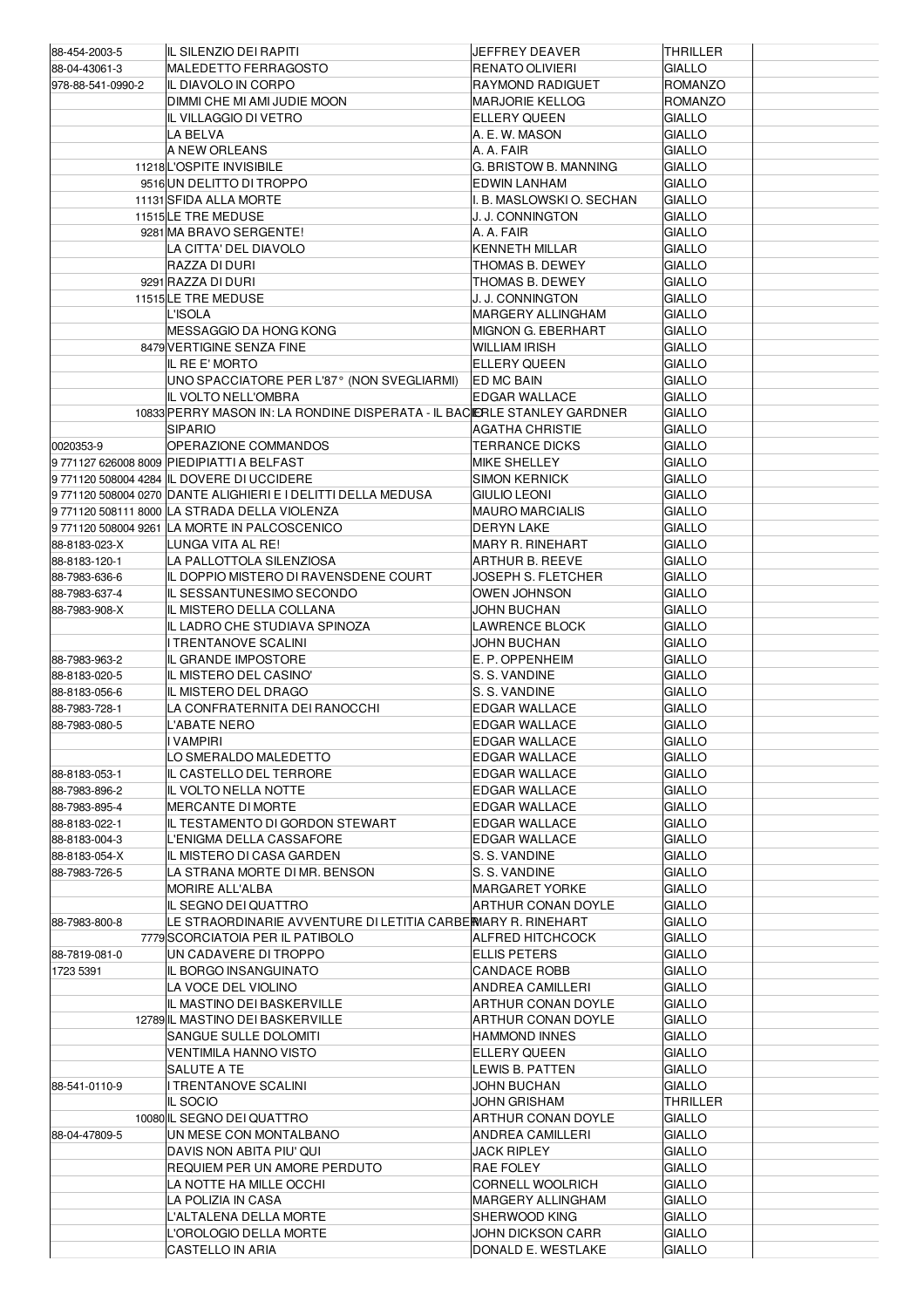| | | | | |
|---|---|---|---|---|
| 88-454-2003-5 | IL SILENZIO DEI RAPITI | JEFFREY DEAVER | THRILLER | |
| 88-04-43061-3 | MALEDETTO FERRAGOSTO | RENATO OLIVIERI | GIALLO | |
| 978-88-541-0990-2 | IL DIAVOLO IN CORPO | RAYMOND RADIGUET | ROMANZO | |
| | DIMMI CHE MI AMI JUDIE MOON | MARJORIE KELLOG | ROMANZO | |
| | IL VILLAGGIO DI VETRO | ELLERY QUEEN | GIALLO | |
| | LA BELVA | A. E. W. MASON | GIALLO | |
| | A NEW ORLEANS | A. A. FAIR | GIALLO | |
| 11218 | L'OSPITE INVISIBILE | G. BRISTOW B. MANNING | GIALLO | |
| 9516 | UN DELITTO DI TROPPO | EDWIN LANHAM | GIALLO | |
| 11131 | SFIDA ALLA MORTE | I. B. MASLOWSKI O. SECHAN | GIALLO | |
| 11515 | LE TRE MEDUSE | J. J. CONNINGTON | GIALLO | |
| 9281 | MA BRAVO SERGENTE! | A. A. FAIR | GIALLO | |
| | LA CITTA' DEL DIAVOLO | KENNETH MILLAR | GIALLO | |
| | RAZZA DI DURI | THOMAS B. DEWEY | GIALLO | |
| 9291 | RAZZA DI DURI | THOMAS B. DEWEY | GIALLO | |
| 11515 | LE TRE MEDUSE | J. J. CONNINGTON | GIALLO | |
| | L'ISOLA | MARGERY ALLINGHAM | GIALLO | |
| | MESSAGGIO DA HONG KONG | MIGNON G. EBERHART | GIALLO | |
| 8479 | VERTIGINE SENZA FINE | WILLIAM IRISH | GIALLO | |
| | IL RE E' MORTO | ELLERY QUEEN | GIALLO | |
| | UNO SPACCIATORE PER L'87° (NON SVEGLIARMI) | ED MC BAIN | GIALLO | |
| | IL VOLTO NELL'OMBRA | EDGAR WALLACE | GIALLO | |
| 10833 | PERRY MASON IN: LA RONDINE DISPERATA - IL BACIO | ERLE STANLEY GARDNER | GIALLO | |
| | SIPARIO | AGATHA CHRISTIE | GIALLO | |
| 0020353-9 | OPERAZIONE COMMANDOS | TERRANCE DICKS | GIALLO | |
| 9 771127 626008 8009 | PIEDIPIATTI A BELFAST | MIKE SHELLEY | GIALLO | |
| 9 771120 508004 4284 | IL DOVERE DI UCCIDERE | SIMON KERNICK | GIALLO | |
| 9 771120 508004 0270 | DANTE ALIGHIERI E I DELITTI DELLA MEDUSA | GIULIO LEONI | GIALLO | |
| 9 771120 508111 8000 | LA STRADA DELLA VIOLENZA | MAURO MARCIALIS | GIALLO | |
| 9 771120 508004 9261 | LA MORTE IN PALCOSCENICO | DERYN LAKE | GIALLO | |
| 88-8183-023-X | LUNGA VITA AL RE! | MARY R. RINEHART | GIALLO | |
| 88-8183-120-1 | LA PALLOTTOLA SILENZIOSA | ARTHUR B. REEVE | GIALLO | |
| 88-7983-636-6 | IL DOPPIO MISTERO DI RAVENSDENE COURT | JOSEPH S. FLETCHER | GIALLO | |
| 88-7983-637-4 | IL SESSANTUNESIMO SECONDO | OWEN JOHNSON | GIALLO | |
| 88-7983-908-X | IL MISTERO DELLA COLLANA | JOHN BUCHAN | GIALLO | |
| | IL LADRO CHE STUDIAVA SPINOZA | LAWRENCE BLOCK | GIALLO | |
| | I TRENTANOVE SCALINI | JOHN BUCHAN | GIALLO | |
| 88-7983-963-2 | IL GRANDE IMPOSTORE | E. P. OPPENHEIM | GIALLO | |
| 88-8183-020-5 | IL MISTERO DEL CASINO' | S. S. VANDINE | GIALLO | |
| 88-8183-056-6 | IL MISTERO DEL DRAGO | S. S. VANDINE | GIALLO | |
| 88-7983-728-1 | LA CONFRATERNITA DEI RANOCCHI | EDGAR WALLACE | GIALLO | |
| 88-7983-080-5 | L'ABATE NERO | EDGAR WALLACE | GIALLO | |
| | I VAMPIRI | EDGAR WALLACE | GIALLO | |
| | LO SMERALDO MALEDETTO | EDGAR WALLACE | GIALLO | |
| 88-8183-053-1 | IL CASTELLO DEL TERRORE | EDGAR WALLACE | GIALLO | |
| 88-7983-896-2 | IL VOLTO NELLA NOTTE | EDGAR WALLACE | GIALLO | |
| 88-7983-895-4 | MERCANTE DI MORTE | EDGAR WALLACE | GIALLO | |
| 88-8183-022-1 | IL TESTAMENTO DI GORDON STEWART | EDGAR WALLACE | GIALLO | |
| 88-8183-004-3 | L'ENIGMA DELLA CASSAFORE | EDGAR WALLACE | GIALLO | |
| 88-8183-054-X | IL MISTERO DI CASA GARDEN | S. S. VANDINE | GIALLO | |
| 88-7983-726-5 | LA STRANA MORTE DI MR. BENSON | S. S. VANDINE | GIALLO | |
| | MORIRE ALL'ALBA | MARGARET YORKE | GIALLO | |
| | IL SEGNO DEI QUATTRO | ARTHUR CONAN DOYLE | GIALLO | |
| 88-7983-800-8 | LE STRAORDINARIE AVVENTURE DI LETITIA CARBER | MARY R. RINEHART | GIALLO | |
| 7779 | SCORCIATOIA PER IL PATIBOLO | ALFRED HITCHCOCK | GIALLO | |
| 88-7819-081-0 | UN CADAVERE DI TROPPO | ELLIS PETERS | GIALLO | |
| 1723 5391 | IL BORGO INSANGUINATO | CANDACE ROBB | GIALLO | |
| | LA VOCE DEL VIOLINO | ANDREA CAMILLERI | GIALLO | |
| | IL MASTINO DEI BASKERVILLE | ARTHUR CONAN DOYLE | GIALLO | |
| 12789 | IL MASTINO DEI BASKERVILLE | ARTHUR CONAN DOYLE | GIALLO | |
| | SANGUE SULLE DOLOMITI | HAMMOND INNES | GIALLO | |
| | VENTIMILA HANNO VISTO | ELLERY QUEEN | GIALLO | |
| | SALUTE A TE | LEWIS B. PATTEN | GIALLO | |
| 88-541-0110-9 | I TRENTANOVE SCALINI | JOHN BUCHAN | GIALLO | |
| | IL SOCIO | JOHN GRISHAM | THRILLER | |
| 10080 | IL SEGNO DEI QUATTRO | ARTHUR CONAN DOYLE | GIALLO | |
| 88-04-47809-5 | UN MESE CON MONTALBANO | ANDREA CAMILLERI | GIALLO | |
| | DAVIS NON ABITA PIU' QUI | JACK RIPLEY | GIALLO | |
| | REQUIEM PER UN AMORE PERDUTO | RAE FOLEY | GIALLO | |
| | LA NOTTE HA MILLE OCCHI | CORNELL WOOLRICH | GIALLO | |
| | LA POLIZIA IN CASA | MARGERY ALLINGHAM | GIALLO | |
| | L'ALTALENA DELLA MORTE | SHERWOOD KING | GIALLO | |
| | L'OROLOGIO DELLA MORTE | JOHN DICKSON CARR | GIALLO | |
| | CASTELLO IN ARIA | DONALD E. WESTLAKE | GIALLO | |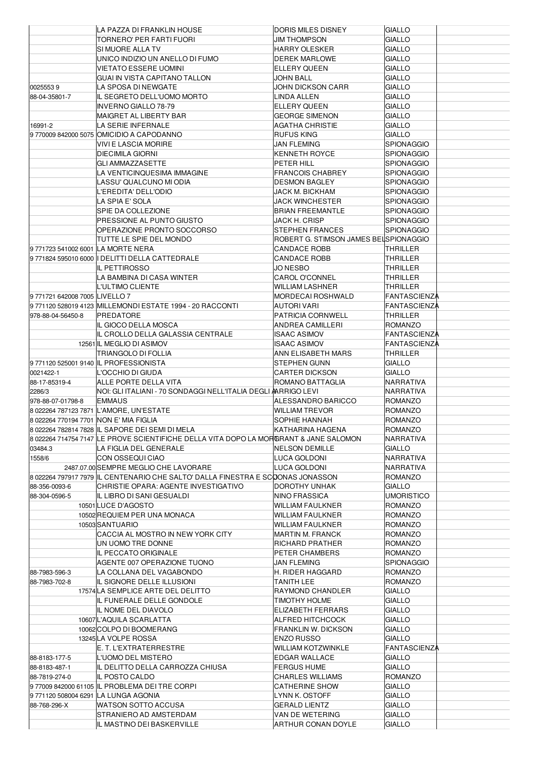| | | | | |
|---|---|---|---|---|
| | LA PAZZA DI FRANKLIN HOUSE | DORIS MILES DISNEY | GIALLO | |
| | TORNERO' PER FARTI FUORI | JIM THOMPSON | GIALLO | |
| | SI MUORE ALLA TV | HARRY OLESKER | GIALLO | |
| | UNICO INDIZIO UN ANELLO DI FUMO | DEREK MARLOWE | GIALLO | |
| | VIETATO ESSERE UOMINI | ELLERY QUEEN | GIALLO | |
| | GUAI IN VISTA CAPITANO TALLON | JOHN BALL | GIALLO | |
| 0025553 9 | LA SPOSA DI NEWGATE | JOHN DICKSON CARR | GIALLO | |
| 88-04-35801-7 | IL SEGRETO DELL'UOMO MORTO | LINDA ALLEN | GIALLO | |
| | INVERNO GIALLO 78-79 | ELLERY QUEEN | GIALLO | |
| | MAIGRET AL LIBERTY BAR | GEORGE SIMENON | GIALLO | |
| 16991-2 | LA SERIE INFERNALE | AGATHA CHRISTIE | GIALLO | |
| 9 770009 842000 5075 | OMICIDIO A CAPODANNO | RUFUS KING | GIALLO | |
| | VIVI E LASCIA MORIRE | JAN FLEMING | SPIONAGGIO | |
| | DIECIMILA GIORNI | KENNETH ROYCE | SPIONAGGIO | |
| | GLI AMMAZZASETTE | PETER HILL | SPIONAGGIO | |
| | LA VENTICINQUESIMA IMMAGINE | FRANCOIS CHABREY | SPIONAGGIO | |
| | LASSU' QUALCUNO MI ODIA | DESMON BAGLEY | SPIONAGGIO | |
| | L'EREDITA' DELL'ODIO | JACK M. BICKHAM | SPIONAGGIO | |
| | LA SPIA E' SOLA | JACK WINCHESTER | SPIONAGGIO | |
| | SPIE DA COLLEZIONE | BRIAN FREEMANTLE | SPIONAGGIO | |
| | PRESSIONE AL PUNTO GIUSTO | JACK H. CRISP | SPIONAGGIO | |
| | OPERAZIONE PRONTO SOCCORSO | STEPHEN FRANCES | SPIONAGGIO | |
| | TUTTE LE SPIE DEL MONDO | ROBERT G. STIMSON JAMES BEL | SPIONAGGIO | |
| 9 771723 541002 6001 | LA MORTE NERA | CANDACE ROBB | THRILLER | |
| 9 771824 595010 6000 | I DELITTI DELLA CATTEDRALE | CANDACE ROBB | THRILLER | |
| | IL PETTIROSSO | JO NESBO | THRILLER | |
| | LA BAMBINA DI CASA WINTER | CAROL O'CONNEL | THRILLER | |
| | L'ULTIMO CLIENTE | WILLIAM LASHNER | THRILLER | |
| 9 771721 642008 7005 | LIVELLO 7 | MORDECAI ROSHWALD | FANTASCIENZA | |
| 9 771120 528019 4123 | MILLEMONDI ESTATE 1994 - 20 RACCONTI | AUTORI VARI | FANTASCIENZA | |
| 978-88-04-56450-8 | PREDATORE | PATRICIA CORNWELL | THRILLER | |
| | IL GIOCO DELLA MOSCA | ANDREA CAMILLERI | ROMANZO | |
| | IL CROLLO DELLA GALASSIA CENTRALE | ISAAC ASIMOV | FANTASCIENZA | |
| 12561 | IL MEGLIO DI ASIMOV | ISAAC ASIMOV | FANTASCIENZA | |
| | TRIANGOLO DI FOLLIA | ANN ELISABETH MARS | THRILLER | |
| 9 771120 525001 9140 | IL PROFESSIONISTA | STEPHEN GUNN | GIALLO | |
| 0021422-1 | L'OCCHIO DI GIUDA | CARTER DICKSON | GIALLO | |
| 88-17-85319-4 | ALLE PORTE DELLA VITA | ROMANO BATTAGLIA | NARRATIVA | |
| 2286/3 | NOI: GLI ITALIANI - 70 SONDAGGI NELL'ITALIA DEGLI A | ARRIGO LEVI | NARRATIVA | |
| 978-88-07-01798-8 | EMMAUS | ALESSANDRO BARICCO | ROMANZO | |
| 8 022264 787123 7871 | L'AMORE, UN'ESTATE | WILLIAM TREVOR | ROMANZO | |
| 8 022264 770194 7701 | NON E' MIA FIGLIA | SOPHIE HANNAH | ROMANZO | |
| 8 022264 782814 7828 | IL SAPORE DEI SEMI DI MELA | KATHARINA HAGENA | ROMANZO | |
| 8 022264 714754 7147 | LE PROVE SCIENTIFICHE DELLA VITA DOPO LA MOR | GRANT & JANE SALOMON | NARRATIVA | |
| 03484.3 | LA FIGLIA DEL GENERALE | NELSON DEMILLE | GIALLO | |
| 1558/6 | CON OSSEQUI CIAO | LUCA GOLDONI | NARRATIVA | |
| 2487.07.00 | SEMPRE MEGLIO CHE LAVORARE | LUCA GOLDONI | NARRATIVA | |
| 8 022264 797917 7979 | IL CENTENARIO CHE SALTO' DALLA FINESTRA E SC | JONAS JONASSON | ROMANZO | |
| 88-356-0093-6 | CHRISTIE OPARA: AGENTE INVESTIGATIVO | DOROTHY UNHAK | GIALLO | |
| 88-304-0596-5 | IL LIBRO DI SANI GESUALDI | NINO FRASSICA | UMORISTICO | |
| 10501 | LUCE D'AGOSTO | WILLIAM FAULKNER | ROMANZO | |
| 10502 | REQUIEM PER UNA MONACA | WILLIAM FAULKNER | ROMANZO | |
| 10503 | SANTUARIO | WILLIAM FAULKNER | ROMANZO | |
| | CACCIA AL MOSTRO IN NEW YORK CITY | MARTIN M. FRANCK | ROMANZO | |
| | UN UOMO TRE DONNE | RICHARD PRATHER | ROMANZO | |
| | IL PECCATO ORIGINALE | PETER CHAMBERS | ROMANZO | |
| | AGENTE 007 OPERAZIONE TUONO | JAN FLEMING | SPIONAGGIO | |
| 88-7983-596-3 | LA COLLANA DEL VAGABONDO | H. RIDER HAGGARD | ROMANZO | |
| 88-7983-702-8 | IL SIGNORE DELLE ILLUSIONI | TANITH LEE | ROMANZO | |
| 17574 | LA SEMPLICE ARTE DEL DELITTO | RAYMOND CHANDLER | GIALLO | |
| | IL FUNERALE DELLE GONDOLE | TIMOTHY HOLME | GIALLO | |
| | IL NOME DEL DIAVOLO | ELIZABETH FERRARS | GIALLO | |
| 10607 | L'AQUILA SCARLATTA | ALFRED HITCHCOCK | GIALLO | |
| 10062 | COLPO DI BOOMERANG | FRANKLIN W. DICKSON | GIALLO | |
| 13245 | LA VOLPE ROSSA | ENZO RUSSO | GIALLO | |
| | E. T. L'EXTRATERRESTRE | WILLIAM KOTZWINKLE | FANTASCIENZA | |
| 88-8183-177-5 | L'UOMO DEL MISTERO | EDGAR WALLACE | GIALLO | |
| 88-8183-487-1 | IL DELITTO DELLA CARROZZA CHIUSA | FERGUS HUME | GIALLO | |
| 88-7819-274-0 | IL POSTO CALDO | CHARLES WILLIAMS | ROMANZO | |
| 9 77009 842000 61105 | IL PROBLEMA DEI TRE CORPI | CATHERINE SHOW | GIALLO | |
| 9 771120 508004 6291 | LA LUNGA AGONIA | LYNN K. OSTOFF | GIALLO | |
| 88-768-296-X | WATSON SOTTO ACCUSA | GERALD LIENTZ | GIALLO | |
| | STRANIERO AD AMSTERDAM | VAN DE WETERING | GIALLO | |
| | IL MASTINO DEI BASKERVILLE | ARTHUR CONAN DOYLE | GIALLO | |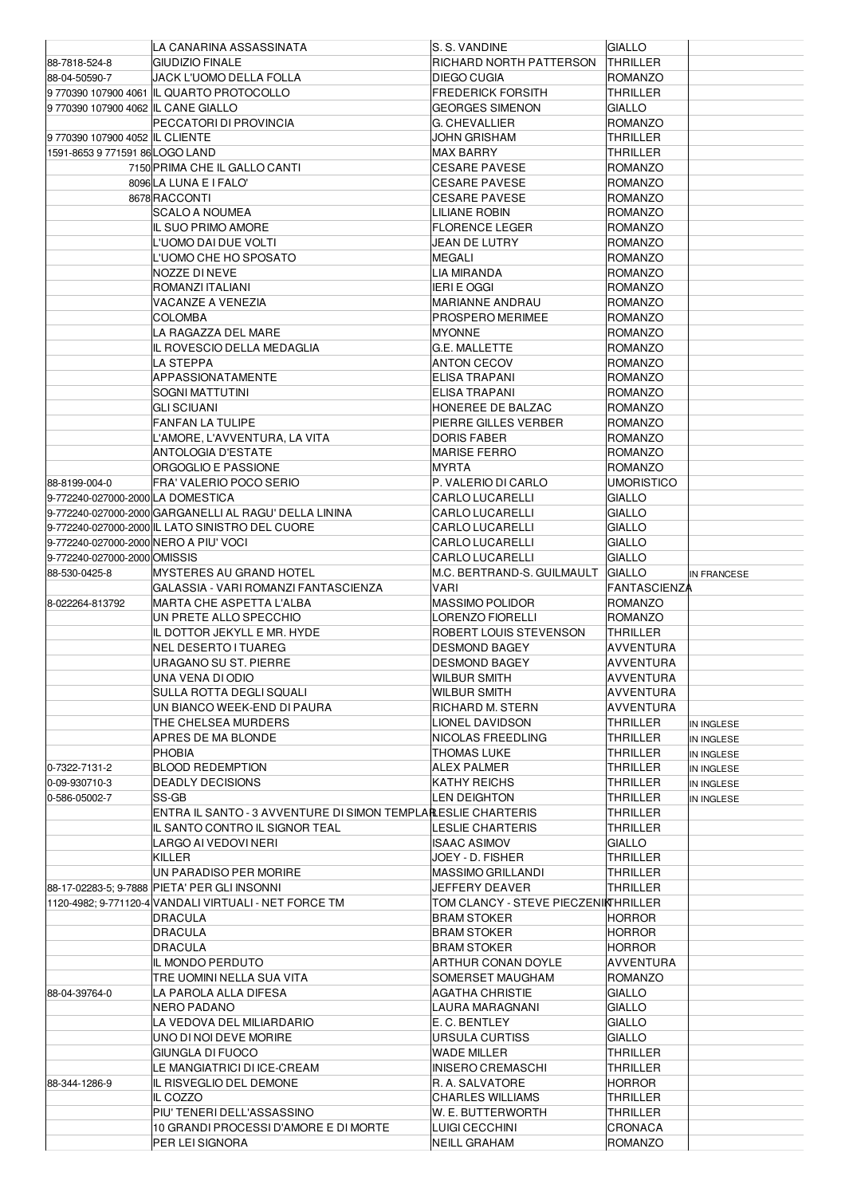| | | | | |
|---|---|---|---|---|
| | LA CANARINA ASSASSINATA | S. S. VANDINE | GIALLO | |
| 88-7818-524-8 | GIUDIZIO FINALE | RICHARD NORTH PATTERSON | THRILLER | |
| 88-04-50590-7 | JACK L'UOMO DELLA FOLLA | DIEGO CUGIA | ROMANZO | |
| 9 770390 107900 4061 | IL QUARTO PROTOCOLLO | FREDERICK FORSITH | THRILLER | |
| 9 770390 107900 4062 | IL CANE GIALLO | GEORGES SIMENON | GIALLO | |
| | PECCATORI DI PROVINCIA | G. CHEVALLIER | ROMANZO | |
| 9 770390 107900 4052 | IL CLIENTE | JOHN GRISHAM | THRILLER | |
| 1591-8653 9 771591 86 | LOGO LAND | MAX BARRY | THRILLER | |
| 7150 | PRIMA CHE IL GALLO CANTI | CESARE PAVESE | ROMANZO | |
| 8096 | LA LUNA E I FALO' | CESARE PAVESE | ROMANZO | |
| 8678 | RACCONTI | CESARE PAVESE | ROMANZO | |
| | SCALO A NOUMEA | LILIANE ROBIN | ROMANZO | |
| | IL SUO PRIMO AMORE | FLORENCE LEGER | ROMANZO | |
| | L'UOMO DAI DUE VOLTI | JEAN DE LUTRY | ROMANZO | |
| | L'UOMO CHE HO SPOSATO | MEGALI | ROMANZO | |
| | NOZZE DI NEVE | LIA MIRANDA | ROMANZO | |
| | ROMANZI ITALIANI | IERI E OGGI | ROMANZO | |
| | VACANZE A VENEZIA | MARIANNE ANDRAU | ROMANZO | |
| | COLOMBA | PROSPERO MERIMEE | ROMANZO | |
| | LA RAGAZZA DEL MARE | MYONNE | ROMANZO | |
| | IL ROVESCIO DELLA MEDAGLIA | G.E. MALLETTE | ROMANZO | |
| | LA STEPPA | ANTON CECOV | ROMANZO | |
| | APPASSIONATAMENTE | ELISA TRAPANI | ROMANZO | |
| | SOGNI MATTUTINI | ELISA TRAPANI | ROMANZO | |
| | GLI SCIUANI | HONEREE DE BALZAC | ROMANZO | |
| | FANFAN LA TULIPE | PIERRE GILLES VERBER | ROMANZO | |
| | L'AMORE, L'AVVENTURA, LA VITA | DORIS FABER | ROMANZO | |
| | ANTOLOGIA D'ESTATE | MARISE FERRO | ROMANZO | |
| | ORGOGLIO E PASSIONE | MYRTA | ROMANZO | |
| 88-8199-004-0 | FRA' VALERIO POCO SERIO | P. VALERIO DI CARLO | UMORISTICO | |
| 9-772240-027000-2000 | LA DOMESTICA | CARLO LUCARELLI | GIALLO | |
| 9-772240-027000-2000 | GARGANELLI AL RAGU' DELLA LININA | CARLO LUCARELLI | GIALLO | |
| 9-772240-027000-2000 | IL LATO SINISTRO DEL CUORE | CARLO LUCARELLI | GIALLO | |
| 9-772240-027000-2000 | NERO A PIU' VOCI | CARLO LUCARELLI | GIALLO | |
| 9-772240-027000-2000 | OMISSIS | CARLO LUCARELLI | GIALLO | |
| 88-530-0425-8 | MYSTERES AU GRAND HOTEL | M.C. BERTRAND-S. GUILMAULT | GIALLO | IN FRANCESE |
| | GALASSIA - VARI ROMANZI FANTASCIENZA | VARI | FANTASCIENZA | |
| 8-022264-813792 | MARTA CHE ASPETTA L'ALBA | MASSIMO POLIDOR | ROMANZO | |
| | UN PRETE ALLO SPECCHIO | LORENZO FIORELLI | ROMANZO | |
| | IL DOTTOR JEKYLL E MR. HYDE | ROBERT LOUIS STEVENSON | THRILLER | |
| | NEL DESERTO I TUAREG | DESMOND BAGEY | AVVENTURA | |
| | URAGANO SU ST. PIERRE | DESMOND BAGEY | AVVENTURA | |
| | UNA VENA DI ODIO | WILBUR SMITH | AVVENTURA | |
| | SULLA ROTTA DEGLI SQUALI | WILBUR SMITH | AVVENTURA | |
| | UN BIANCO WEEK-END DI PAURA | RICHARD M. STERN | AVVENTURA | |
| | THE CHELSEA MURDERS | LIONEL DAVIDSON | THRILLER | IN INGLESE |
| | APRES DE MA BLONDE | NICOLAS FREEDLING | THRILLER | IN INGLESE |
| | PHOBIA | THOMAS LUKE | THRILLER | IN INGLESE |
| 0-7322-7131-2 | BLOOD REDEMPTION | ALEX PALMER | THRILLER | IN INGLESE |
| 0-09-930710-3 | DEADLY DECISIONS | KATHY REICHS | THRILLER | IN INGLESE |
| 0-586-05002-7 | SS-GB | LEN DEIGHTON | THRILLER | IN INGLESE |
| | ENTRA IL SANTO - 3 AVVENTURE DI SIMON TEMPLAR | LESLIE CHARTERIS | THRILLER | |
| | IL SANTO CONTRO IL SIGNOR TEAL | LESLIE CHARTERIS | THRILLER | |
| | LARGO AI VEDOVI NERI | ISAAC ASIMOV | GIALLO | |
| | KILLER | JOEY - D. FISHER | THRILLER | |
| | UN PARADISO PER MORIRE | MASSIMO GRILLANDI | THRILLER | |
| 88-17-02283-5; 9-7888 | PIETA' PER GLI INSONNI | JEFFERY DEAVER | THRILLER | |
| 1120-4982; 9-771120-4 | VANDALI VIRTUALI - NET FORCE TM | TOM CLANCY - STEVE PIECZENIK | THRILLER | |
| | DRACULA | BRAM STOKER | HORROR | |
| | DRACULA | BRAM STOKER | HORROR | |
| | DRACULA | BRAM STOKER | HORROR | |
| | IL MONDO PERDUTO | ARTHUR CONAN DOYLE | AVVENTURA | |
| | TRE UOMINI NELLA SUA VITA | SOMERSET MAUGHAM | ROMANZO | |
| 88-04-39764-0 | LA PAROLA ALLA DIFESA | AGATHA CHRISTIE | GIALLO | |
| | NERO PADANO | LAURA MARAGNANI | GIALLO | |
| | LA VEDOVA DEL MILIARDARIO | E. C. BENTLEY | GIALLO | |
| | UNO DI NOI DEVE MORIRE | URSULA CURTISS | GIALLO | |
| | GIUNGLA DI FUOCO | WADE MILLER | THRILLER | |
| | LE MANGIATRICI DI ICE-CREAM | INISERO CREMASCHI | THRILLER | |
| 88-344-1286-9 | IL RISVEGLIO DEL DEMONE | R. A. SALVATORE | HORROR | |
| | IL COZZO | CHARLES WILLIAMS | THRILLER | |
| | PIU' TENERI DELL'ASSASSINO | W. E. BUTTERWORTH | THRILLER | |
| | 10 GRANDI PROCESSI D'AMORE E DI MORTE | LUIGI CECCHINI | CRONACA | |
| | PER LEI SIGNORA | NEILL GRAHAM | ROMANZO | |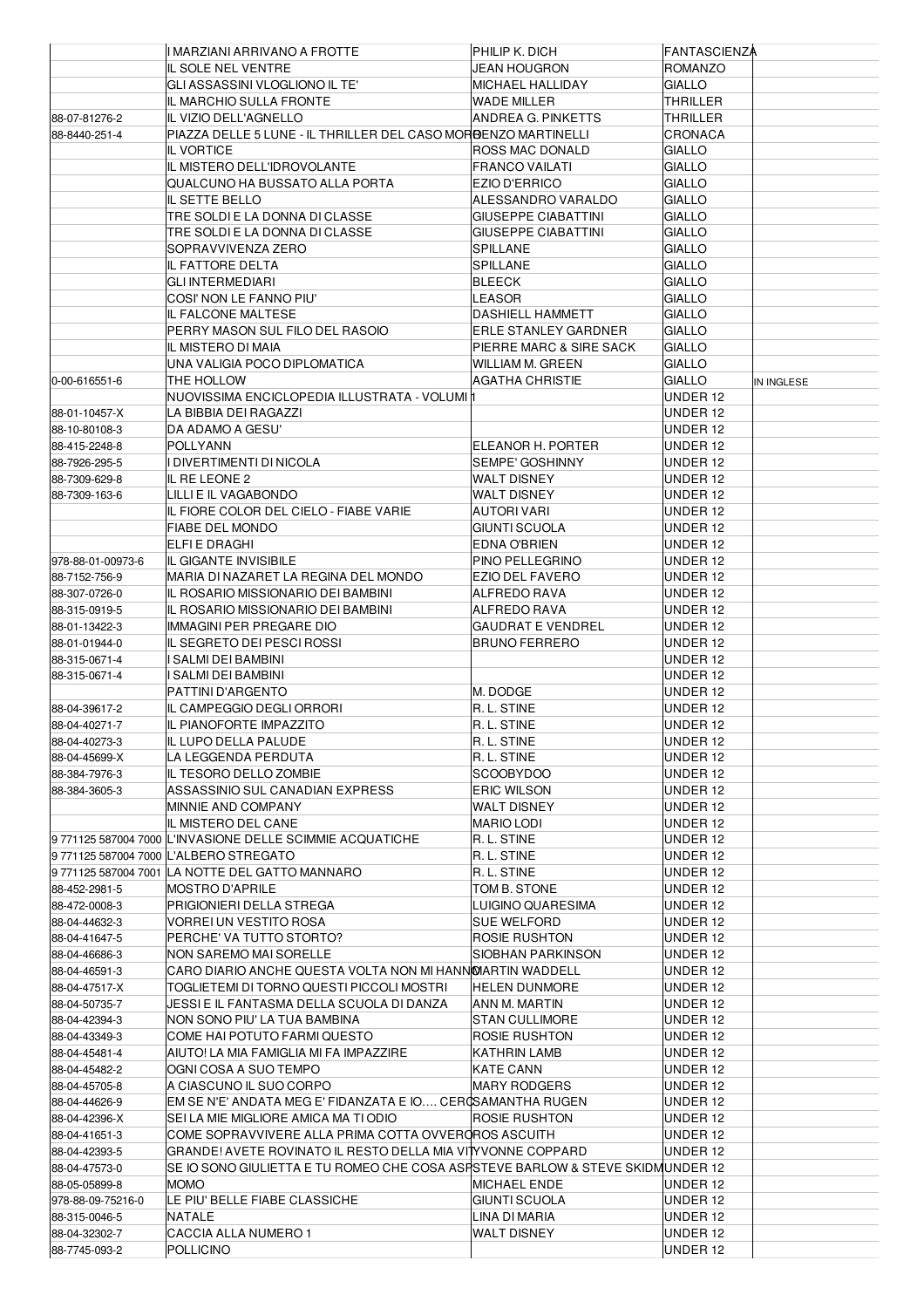| | | | | |
|---|---|---|---|---|
| | I MARZIANI ARRIVANO A FROTTE | PHILIP K. DICH | FANTASCIENZA | |
| | IL SOLE NEL VENTRE | JEAN HOUGRON | ROMANZO | |
| | GLI ASSASSINI VLOGLIONO IL TE' | MICHAEL HALLIDAY | GIALLO | |
| | IL MARCHIO SULLA FRONTE | WADE MILLER | THRILLER | |
| 88-07-81276-2 | IL VIZIO DELL'AGNELLO | ANDREA G. PINKETTS | THRILLER | |
| 88-8440-251-4 | PIAZZA DELLE 5 LUNE - IL THRILLER DEL CASO MORO | RENZO MARTINELLI | CRONACA | |
| | IL VORTICE | ROSS MAC DONALD | GIALLO | |
| | IL MISTERO DELL'IDROVOLANTE | FRANCO VAILATI | GIALLO | |
| | QUALCUNO HA BUSSATO ALLA PORTA | EZIO D'ERRICO | GIALLO | |
| | IL SETTE BELLO | ALESSANDRO VARALDO | GIALLO | |
| | TRE SOLDI E LA DONNA DI CLASSE | GIUSEPPE CIABATTINI | GIALLO | |
| | TRE SOLDI E LA DONNA DI CLASSE | GIUSEPPE CIABATTINI | GIALLO | |
| | SOPRAVVIVENZA ZERO | SPILLANE | GIALLO | |
| | IL FATTORE DELTA | SPILLANE | GIALLO | |
| | GLI INTERMEDIARI | BLEECK | GIALLO | |
| | COSI' NON LE FANNO PIU' | LEASOR | GIALLO | |
| | IL FALCONE MALTESE | DASHIELL HAMMETT | GIALLO | |
| | PERRY MASON SUL FILO DEL RASOIO | ERLE STANLEY GARDNER | GIALLO | |
| | IL MISTERO DI MAIA | PIERRE MARC & SIRE SACK | GIALLO | |
| | UNA VALIGIA POCO DIPLOMATICA | WILLIAM M. GREEN | GIALLO | |
| 0-00-616551-6 | THE HOLLOW | AGATHA CHRISTIE | GIALLO | IN INGLESE |
| | NUOVISSIMA ENCICLOPEDIA ILLUSTRATA - VOLUMI 1 | | UNDER 12 | |
| 88-01-10457-X | LA BIBBIA DEI RAGAZZI | | UNDER 12 | |
| 88-10-80108-3 | DA ADAMO A GESU' | | UNDER 12 | |
| 88-415-2248-8 | POLLYANN | ELEANOR H. PORTER | UNDER 12 | |
| 88-7926-295-5 | I DIVERTIMENTI DI NICOLA | SEMPE' GOSHINNY | UNDER 12 | |
| 88-7309-629-8 | IL RE LEONE 2 | WALT DISNEY | UNDER 12 | |
| 88-7309-163-6 | LILLI E IL VAGABONDO | WALT DISNEY | UNDER 12 | |
| | IL FIORE COLOR DEL CIELO - FIABE VARIE | AUTORI VARI | UNDER 12 | |
| | FIABE DEL MONDO | GIUNTI SCUOLA | UNDER 12 | |
| | ELFI E DRAGHI | EDNA O'BRIEN | UNDER 12 | |
| 978-88-01-00973-6 | IL GIGANTE INVISIBILE | PINO PELLEGRINO | UNDER 12 | |
| 88-7152-756-9 | MARIA DI NAZARET LA REGINA DEL MONDO | EZIO DEL FAVERO | UNDER 12 | |
| 88-307-0726-0 | IL ROSARIO MISSIONARIO DEI BAMBINI | ALFREDO RAVA | UNDER 12 | |
| 88-315-0919-5 | IL ROSARIO MISSIONARIO DEI BAMBINI | ALFREDO RAVA | UNDER 12 | |
| 88-01-13422-3 | IMMAGINI PER PREGARE DIO | GAUDRAT E VENDREL | UNDER 12 | |
| 88-01-01944-0 | IL SEGRETO DEI PESCI ROSSI | BRUNO FERRERO | UNDER 12 | |
| 88-315-0671-4 | I SALMI DEI BAMBINI | | UNDER 12 | |
| 88-315-0671-4 | I SALMI DEI BAMBINI | | UNDER 12 | |
| | PATTINI D'ARGENTO | M. DODGE | UNDER 12 | |
| 88-04-39617-2 | IL CAMPEGGIO DEGLI ORRORI | R. L. STINE | UNDER 12 | |
| 88-04-40271-7 | IL PIANOFORTE IMPAZZITO | R. L. STINE | UNDER 12 | |
| 88-04-40273-3 | IL LUPO DELLA PALUDE | R. L. STINE | UNDER 12 | |
| 88-04-45699-X | LA LEGGENDA PERDUTA | R. L. STINE | UNDER 12 | |
| 88-384-7976-3 | IL TESORO DELLO ZOMBIE | SCOOBYDOO | UNDER 12 | |
| 88-384-3605-3 | ASSASSINIO SUL CANADIAN EXPRESS | ERIC WILSON | UNDER 12 | |
| | MINNIE AND COMPANY | WALT DISNEY | UNDER 12 | |
| | IL MISTERO DEL CANE | MARIO LODI | UNDER 12 | |
| 9 771125 587004 7000 | L'INVASIONE DELLE SCIMMIE ACQUATICHE | R. L. STINE | UNDER 12 | |
| 9 771125 587004 7000 | L'ALBERO STREGATO | R. L. STINE | UNDER 12 | |
| 9 771125 587004 7001 | LA NOTTE DEL GATTO MANNARO | R. L. STINE | UNDER 12 | |
| 88-452-2981-5 | MOSTRO D'APRILE | TOM B. STONE | UNDER 12 | |
| 88-472-0008-3 | PRIGIONIERI DELLA STREGA | LUIGINO QUARESIMA | UNDER 12 | |
| 88-04-44632-3 | VORREI UN VESTITO ROSA | SUE WELFORD | UNDER 12 | |
| 88-04-41647-5 | PERCHE' VA TUTTO STORTO? | ROSIE RUSHTON | UNDER 12 | |
| 88-04-46686-3 | NON SAREMO MAI SORELLE | SIOBHAN PARKINSON | UNDER 12 | |
| 88-04-46591-3 | CARO DIARIO ANCHE QUESTA VOLTA NON MI HANNO | MARTIN WADDELL | UNDER 12 | |
| 88-04-47517-X | TOGLIETEMI DI TORNO QUESTI PICCOLI MOSTRI | HELEN DUNMORE | UNDER 12 | |
| 88-04-50735-7 | JESSI E IL FANTASMA DELLA SCUOLA DI DANZA | ANN M. MARTIN | UNDER 12 | |
| 88-04-42394-3 | NON SONO PIU' LA TUA BAMBINA | STAN CULLIMORE | UNDER 12 | |
| 88-04-43349-3 | COME HAI POTUTO FARMI QUESTO | ROSIE RUSHTON | UNDER 12 | |
| 88-04-45481-4 | AIUTO! LA MIA FAMIGLIA MI FA IMPAZZIRE | KATHRIN LAMB | UNDER 12 | |
| 88-04-45482-2 | OGNI COSA A SUO TEMPO | KATE CANN | UNDER 12 | |
| 88-04-45705-8 | A CIASCUNO IL SUO CORPO | MARY RODGERS | UNDER 12 | |
| 88-04-44626-9 | EM SE N'E' ANDATA MEG E' FIDANZATA E IO.... CERC | SAMANTHA RUGEN | UNDER 12 | |
| 88-04-42396-X | SEI LA MIE MIGLIORE AMICA MA TI ODIO | ROSIE RUSHTON | UNDER 12 | |
| 88-04-41651-3 | COME SOPRAVVIVERE ALLA PRIMA COTTA OVVERO | ROS ASCUITH | UNDER 12 | |
| 88-04-42393-5 | GRANDE! AVETE ROVINATO IL RESTO DELLA MIA VITA | YVONNE COPPARD | UNDER 12 | |
| 88-04-47573-0 | SE IO SONO GIULIETTA E TU ROMEO CHE COSA ASP | STEVE BARLOW & STEVE SKIDM | UNDER 12 | |
| 88-05-05899-8 | MOMO | MICHAEL ENDE | UNDER 12 | |
| 978-88-09-75216-0 | LE PIU' BELLE FIABE CLASSICHE | GIUNTI SCUOLA | UNDER 12 | |
| 88-315-0046-5 | NATALE | LINA DI MARIA | UNDER 12 | |
| 88-04-32302-7 | CACCIA ALLA NUMERO 1 | WALT DISNEY | UNDER 12 | |
| 88-7745-093-2 | POLLICINO | | UNDER 12 | |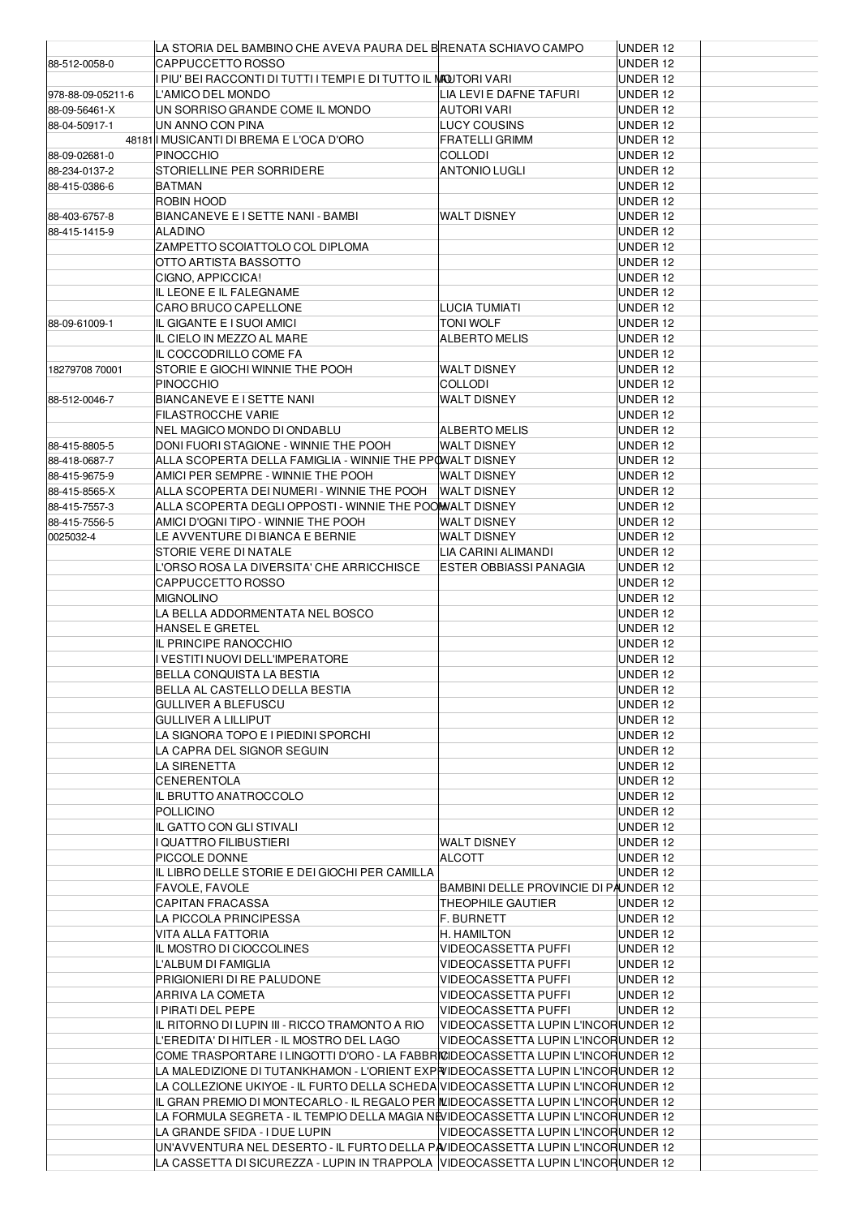| | | | | |
|---|---|---|---|---|
| | LA STORIA DEL BAMBINO CHE AVEVA PAURA DEL B | RENATA SCHIAVO CAMPO | UNDER 12 | |
| 88-512-0058-0 | CAPPUCCETTO ROSSO | | UNDER 12 | |
| | I PIU' BEI RACCONTI DI TUTTI I TEMPI E DI TUTTO IL M | AUTORI VARI | UNDER 12 | |
| 978-88-09-05211-6 | L'AMICO DEL MONDO | LIA LEVI E DAFNE TAFURI | UNDER 12 | |
| 88-09-56461-X | UN SORRISO GRANDE COME IL MONDO | AUTORI VARI | UNDER 12 | |
| 88-04-50917-1 | UN ANNO CON PINA | LUCY COUSINS | UNDER 12 | |
| 48181 | I MUSICANTI DI BREMA E L'OCA D'ORO | FRATELLI GRIMM | UNDER 12 | |
| 88-09-02681-0 | PINOCCHIO | COLLODI | UNDER 12 | |
| 88-234-0137-2 | STORIELLINE PER SORRIDERE | ANTONIO LUGLI | UNDER 12 | |
| 88-415-0386-6 | BATMAN | | UNDER 12 | |
| | ROBIN HOOD | | UNDER 12 | |
| 88-403-6757-8 | BIANCANEVE E I SETTE NANI - BAMBI | WALT DISNEY | UNDER 12 | |
| 88-415-1415-9 | ALADINO | | UNDER 12 | |
| | ZAMPETTO SCOIATTOLO COL DIPLOMA | | UNDER 12 | |
| | OTTO ARTISTA BASSOTTO | | UNDER 12 | |
| | CIGNO, APPICCICA! | | UNDER 12 | |
| | IL LEONE E IL FALEGNAME | | UNDER 12 | |
| | CARO BRUCO CAPELLONE | LUCIA TUMIATI | UNDER 12 | |
| 88-09-61009-1 | IL GIGANTE E I SUOI AMICI | TONI WOLF | UNDER 12 | |
| | IL CIELO IN MEZZO AL MARE | ALBERTO MELIS | UNDER 12 | |
| | IL COCCODRILLO COME FA | | UNDER 12 | |
| 18279708 70001 | STORIE E GIOCHI WINNIE THE POOH | WALT DISNEY | UNDER 12 | |
| | PINOCCHIO | COLLODI | UNDER 12 | |
| 88-512-0046-7 | BIANCANEVE E I SETTE NANI | WALT DISNEY | UNDER 12 | |
| | FILASTROCCHE VARIE | | UNDER 12 | |
| | NEL MAGICO MONDO DI ONDABLU | ALBERTO MELIS | UNDER 12 | |
| 88-415-8805-5 | DONI FUORI STAGIONE - WINNIE THE POOH | WALT DISNEY | UNDER 12 | |
| 88-418-0687-7 | ALLA SCOPERTA DELLA FAMIGLIA - WINNIE THE PPO | WALT DISNEY | UNDER 12 | |
| 88-415-9675-9 | AMICI PER SEMPRE - WINNIE THE POOH | WALT DISNEY | UNDER 12 | |
| 88-415-8565-X | ALLA SCOPERTA DEI NUMERI - WINNIE THE POOH | WALT DISNEY | UNDER 12 | |
| 88-415-7557-3 | ALLA SCOPERTA DEGLI OPPOSTI - WINNIE THE POOH | WALT DISNEY | UNDER 12 | |
| 88-415-7556-5 | AMICI D'OGNI TIPO - WINNIE THE POOH | WALT DISNEY | UNDER 12 | |
| 0025032-4 | LE AVVENTURE DI BIANCA E BERNIE | WALT DISNEY | UNDER 12 | |
| | STORIE VERE DI NATALE | LIA CARINI ALIMANDI | UNDER 12 | |
| | L'ORSO ROSA LA DIVERSITA' CHE ARRICCHISCE | ESTER OBBIASSI PANAGIA | UNDER 12 | |
| | CAPPUCCETTO ROSSO | | UNDER 12 | |
| | MIGNOLINO | | UNDER 12 | |
| | LA BELLA ADDORMENTATA NEL BOSCO | | UNDER 12 | |
| | HANSEL E GRETEL | | UNDER 12 | |
| | IL PRINCIPE RANOCCHIO | | UNDER 12 | |
| | I VESTITI NUOVI DELL'IMPERATORE | | UNDER 12 | |
| | BELLA CONQUISTA LA BESTIA | | UNDER 12 | |
| | BELLA AL CASTELLO DELLA BESTIA | | UNDER 12 | |
| | GULLIVER A BLEFUSCU | | UNDER 12 | |
| | GULLIVER A LILLIPUT | | UNDER 12 | |
| | LA SIGNORA TOPO E I PIEDINI SPORCHI | | UNDER 12 | |
| | LA CAPRA DEL SIGNOR SEGUIN | | UNDER 12 | |
| | LA SIRENETTA | | UNDER 12 | |
| | CENERENTOLA | | UNDER 12 | |
| | IL BRUTTO ANATROCCOLO | | UNDER 12 | |
| | POLLICINO | | UNDER 12 | |
| | IL GATTO CON GLI STIVALI | | UNDER 12 | |
| | I QUATTRO FILIBUSTIERI | WALT DISNEY | UNDER 12 | |
| | PICCOLE DONNE | ALCOTT | UNDER 12 | |
| | IL LIBRO DELLE STORIE E DEI GIOCHI PER CAMILLA | | UNDER 12 | |
| | FAVOLE, FAVOLE | BAMBINI DELLE PROVINCIE DI PA | UNDER 12 | |
| | CAPITAN FRACASSA | THEOPHILE GAUTIER | UNDER 12 | |
| | LA PICCOLA PRINCIPESSA | F. BURNETT | UNDER 12 | |
| | VITA ALLA FATTORIA | H. HAMILTON | UNDER 12 | |
| | IL MOSTRO DI CIOCCOLINES | VIDEOCASSETTA PUFFI | UNDER 12 | |
| | L'ALBUM DI FAMIGLIA | VIDEOCASSETTA PUFFI | UNDER 12 | |
| | PRIGIONIERI DI RE PALUDONE | VIDEOCASSETTA PUFFI | UNDER 12 | |
| | ARRIVA LA COMETA | VIDEOCASSETTA PUFFI | UNDER 12 | |
| | I PIRATI DEL PEPE | VIDEOCASSETTA PUFFI | UNDER 12 | |
| | IL RITORNO DI LUPIN III - RICCO TRAMONTO A RIO | VIDEOCASSETTA LUPIN L'INCOR | UNDER 12 | |
| | L'EREDITA' DI HITLER - IL MOSTRO DEL LAGO | VIDEOCASSETTA LUPIN L'INCOR | UNDER 12 | |
| | COME TRASPORTARE I LINGOTTI D'ORO - LA FABBRI | VIDEOCASSETTA LUPIN L'INCOR | UNDER 12 | |
| | LA MALEDIZIONE DI TUTANKHAMON - L'ORIENT EXP | VIDEOCASSETTA LUPIN L'INCOR | UNDER 12 | |
| | LA COLLEZIONE UKIYOE - IL FURTO DELLA SCHEDA | VIDEOCASSETTA LUPIN L'INCOR | UNDER 12 | |
| | IL GRAN PREMIO DI MONTECARLO - IL REGALO PER I | VIDEOCASSETTA LUPIN L'INCOR | UNDER 12 | |
| | LA FORMULA SEGRETA - IL TEMPIO DELLA MAGIA NE | VIDEOCASSETTA LUPIN L'INCOR | UNDER 12 | |
| | LA GRANDE SFIDA - I DUE LUPIN | VIDEOCASSETTA LUPIN L'INCOR | UNDER 12 | |
| | UN'AVVENTURA NEL DESERTO - IL FURTO DELLA PA | VIDEOCASSETTA LUPIN L'INCOR | UNDER 12 | |
| | LA CASSETTA DI SICUREZZA - LUPIN IN TRAPPOLA | VIDEOCASSETTA LUPIN L'INCOR | UNDER 12 | |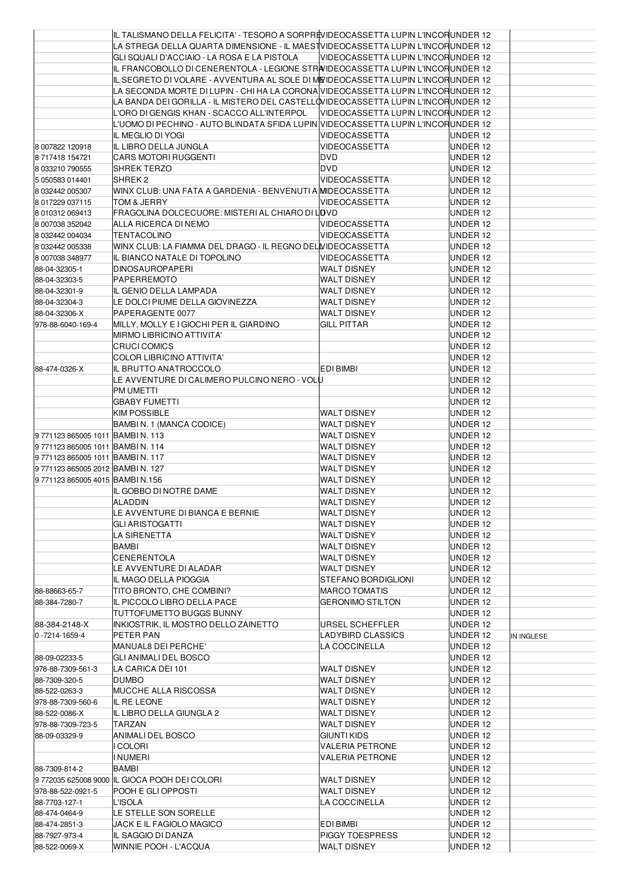| | | | | |
|---|---|---|---|---|
| | IL TALISMANO DELLA FELICITA' - TESORO A SORPRE | VIDEOCASSETTA LUPIN L'INCOR | UNDER 12 | |
| | LA STREGA DELLA QUARTA DIMENSIONE - IL MAEST | VIDEOCASSETTA LUPIN L'INCOR | UNDER 12 | |
| | GLI SQUALI D'ACCIAIO - LA ROSA E LA PISTOLA | VIDEOCASSETTA LUPIN L'INCOR | UNDER 12 | |
| | IL FRANCOBOLLO DI CENERENTOLA - LEGIONE STRA | VIDEOCASSETTA LUPIN L'INCOR | UNDER 12 | |
| | IL SEGRETO DI VOLARE - AVVENTURA AL SOLE DI ME | VIDEOCASSETTA LUPIN L'INCOR | UNDER 12 | |
| | LA SECONDA MORTE DI LUPIN - CHI HA LA CORONA | VIDEOCASSETTA LUPIN L'INCOR | UNDER 12 | |
| | LA BANDA DEI GORILLA - IL MISTERO DEL CASTELLO | VIDEOCASSETTA LUPIN L'INCOR | UNDER 12 | |
| | L'ORO DI GENGIS KHAN - SCACCO ALL'INTERPOL | VIDEOCASSETTA LUPIN L'INCOR | UNDER 12 | |
| | L'UOMO DI PECHINO - AUTO BLINDATA SFIDA LUPIN | VIDEOCASSETTA LUPIN L'INCOR | UNDER 12 | |
| | IL MEGLIO DI YOGI | VIDEOCASSETTA | UNDER 12 | |
| 8 007822 120918 | IL LIBRO DELLA JUNGLA | VIDEOCASSETTA | UNDER 12 | |
| 8 717418 154721 | CARS MOTORI RUGGENTI | DVD | UNDER 12 | |
| 8 033210 790555 | SHREK TERZO | DVD | UNDER 12 | |
| 5 050583 014401 | SHREK 2 | VIDEOCASSETTA | UNDER 12 | |
| 8 032442 005307 | WINX CLUB: UNA FATA A GARDENIA - BENVENUTI A M | VIDEOCASSETTA | UNDER 12 | |
| 8 017229 037115 | TOM & JERRY | VIDEOCASSETTA | UNDER 12 | |
| 8 010312 069413 | FRAGOLINA DOLCECUORE: MISTERI AL CHIARO DI LU | DVD | UNDER 12 | |
| 8 007038 352042 | ALLA RICERCA DI NEMO | VIDEOCASSETTA | UNDER 12 | |
| 8 032442 004034 | TENTACOLINO | VIDEOCASSETTA | UNDER 12 | |
| 8 032442 005338 | WINX CLUB: LA FIAMMA DEL DRAGO - IL REGNO DEL | VIDEOCASSETTA | UNDER 12 | |
| 8 007038 348977 | IL BIANCO NATALE DI TOPOLINO | VIDEOCASSETTA | UNDER 12 | |
| 88-04-32305-1 | DINOSAUROPAPERI | WALT DISNEY | UNDER 12 | |
| 88-04-32303-5 | PAPERREMOTO | WALT DISNEY | UNDER 12 | |
| 88-04-32301-9 | IL GENIO DELLA LAMPADA | WALT DISNEY | UNDER 12 | |
| 88-04-32304-3 | LE DOLCI PIUME DELLA GIOVINEZZA | WALT DISNEY | UNDER 12 | |
| 88-04-32306-X | PAPERAGENTE 0077 | WALT DISNEY | UNDER 12 | |
| 978-88-6040-169-4 | MILLY, MOLLY E I GIOCHI PER IL GIARDINO | GILL PITTAR | UNDER 12 | |
| | MIRMO LIBRICINO ATTIVITA' | | UNDER 12 | |
| | CRUCI COMICS | | UNDER 12 | |
| | COLOR LIBRICINO ATTIVITA' | | UNDER 12 | |
| 88-474-0326-X | IL BRUTTO ANATROCCOLO | EDI BIMBI | UNDER 12 | |
| | LE AVVENTURE DI CALIMERO PULCINO NERO - VOLU | | UNDER 12 | |
| | PM UMETTI | | UNDER 12 | |
| | GBABY FUMETTI | | UNDER 12 | |
| | KIM POSSIBLE | WALT DISNEY | UNDER 12 | |
| | BAMBI N. 1 (MANCA CODICE) | WALT DISNEY | UNDER 12 | |
| 9 771123 865005 1011 | BAMBI N. 113 | WALT DISNEY | UNDER 12 | |
| 9 771123 865005 1011 | BAMBI N. 114 | WALT DISNEY | UNDER 12 | |
| 9 771123 865005 1011 | BAMBI N. 117 | WALT DISNEY | UNDER 12 | |
| 9 771123 865005 2012 | BAMBI N. 127 | WALT DISNEY | UNDER 12 | |
| 9 771123 865005 4015 | BAMBI N.156 | WALT DISNEY | UNDER 12 | |
| | IL GOBBO DI NOTRE DAME | WALT DISNEY | UNDER 12 | |
| | ALADDIN | WALT DISNEY | UNDER 12 | |
| | LE AVVENTURE DI BIANCA E BERNIE | WALT DISNEY | UNDER 12 | |
| | GLI ARISTOGATTI | WALT DISNEY | UNDER 12 | |
| | LA SIRENETTA | WALT DISNEY | UNDER 12 | |
| | BAMBI | WALT DISNEY | UNDER 12 | |
| | CENERENTOLA | WALT DISNEY | UNDER 12 | |
| | LE AVVENTURE DI ALADAR | WALT DISNEY | UNDER 12 | |
| | IL MAGO DELLA PIOGGIA | STEFANO BORDIGLIONI | UNDER 12 | |
| 88-88663-65-7 | TITO BRONTO, CHE COMBINI? | MARCO TOMATIS | UNDER 12 | |
| 88-384-7280-7 | IL PICCOLO LIBRO DELLA PACE | GERONIMO STILTON | UNDER 12 | |
| | TUTTOFUMETTO BUGGS BUNNY | | UNDER 12 | |
| 88-384-2148-X | INKIOSTRIK, IL MOSTRO DELLO ZAINETTO | URSEL SCHEFFLER | UNDER 12 | |
| 0 -7214-1659-4 | PETER PAN | LADYBIRD CLASSICS | UNDER 12 | IN INGLESE |
| | MANUAL8 DEI PERCHE' | LA COCCINELLA | UNDER 12 | |
| 88-09-02233-5 | GLI ANIMALI DEL BOSCO | | UNDER 12 | |
| 978-88-7309-561-3 | LA CARICA DEI 101 | WALT DISNEY | UNDER 12 | |
| 88-7309-320-5 | DUMBO | WALT DISNEY | UNDER 12 | |
| 88-522-0263-3 | MUCCHE ALLA RISCOSSA | WALT DISNEY | UNDER 12 | |
| 978-88-7309-560-6 | IL RE LEONE | WALT DISNEY | UNDER 12 | |
| 88-522-0086-X | IL LIBRO DELLA GIUNGLA 2 | WALT DISNEY | UNDER 12 | |
| 978-88-7309-723-5 | TARZAN | WALT DISNEY | UNDER 12 | |
| 88-09-03329-9 | ANIMALI DEL BOSCO | GIUNTI KIDS | UNDER 12 | |
| | I COLORI | VALERIA PETRONE | UNDER 12 | |
| | I NUMERI | VALERIA PETRONE | UNDER 12 | |
| 88-7309-814-2 | BAMBI | | UNDER 12 | |
| 9 772035 625008 9000 | IL GIOCA POOH DEI COLORI | WALT DISNEY | UNDER 12 | |
| 978-88-522-0921-5 | POOH E GLI OPPOSTI | WALT DISNEY | UNDER 12 | |
| 88-7703-127-1 | L'ISOLA | LA COCCINELLA | UNDER 12 | |
| 88-474-0464-9 | LE STELLE SON SORELLE | | UNDER 12 | |
| 88-474-2851-3 | JACK E IL FAGIOLO MAGICO | EDI BIMBI | UNDER 12 | |
| 88-7927-973-4 | IL SAGGIO DI DANZA | PIGGY TOESPRESS | UNDER 12 | |
| 88-522-0069-X | WINNIE POOH - L'ACQUA | WALT DISNEY | UNDER 12 | |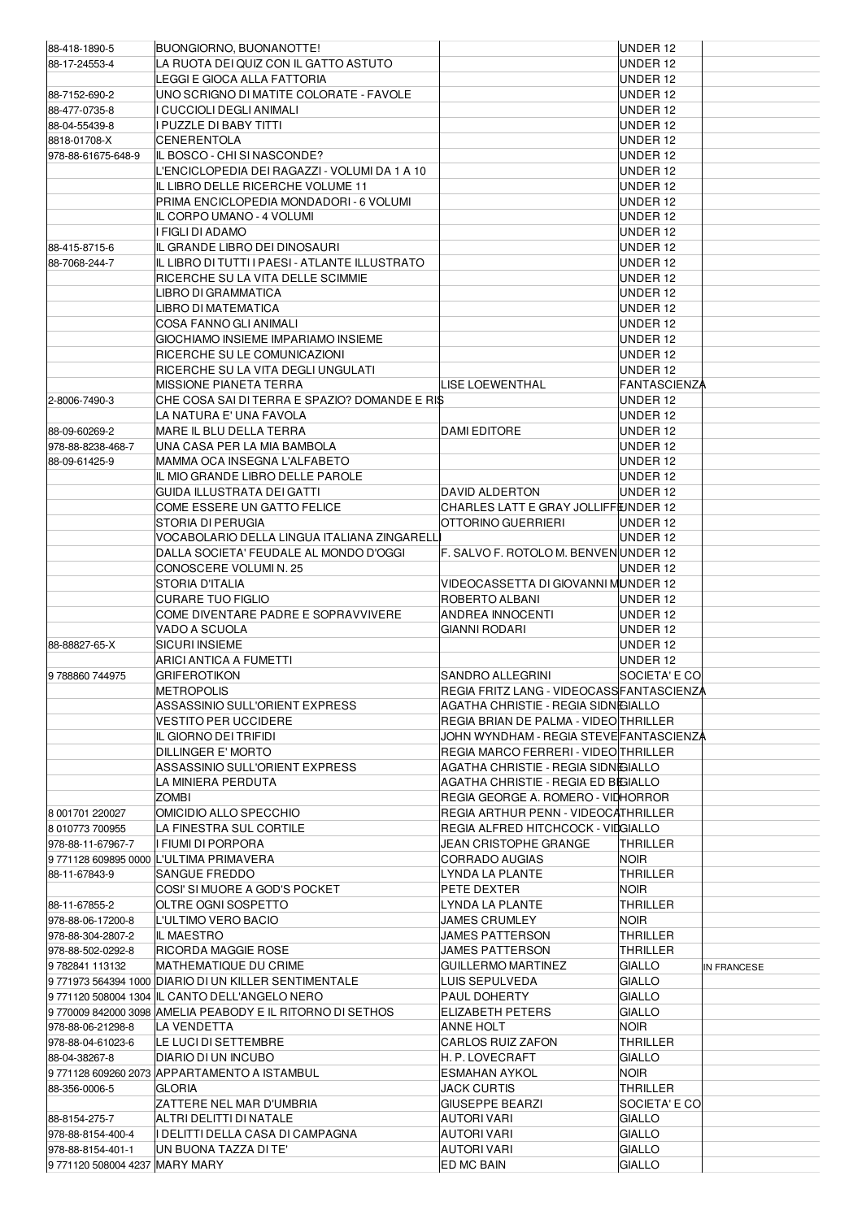| | | | | |
|---|---|---|---|---|
| 88-418-1890-5 | BUONGIORNO, BUONANOTTE! | | UNDER 12 | |
| 88-17-24553-4 | LA RUOTA DEI QUIZ CON IL GATTO ASTUTO | | UNDER 12 | |
| | LEGGI E GIOCA ALLA FATTORIA | | UNDER 12 | |
| 88-7152-690-2 | UNO SCRIGNO DI MATITE COLORATE - FAVOLE | | UNDER 12 | |
| 88-477-0735-8 | I CUCCIOLI DEGLI ANIMALI | | UNDER 12 | |
| 88-04-55439-8 | I PUZZLE DI BABY TITTI | | UNDER 12 | |
| 8818-01708-X | CENERENTOLA | | UNDER 12 | |
| 978-88-61675-648-9 | IL BOSCO - CHI SI NASCONDE? | | UNDER 12 | |
| | L'ENCICLOPEDIA DEI RAGAZZI - VOLUMI DA 1 A 10 | | UNDER 12 | |
| | IL LIBRO DELLE RICERCHE VOLUME 11 | | UNDER 12 | |
| | PRIMA ENCICLOPEDIA MONDADORI - 6 VOLUMI | | UNDER 12 | |
| | IL CORPO UMANO - 4 VOLUMI | | UNDER 12 | |
| | I FIGLI DI ADAMO | | UNDER 12 | |
| 88-415-8715-6 | IL GRANDE LIBRO DEI DINOSAURI | | UNDER 12 | |
| 88-7068-244-7 | IL LIBRO DI TUTTI I PAESI - ATLANTE ILLUSTRATO | | UNDER 12 | |
| | RICERCHE SU LA VITA DELLE SCIMMIE | | UNDER 12 | |
| | LIBRO DI GRAMMATICA | | UNDER 12 | |
| | LIBRO DI MATEMATICA | | UNDER 12 | |
| | COSA FANNO GLI ANIMALI | | UNDER 12 | |
| | GIOCHIAMO INSIEME IMPARIAMO INSIEME | | UNDER 12 | |
| | RICERCHE SU LE COMUNICAZIONI | | UNDER 12 | |
| | RICERCHE SU LA VITA DEGLI UNGULATI | | UNDER 12 | |
| | MISSIONE PIANETA TERRA | LISE LOEWENTHAL | FANTASCIENZA | |
| 2-8006-7490-3 | CHE COSA SAI DI TERRA E SPAZIO? DOMANDE E RIS | | UNDER 12 | |
| | LA NATURA E' UNA FAVOLA | | UNDER 12 | |
| 88-09-60269-2 | MARE IL BLU DELLA TERRA | DAMI EDITORE | UNDER 12 | |
| 978-88-8238-468-7 | UNA CASA PER LA MIA BAMBOLA | | UNDER 12 | |
| 88-09-61425-9 | MAMMA OCA INSEGNA L'ALFABETO | | UNDER 12 | |
| | IL MIO GRANDE LIBRO DELLE PAROLE | | UNDER 12 | |
| | GUIDA ILLUSTRATA DEI GATTI | DAVID ALDERTON | UNDER 12 | |
| | COME ESSERE UN GATTO FELICE | CHARLES LATT E GRAY JOLLIFFE | UNDER 12 | |
| | STORIA DI PERUGIA | OTTORINO GUERRIERI | UNDER 12 | |
| | VOCABOLARIO DELLA LINGUA ITALIANA ZINGARELLI | | UNDER 12 | |
| | DALLA SOCIETA' FEUDALE AL MONDO D'OGGI | F. SALVO F. ROTOLO M. BENVEN | UNDER 12 | |
| | CONOSCERE VOLUMI N. 25 | | UNDER 12 | |
| | STORIA D'ITALIA | VIDEOCASSETTA DI GIOVANNI M | UNDER 12 | |
| | CURARE TUO FIGLIO | ROBERTO ALBANI | UNDER 12 | |
| | COME DIVENTARE PADRE E SOPRAVVIVERE | ANDREA INNOCENTI | UNDER 12 | |
| | VADO A SCUOLA | GIANNI RODARI | UNDER 12 | |
| 88-88827-65-X | SICURI INSIEME | | UNDER 12 | |
| | ARICI ANTICA A FUMETTI | | UNDER 12 | |
| 9 788860 744975 | GRIFEROTIKON | SANDRO ALLEGRINI | SOCIETA' E CO | |
| | METROPOLIS | REGIA FRITZ LANG - VIDEOCASS | FANTASCIENZA | |
| | ASSASSINIO SULL'ORIENT EXPRESS | AGATHA CHRISTIE - REGIA SIDN | GIALLO | |
| | VESTITO PER UCCIDERE | REGIA BRIAN DE PALMA - VIDEO | THRILLER | |
| | IL GIORNO DEI TRIFIDI | JOHN WYNDHAM - REGIA STEVE | FANTASCIENZA | |
| | DILLINGER E' MORTO | REGIA MARCO FERRERI - VIDEO | THRILLER | |
| | ASSASSINIO SULL'ORIENT EXPRESS | AGATHA CHRISTIE - REGIA SIDN | GIALLO | |
| | LA MINIERA PERDUTA | AGATHA CHRISTIE - REGIA ED B | GIALLO | |
| | ZOMBI | REGIA GEORGE A. ROMERO - VID | HORROR | |
| 8 001701 220027 | OMICIDIO ALLO SPECCHIO | REGIA ARTHUR PENN - VIDEOCA | THRILLER | |
| 8 010773 700955 | LA FINESTRA SUL CORTILE | REGIA ALFRED HITCHCOCK - VID | GIALLO | |
| 978-88-11-67967-7 | I FIUMI DI PORPORA | JEAN CRISTOPHE GRANGE | THRILLER | |
| 9 771128 609895 0000 | L'ULTIMA PRIMAVERA | CORRADO AUGIAS | NOIR | |
| 88-11-67843-9 | SANGUE FREDDO | LYNDA LA PLANTE | THRILLER | |
| | COSI' SI MUORE A GOD'S POCKET | PETE DEXTER | NOIR | |
| 88-11-67855-2 | OLTRE OGNI SOSPETTO | LYNDA LA PLANTE | THRILLER | |
| 978-88-06-17200-8 | L'ULTIMO VERO BACIO | JAMES CRUMLEY | NOIR | |
| 978-88-304-2807-2 | IL MAESTRO | JAMES PATTERSON | THRILLER | |
| 978-88-502-0292-8 | RICORDA MAGGIE ROSE | JAMES PATTERSON | THRILLER | |
| 9 782841 113132 | MATHEMATIQUE DU CRIME | GUILLERMO MARTINEZ | GIALLO | IN FRANCESE |
| 9 771973 564394 1000 | DIARIO DI UN KILLER SENTIMENTALE | LUIS SEPULVEDA | GIALLO | |
| 9 771120 508004 1304 | IL CANTO DELL'ANGELO NERO | PAUL DOHERTY | GIALLO | |
| 9 770009 842000 3098 | AMELIA PEABODY E IL RITORNO DI SETHOS | ELIZABETH PETERS | GIALLO | |
| 978-88-06-21298-8 | LA VENDETTA | ANNE HOLT | NOIR | |
| 978-88-04-61023-6 | LE LUCI DI SETTEMBRE | CARLOS RUIZ ZAFON | THRILLER | |
| 88-04-38267-8 | DIARIO DI UN INCUBO | H. P. LOVECRAFT | GIALLO | |
| 9 771128 609260 2073 | APPARTAMENTO A ISTAMBUL | ESMAHAN AYKOL | NOIR | |
| 88-356-0006-5 | GLORIA | JACK CURTIS | THRILLER | |
| | ZATTERE NEL MAR D'UMBRIA | GIUSEPPE BEARZI | SOCIETA' E CO | |
| 88-8154-275-7 | ALTRI DELITTI DI NATALE | AUTORI VARI | GIALLO | |
| 978-88-8154-400-4 | I DELITTI DELLA CASA DI CAMPAGNA | AUTORI VARI | GIALLO | |
| 978-88-8154-401-1 | UN BUONA TAZZA DI TE' | AUTORI VARI | GIALLO | |
| 9 771120 508004 4237 | MARY MARY | ED MC BAIN | GIALLO | |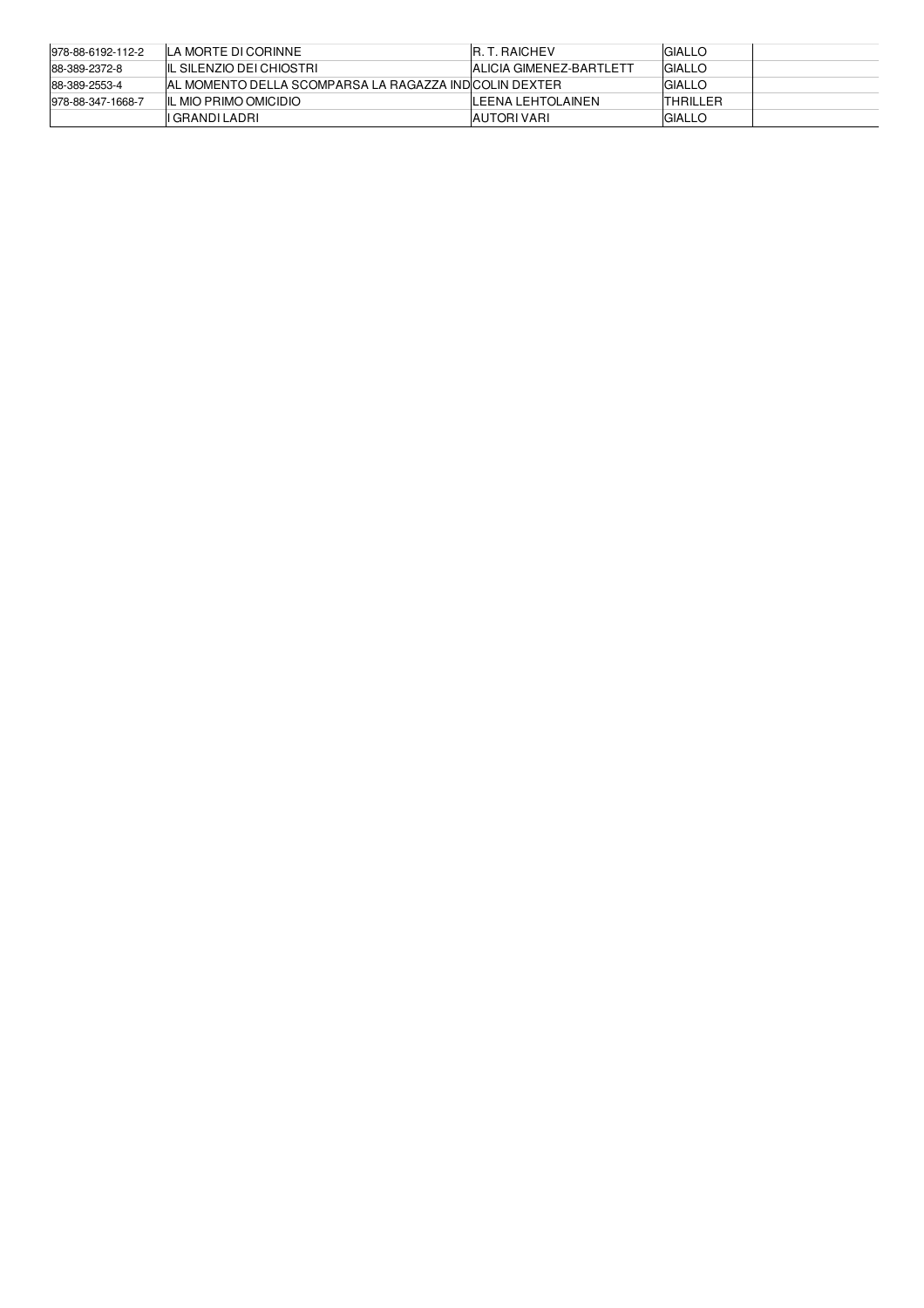| | | | | |
|---|---|---|---|---|
| 978-88-6192-112-2 | LA MORTE DI CORINNE | R. T. RAICHEV | GIALLO | |
| 88-389-2372-8 | IL SILENZIO DEI CHIOSTRI | ALICIA GIMENEZ-BARTLETT | GIALLO | |
| 88-389-2553-4 | AL MOMENTO DELLA SCOMPARSA LA RAGAZZA IND | COLIN DEXTER | GIALLO | |
| 978-88-347-1668-7 | IL MIO PRIMO OMICIDIO | LEENA LEHTOLAINEN | THRILLER | |
| | I GRANDI LADRI | AUTORI VARI | GIALLO | |